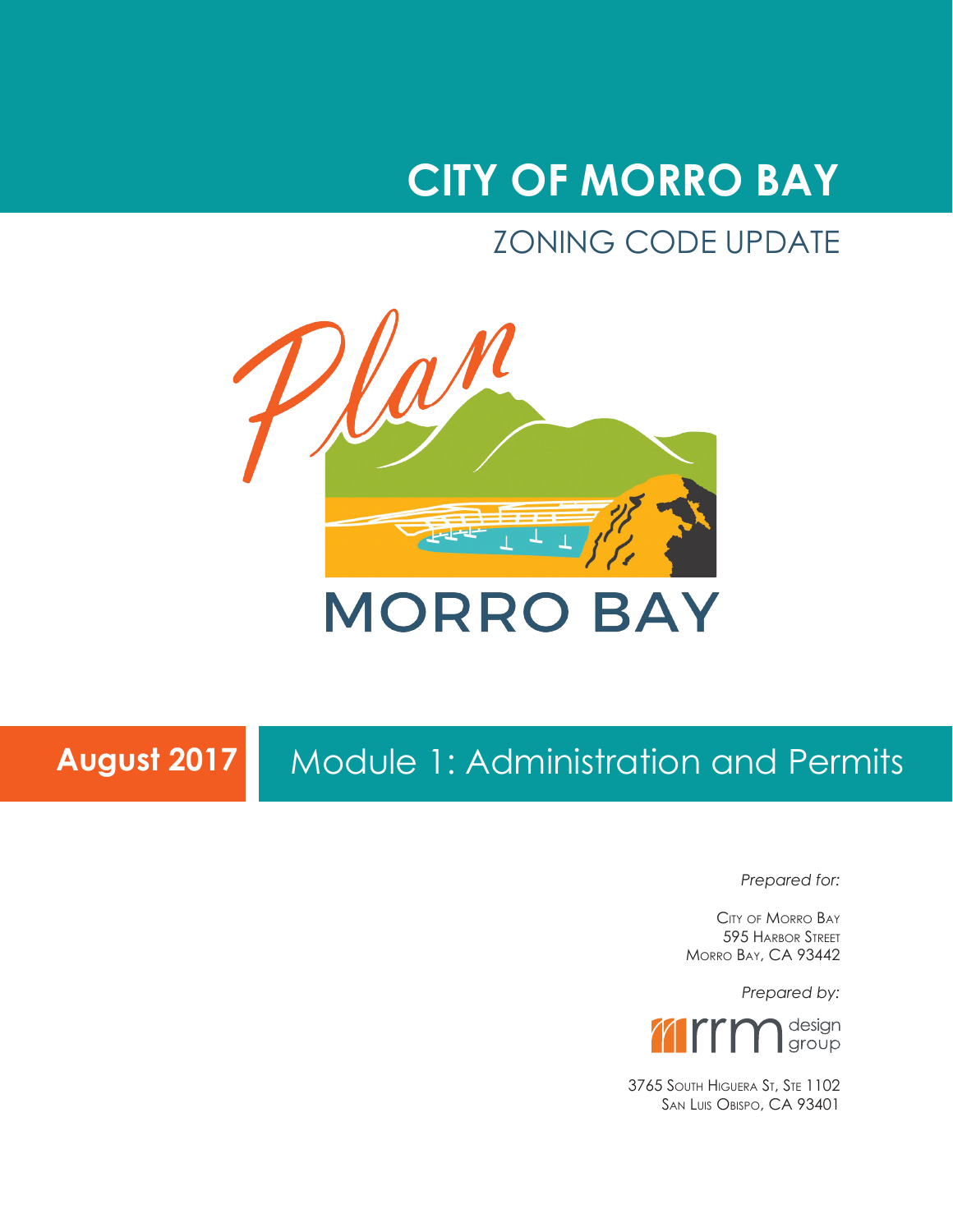# CITY OF MORRO BAY

## ZONING CODE UPDATE

Plan

MORRO BAY

**August 2017** Module 1: Administration and Permits

*Prepared for:*

City of Morro Bay
595 Harbor Street
Morro Bay, CA 93442

*Prepared by:*

rrm design group

3765 South Higuera St, Ste 1102
San Luis Obispo, CA 93401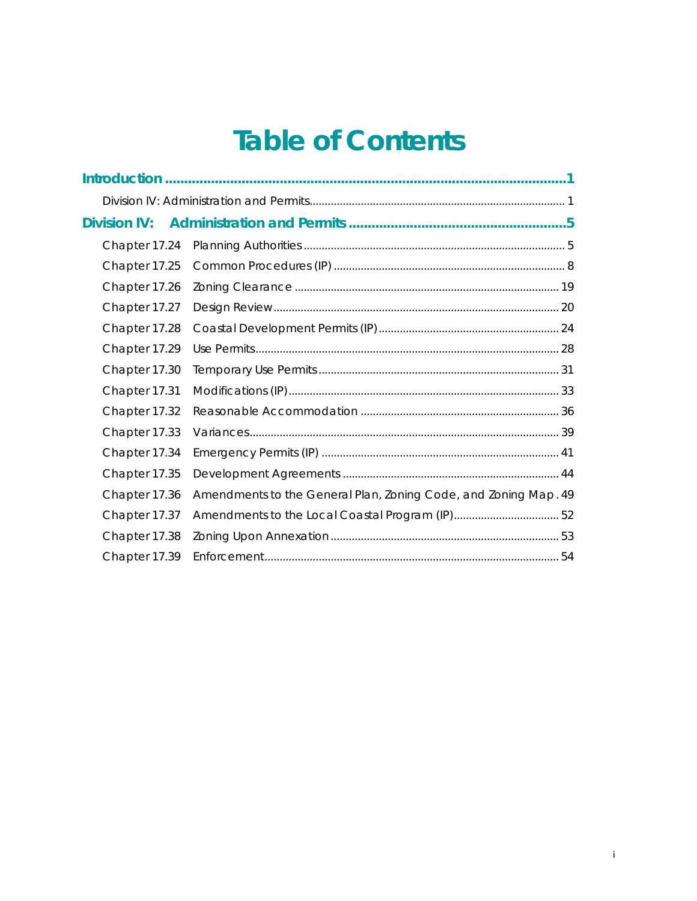# Table of Contents

**Introduction** ........................................................................................................ **1**

Division IV: Administration and Permits ........................................................................ 1

**Division IV: Administration and Permits** ...................................................... **5**

| | | |
|---|---|---|
| Chapter 17.24 | Planning Authorities | 5 |
| Chapter 17.25 | Common Procedures (IP) | 8 |
| Chapter 17.26 | Zoning Clearance | 19 |
| Chapter 17.27 | Design Review | 20 |
| Chapter 17.28 | Coastal Development Permits (IP) | 24 |
| Chapter 17.29 | Use Permits | 28 |
| Chapter 17.30 | Temporary Use Permits | 31 |
| Chapter 17.31 | Modifications (IP) | 33 |
| Chapter 17.32 | Reasonable Accommodation | 36 |
| Chapter 17.33 | Variances | 39 |
| Chapter 17.34 | Emergency Permits (IP) | 41 |
| Chapter 17.35 | Development Agreements | 44 |
| Chapter 17.36 | Amendments to the General Plan, Zoning Code, and Zoning Map | 49 |
| Chapter 17.37 | Amendments to the Local Coastal Program (IP) | 52 |
| Chapter 17.38 | Zoning Upon Annexation | 53 |
| Chapter 17.39 | Enforcement | 54 |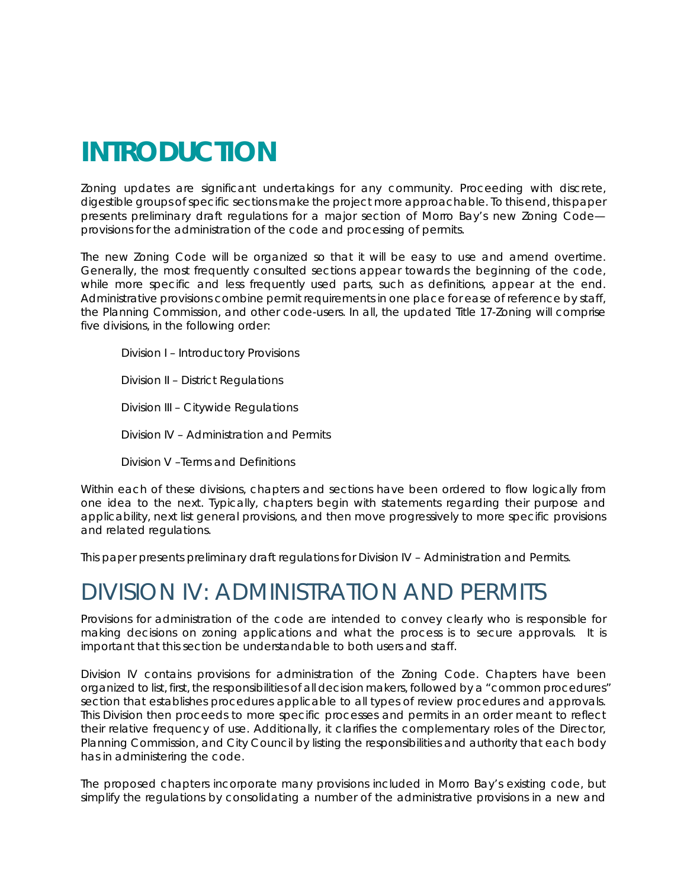# INTRODUCTION

Zoning updates are significant undertakings for any community. Proceeding with discrete, digestible groups of specific sections make the project more approachable. To this end, this paper presents preliminary draft regulations for a major section of Morro Bay's new Zoning Code—provisions for the administration of the code and processing of permits.

The new Zoning Code will be organized so that it will be easy to use and amend overtime. Generally, the most frequently consulted sections appear towards the beginning of the code, while more specific and less frequently used parts, such as definitions, appear at the end. Administrative provisions combine permit requirements in one place for ease of reference by staff, the Planning Commission, and other code-users. In all, the updated Title 17-Zoning will comprise five divisions, in the following order:

Division I – Introductory Provisions

Division II – District Regulations

Division III – Citywide Regulations

Division IV – Administration and Permits

Division V –Terms and Definitions

Within each of these divisions, chapters and sections have been ordered to flow logically from one idea to the next. Typically, chapters begin with statements regarding their purpose and applicability, next list general provisions, and then move progressively to more specific provisions and related regulations.

This paper presents preliminary draft regulations for Division IV – Administration and Permits.

## DIVISION IV: ADMINISTRATION AND PERMITS

Provisions for administration of the code are intended to convey clearly who is responsible for making decisions on zoning applications and what the process is to secure approvals. It is important that this section be understandable to both users and staff.

Division IV contains provisions for administration of the Zoning Code. Chapters have been organized to list, first, the responsibilities of all decision makers, followed by a "common procedures" section that establishes procedures applicable to all types of review procedures and approvals. This Division then proceeds to more specific processes and permits in an order meant to reflect their relative frequency of use. Additionally, it clarifies the complementary roles of the Director, Planning Commission, and City Council by listing the responsibilities and authority that each body has in administering the code.

The proposed chapters incorporate many provisions included in Morro Bay's existing code, but simplify the regulations by consolidating a number of the administrative provisions in a new and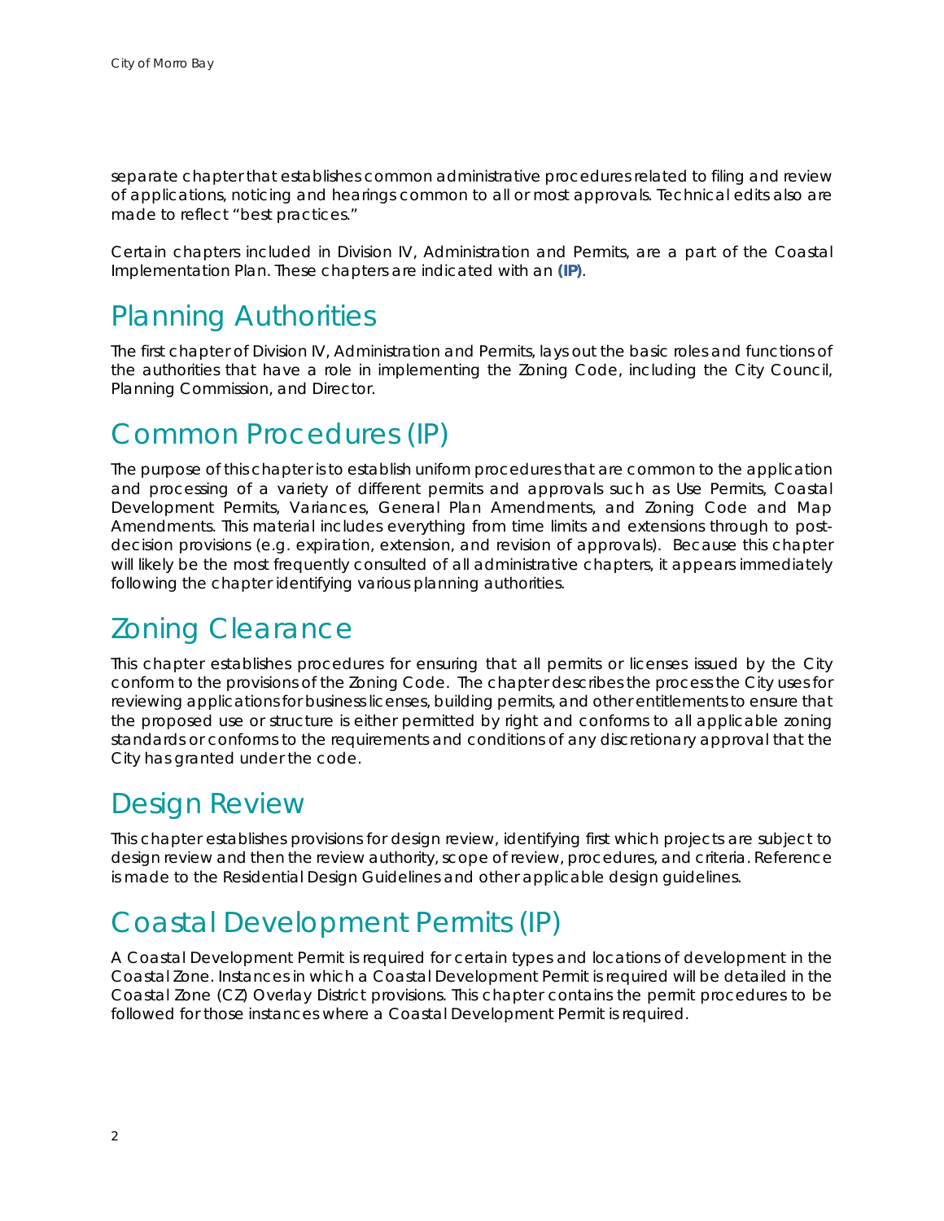separate chapter that establishes common administrative procedures related to filing and review of applications, noticing and hearings common to all or most approvals. Technical edits also are made to reflect "best practices."

Certain chapters included in Division IV, Administration and Permits, are a part of the Coastal Implementation Plan. These chapters are indicated with an **(IP)**.

## Planning Authorities

The first chapter of Division IV, Administration and Permits, lays out the basic roles and functions of the authorities that have a role in implementing the Zoning Code, including the City Council, Planning Commission, and Director.

## Common Procedures (IP)

The purpose of this chapter is to establish uniform procedures that are common to the application and processing of a variety of different permits and approvals such as Use Permits, Coastal Development Permits, Variances, General Plan Amendments, and Zoning Code and Map Amendments. This material includes everything from time limits and extensions through to post-decision provisions (e.g. expiration, extension, and revision of approvals). Because this chapter will likely be the most frequently consulted of all administrative chapters, it appears immediately following the chapter identifying various planning authorities.

## Zoning Clearance

This chapter establishes procedures for ensuring that all permits or licenses issued by the City conform to the provisions of the Zoning Code. The chapter describes the process the City uses for reviewing applications for business licenses, building permits, and other entitlements to ensure that the proposed use or structure is either permitted by right and conforms to all applicable zoning standards or conforms to the requirements and conditions of any discretionary approval that the City has granted under the code.

## Design Review

This chapter establishes provisions for design review, identifying first which projects are subject to design review and then the review authority, scope of review, procedures, and criteria. Reference is made to the Residential Design Guidelines and other applicable design guidelines.

## Coastal Development Permits (IP)

A Coastal Development Permit is required for certain types and locations of development in the Coastal Zone. Instances in which a Coastal Development Permit is required will be detailed in the Coastal Zone (CZ) Overlay District provisions. This chapter contains the permit procedures to be followed for those instances where a Coastal Development Permit is required.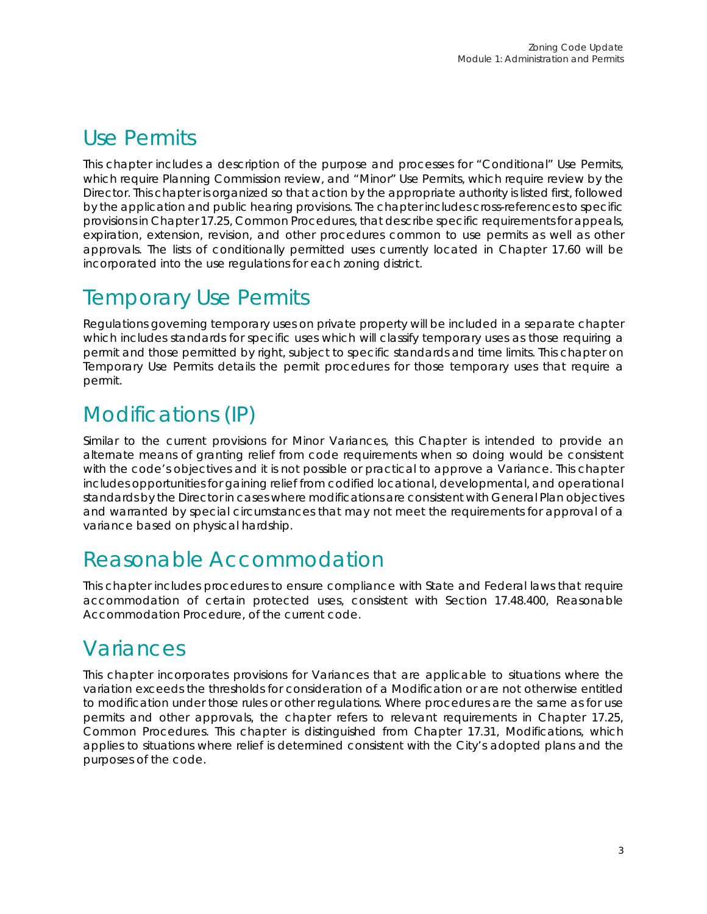## Use Permits

This chapter includes a description of the purpose and processes for "Conditional" Use Permits, which require Planning Commission review, and "Minor" Use Permits, which require review by the Director. This chapter is organized so that action by the appropriate authority is listed first, followed by the application and public hearing provisions. The chapter includes cross-references to specific provisions in Chapter 17.25, Common Procedures, that describe specific requirements for appeals, expiration, extension, revision, and other procedures common to use permits as well as other approvals. The lists of conditionally permitted uses currently located in Chapter 17.60 will be incorporated into the use regulations for each zoning district.

## Temporary Use Permits

Regulations governing temporary uses on private property will be included in a separate chapter which includes standards for specific uses which will classify temporary uses as those requiring a permit and those permitted by right, subject to specific standards and time limits. This chapter on Temporary Use Permits details the permit procedures for those temporary uses that require a permit.

## Modifications (IP)

Similar to the current provisions for Minor Variances, this Chapter is intended to provide an alternate means of granting relief from code requirements when so doing would be consistent with the code's objectives and it is not possible or practical to approve a Variance. This chapter includes opportunities for gaining relief from codified locational, developmental, and operational standards by the Director in cases where modifications are consistent with General Plan objectives and warranted by special circumstances that may not meet the requirements for approval of a variance based on physical hardship.

## Reasonable Accommodation

This chapter includes procedures to ensure compliance with State and Federal laws that require accommodation of certain protected uses, consistent with Section 17.48.400, Reasonable Accommodation Procedure, of the current code.

## Variances

This chapter incorporates provisions for Variances that are applicable to situations where the variation exceeds the thresholds for consideration of a Modification or are not otherwise entitled to modification under those rules or other regulations. Where procedures are the same as for use permits and other approvals, the chapter refers to relevant requirements in Chapter 17.25, Common Procedures. This chapter is distinguished from Chapter 17.31, Modifications, which applies to situations where relief is determined consistent with the City's adopted plans and the purposes of the code.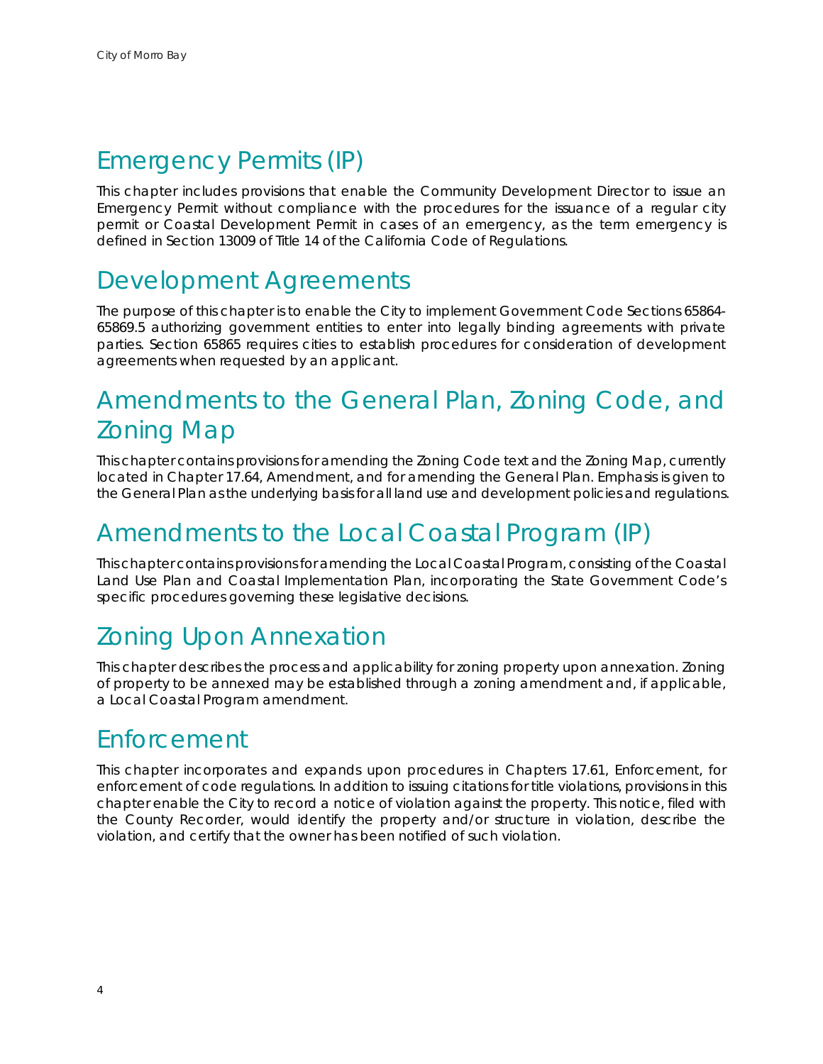## Emergency Permits (IP)

This chapter includes provisions that enable the Community Development Director to issue an Emergency Permit without compliance with the procedures for the issuance of a regular city permit or Coastal Development Permit in cases of an emergency, as the term emergency is defined in Section 13009 of Title 14 of the California Code of Regulations.

## Development Agreements

The purpose of this chapter is to enable the City to implement Government Code Sections 65864-65869.5 authorizing government entities to enter into legally binding agreements with private parties. Section 65865 requires cities to establish procedures for consideration of development agreements when requested by an applicant.

## Amendments to the General Plan, Zoning Code, and Zoning Map

This chapter contains provisions for amending the Zoning Code text and the Zoning Map, currently located in Chapter 17.64, Amendment, and for amending the General Plan. Emphasis is given to the General Plan as the underlying basis for all land use and development policies and regulations.

## Amendments to the Local Coastal Program (IP)

This chapter contains provisions for amending the Local Coastal Program, consisting of the Coastal Land Use Plan and Coastal Implementation Plan, incorporating the State Government Code's specific procedures governing these legislative decisions.

## Zoning Upon Annexation

This chapter describes the process and applicability for zoning property upon annexation. Zoning of property to be annexed may be established through a zoning amendment and, if applicable, a Local Coastal Program amendment.

## Enforcement

This chapter incorporates and expands upon procedures in Chapters 17.61, Enforcement, for enforcement of code regulations. In addition to issuing citations for title violations, provisions in this chapter enable the City to record a notice of violation against the property. This notice, filed with the County Recorder, would identify the property and/or structure in violation, describe the violation, and certify that the owner has been notified of such violation.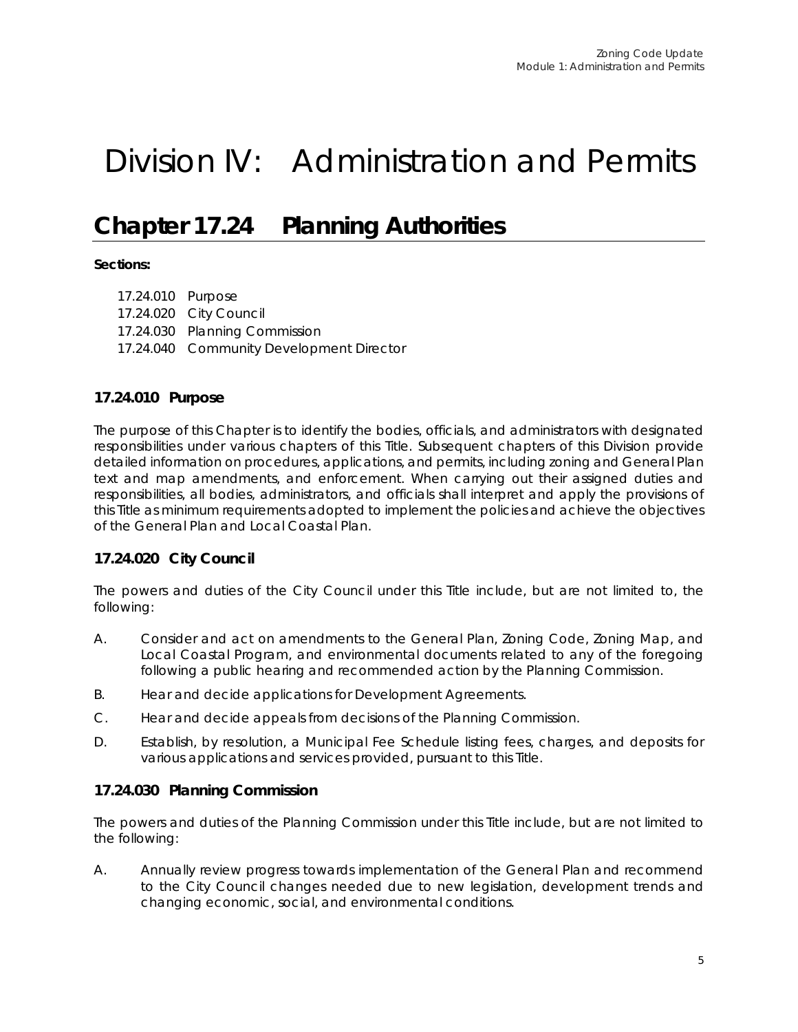# Division IV: Administration and Permits

## Chapter 17.24 Planning Authorities

**Sections:**

17.24.010 Purpose
17.24.020 City Council
17.24.030 Planning Commission
17.24.040 Community Development Director

### 17.24.010 Purpose

The purpose of this Chapter is to identify the bodies, officials, and administrators with designated responsibilities under various chapters of this Title. Subsequent chapters of this Division provide detailed information on procedures, applications, and permits, including zoning and General Plan text and map amendments, and enforcement. When carrying out their assigned duties and responsibilities, all bodies, administrators, and officials shall interpret and apply the provisions of this Title as minimum requirements adopted to implement the policies and achieve the objectives of the General Plan and Local Coastal Plan.

### 17.24.020 City Council

The powers and duties of the City Council under this Title include, but are not limited to, the following:

A. Consider and act on amendments to the General Plan, Zoning Code, Zoning Map, and Local Coastal Program, and environmental documents related to any of the foregoing following a public hearing and recommended action by the Planning Commission.

B. Hear and decide applications for Development Agreements.

C. Hear and decide appeals from decisions of the Planning Commission.

D. Establish, by resolution, a Municipal Fee Schedule listing fees, charges, and deposits for various applications and services provided, pursuant to this Title.

### 17.24.030 Planning Commission

The powers and duties of the Planning Commission under this Title include, but are not limited to the following:

A. Annually review progress towards implementation of the General Plan and recommend to the City Council changes needed due to new legislation, development trends and changing economic, social, and environmental conditions.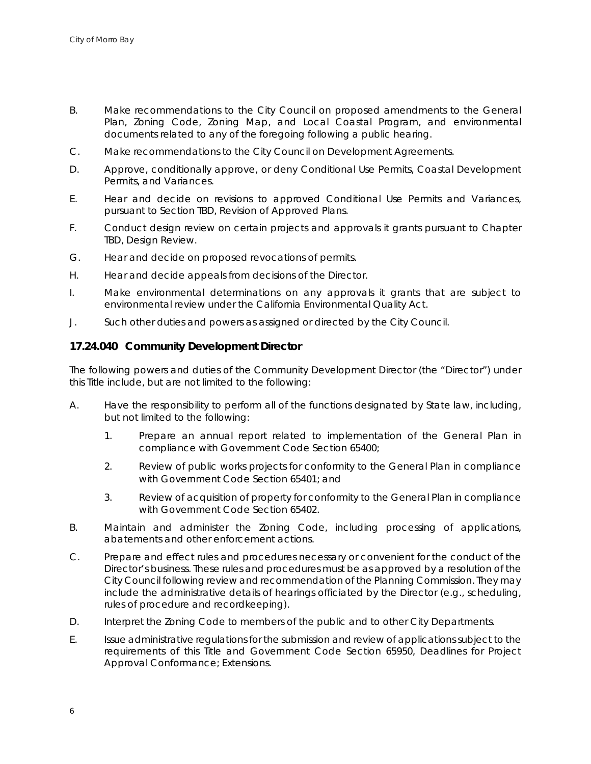B. Make recommendations to the City Council on proposed amendments to the General Plan, Zoning Code, Zoning Map, and Local Coastal Program, and environmental documents related to any of the foregoing following a public hearing.

C. Make recommendations to the City Council on Development Agreements.

D. Approve, conditionally approve, or deny Conditional Use Permits, Coastal Development Permits, and Variances.

E. Hear and decide on revisions to approved Conditional Use Permits and Variances, pursuant to Section TBD, Revision of Approved Plans.

F. Conduct design review on certain projects and approvals it grants pursuant to Chapter TBD, Design Review.

G. Hear and decide on proposed revocations of permits.

H. Hear and decide appeals from decisions of the Director.

I. Make environmental determinations on any approvals it grants that are subject to environmental review under the California Environmental Quality Act.

J. Such other duties and powers as assigned or directed by the City Council.

### 17.24.040 Community Development Director

The following powers and duties of the Community Development Director (the "Director") under this Title include, but are not limited to the following:

A. Have the responsibility to perform all of the functions designated by State law, including, but not limited to the following:

   1. Prepare an annual report related to implementation of the General Plan in compliance with Government Code Section 65400;

   2. Review of public works projects for conformity to the General Plan in compliance with Government Code Section 65401; and

   3. Review of acquisition of property for conformity to the General Plan in compliance with Government Code Section 65402.

B. Maintain and administer the Zoning Code, including processing of applications, abatements and other enforcement actions.

C. Prepare and effect rules and procedures necessary or convenient for the conduct of the Director's business. These rules and procedures must be as approved by a resolution of the City Council following review and recommendation of the Planning Commission. They may include the administrative details of hearings officiated by the Director (e.g., scheduling, rules of procedure and recordkeeping).

D. Interpret the Zoning Code to members of the public and to other City Departments.

E. Issue administrative regulations for the submission and review of applications subject to the requirements of this Title and Government Code Section 65950, Deadlines for Project Approval Conformance; Extensions.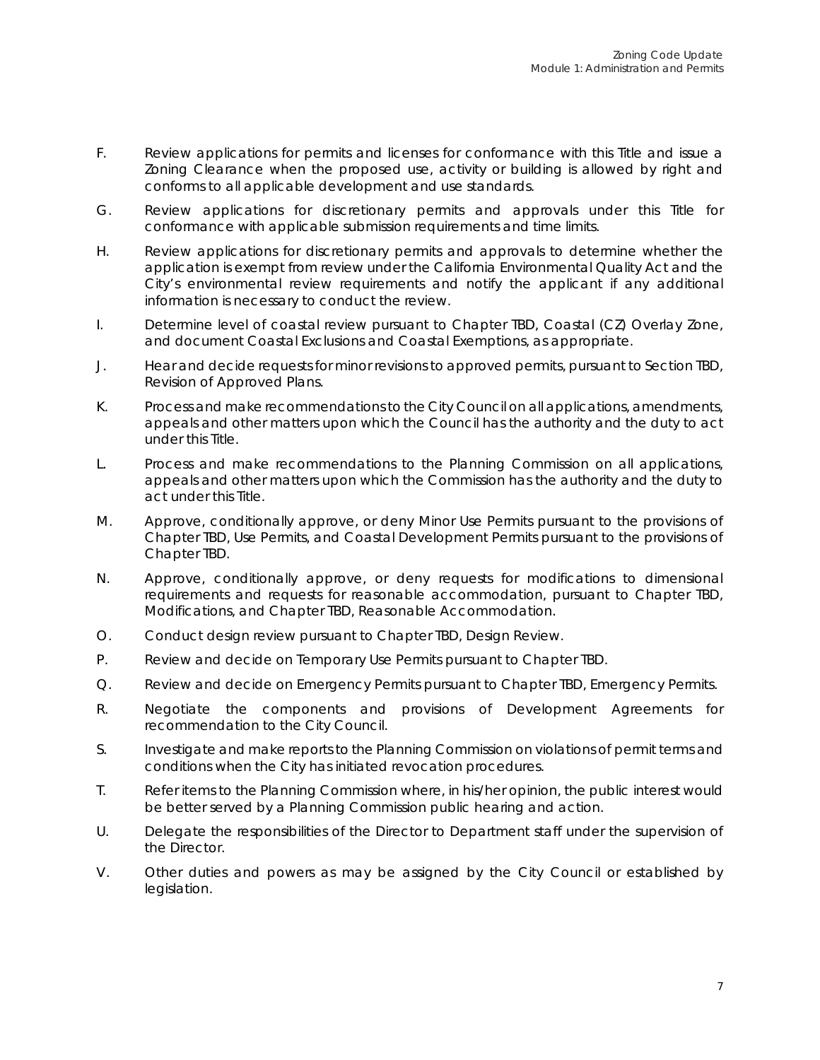F. Review applications for permits and licenses for conformance with this Title and issue a Zoning Clearance when the proposed use, activity or building is allowed by right and conforms to all applicable development and use standards.

G. Review applications for discretionary permits and approvals under this Title for conformance with applicable submission requirements and time limits.

H. Review applications for discretionary permits and approvals to determine whether the application is exempt from review under the California Environmental Quality Act and the City's environmental review requirements and notify the applicant if any additional information is necessary to conduct the review.

I. Determine level of coastal review pursuant to Chapter TBD, Coastal (CZ) Overlay Zone, and document Coastal Exclusions and Coastal Exemptions, as appropriate.

J. Hear and decide requests for minor revisions to approved permits, pursuant to Section TBD, Revision of Approved Plans.

K. Process and make recommendations to the City Council on all applications, amendments, appeals and other matters upon which the Council has the authority and the duty to act under this Title.

L. Process and make recommendations to the Planning Commission on all applications, appeals and other matters upon which the Commission has the authority and the duty to act under this Title.

M. Approve, conditionally approve, or deny Minor Use Permits pursuant to the provisions of Chapter TBD, Use Permits, and Coastal Development Permits pursuant to the provisions of Chapter TBD.

N. Approve, conditionally approve, or deny requests for modifications to dimensional requirements and requests for reasonable accommodation, pursuant to Chapter TBD, Modifications, and Chapter TBD, Reasonable Accommodation.

O. Conduct design review pursuant to Chapter TBD, Design Review.

P. Review and decide on Temporary Use Permits pursuant to Chapter TBD.

Q. Review and decide on Emergency Permits pursuant to Chapter TBD, Emergency Permits.

R. Negotiate the components and provisions of Development Agreements for recommendation to the City Council.

S. Investigate and make reports to the Planning Commission on violations of permit terms and conditions when the City has initiated revocation procedures.

T. Refer items to the Planning Commission where, in his/her opinion, the public interest would be better served by a Planning Commission public hearing and action.

U. Delegate the responsibilities of the Director to Department staff under the supervision of the Director.

V. Other duties and powers as may be assigned by the City Council or established by legislation.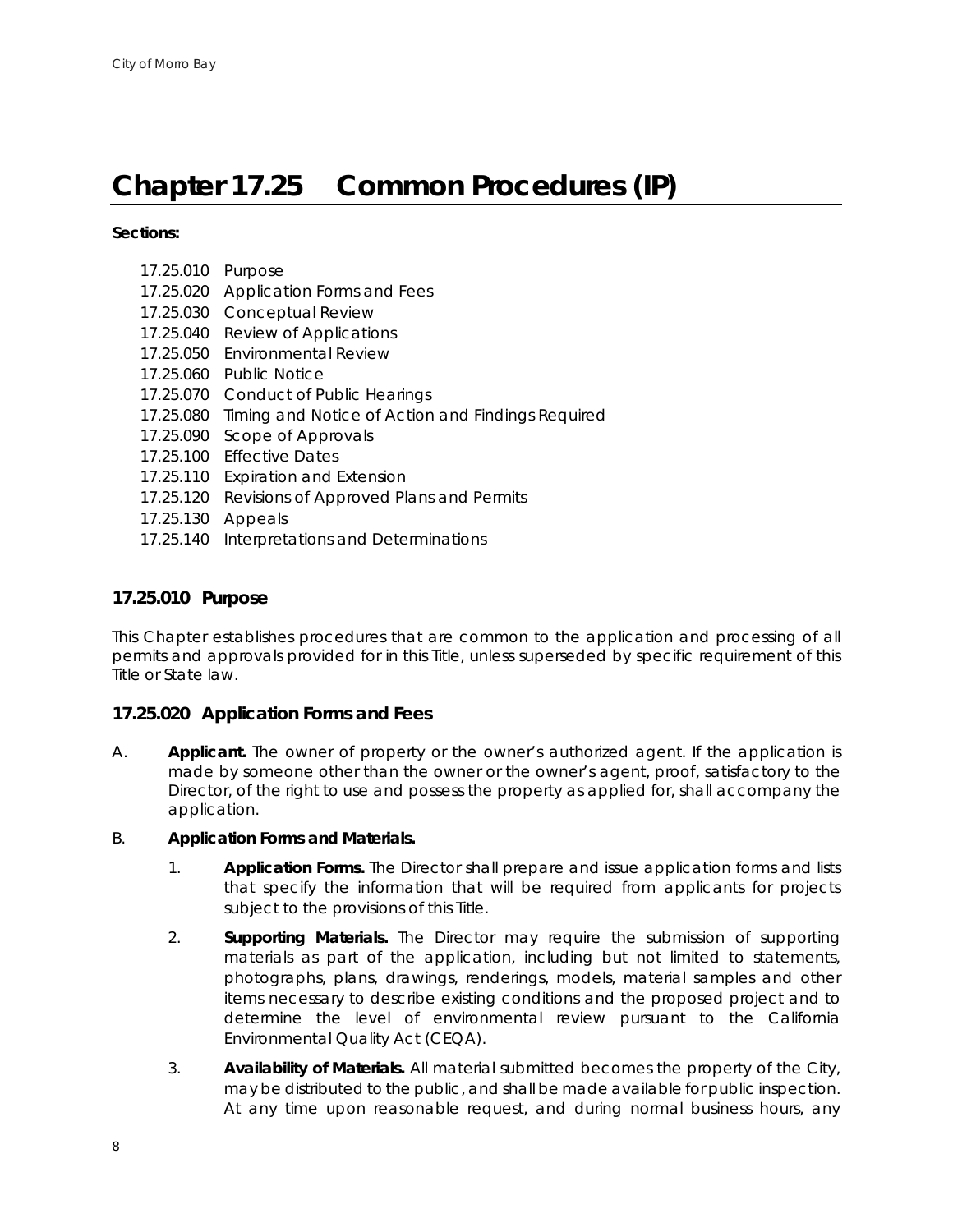# Chapter 17.25 Common Procedures (IP)

**Sections:**

17.25.010 Purpose
17.25.020 Application Forms and Fees
17.25.030 Conceptual Review
17.25.040 Review of Applications
17.25.050 Environmental Review
17.25.060 Public Notice
17.25.070 Conduct of Public Hearings
17.25.080 Timing and Notice of Action and Findings Required
17.25.090 Scope of Approvals
17.25.100 Effective Dates
17.25.110 Expiration and Extension
17.25.120 Revisions of Approved Plans and Permits
17.25.130 Appeals
17.25.140 Interpretations and Determinations

### 17.25.010 Purpose

This Chapter establishes procedures that are common to the application and processing of all permits and approvals provided for in this Title, unless superseded by specific requirement of this Title or State law.

### 17.25.020 Application Forms and Fees

A. **Applicant.** The owner of property or the owner's authorized agent. If the application is made by someone other than the owner or the owner's agent, proof, satisfactory to the Director, of the right to use and possess the property as applied for, shall accompany the application.

B. **Application Forms and Materials.**

1. **Application Forms.** The Director shall prepare and issue application forms and lists that specify the information that will be required from applicants for projects subject to the provisions of this Title.

2. **Supporting Materials.** The Director may require the submission of supporting materials as part of the application, including but not limited to statements, photographs, plans, drawings, renderings, models, material samples and other items necessary to describe existing conditions and the proposed project and to determine the level of environmental review pursuant to the California Environmental Quality Act (CEQA).

3. **Availability of Materials.** All material submitted becomes the property of the City, may be distributed to the public, and shall be made available for public inspection. At any time upon reasonable request, and during normal business hours, any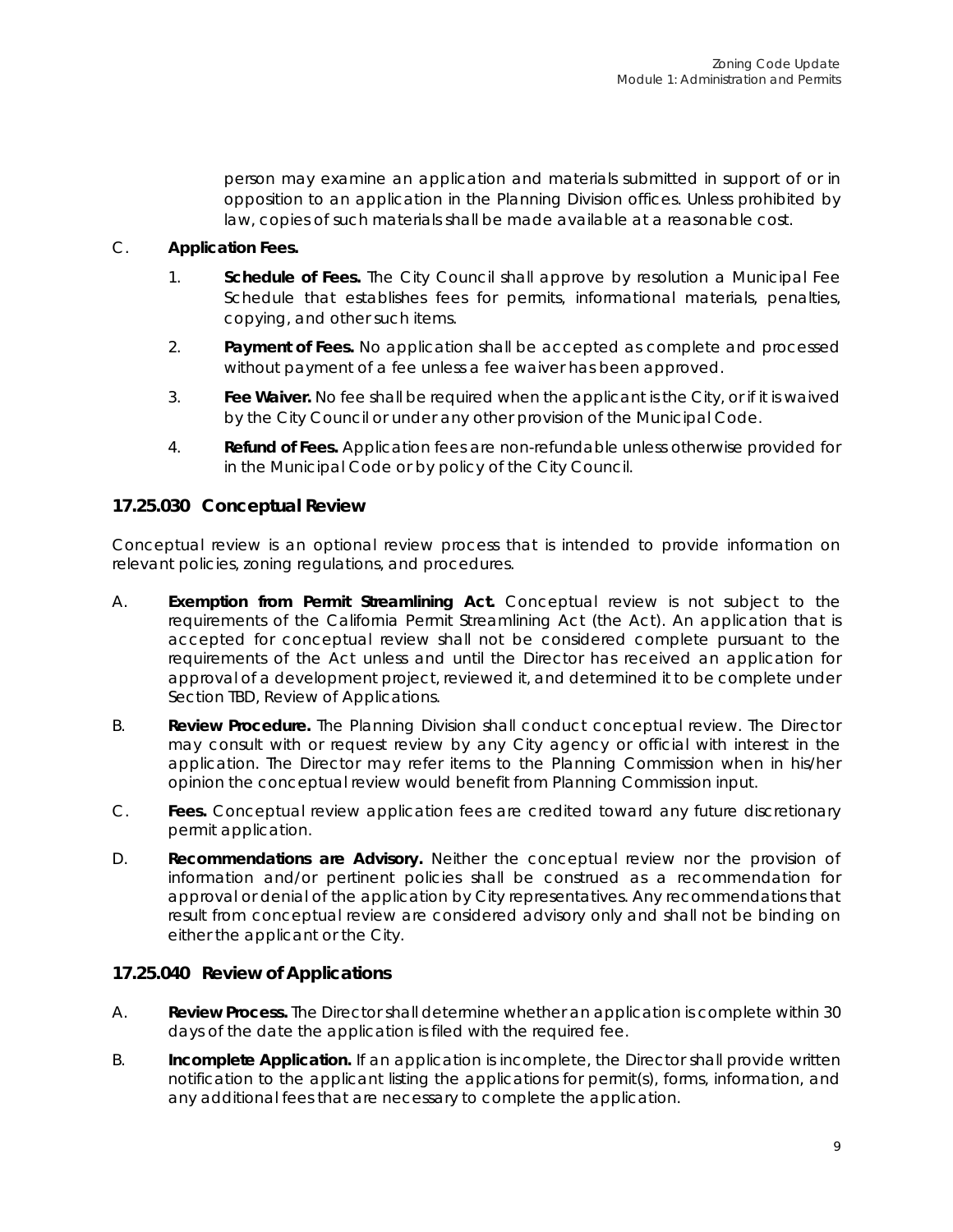person may examine an application and materials submitted in support of or in opposition to an application in the Planning Division offices. Unless prohibited by law, copies of such materials shall be made available at a reasonable cost.

C. **Application Fees.**

1. **Schedule of Fees.** The City Council shall approve by resolution a Municipal Fee Schedule that establishes fees for permits, informational materials, penalties, copying, and other such items.

2. **Payment of Fees.** No application shall be accepted as complete and processed without payment of a fee unless a fee waiver has been approved.

3. **Fee Waiver.** No fee shall be required when the applicant is the City, or if it is waived by the City Council or under any other provision of the Municipal Code.

4. **Refund of Fees.** Application fees are non-refundable unless otherwise provided for in the Municipal Code or by policy of the City Council.

## 17.25.030 Conceptual Review

Conceptual review is an optional review process that is intended to provide information on relevant policies, zoning regulations, and procedures.

A. **Exemption from Permit Streamlining Act.** Conceptual review is not subject to the requirements of the California Permit Streamlining Act (the Act). An application that is accepted for conceptual review shall not be considered complete pursuant to the requirements of the Act unless and until the Director has received an application for approval of a development project, reviewed it, and determined it to be complete under Section TBD, Review of Applications.

B. **Review Procedure.** The Planning Division shall conduct conceptual review. The Director may consult with or request review by any City agency or official with interest in the application. The Director may refer items to the Planning Commission when in his/her opinion the conceptual review would benefit from Planning Commission input.

C. **Fees.** Conceptual review application fees are credited toward any future discretionary permit application.

D. **Recommendations are Advisory.** Neither the conceptual review nor the provision of information and/or pertinent policies shall be construed as a recommendation for approval or denial of the application by City representatives. Any recommendations that result from conceptual review are considered advisory only and shall not be binding on either the applicant or the City.

## 17.25.040 Review of Applications

A. **Review Process.** The Director shall determine whether an application is complete within 30 days of the date the application is filed with the required fee.

B. **Incomplete Application.** If an application is incomplete, the Director shall provide written notification to the applicant listing the applications for permit(s), forms, information, and any additional fees that are necessary to complete the application.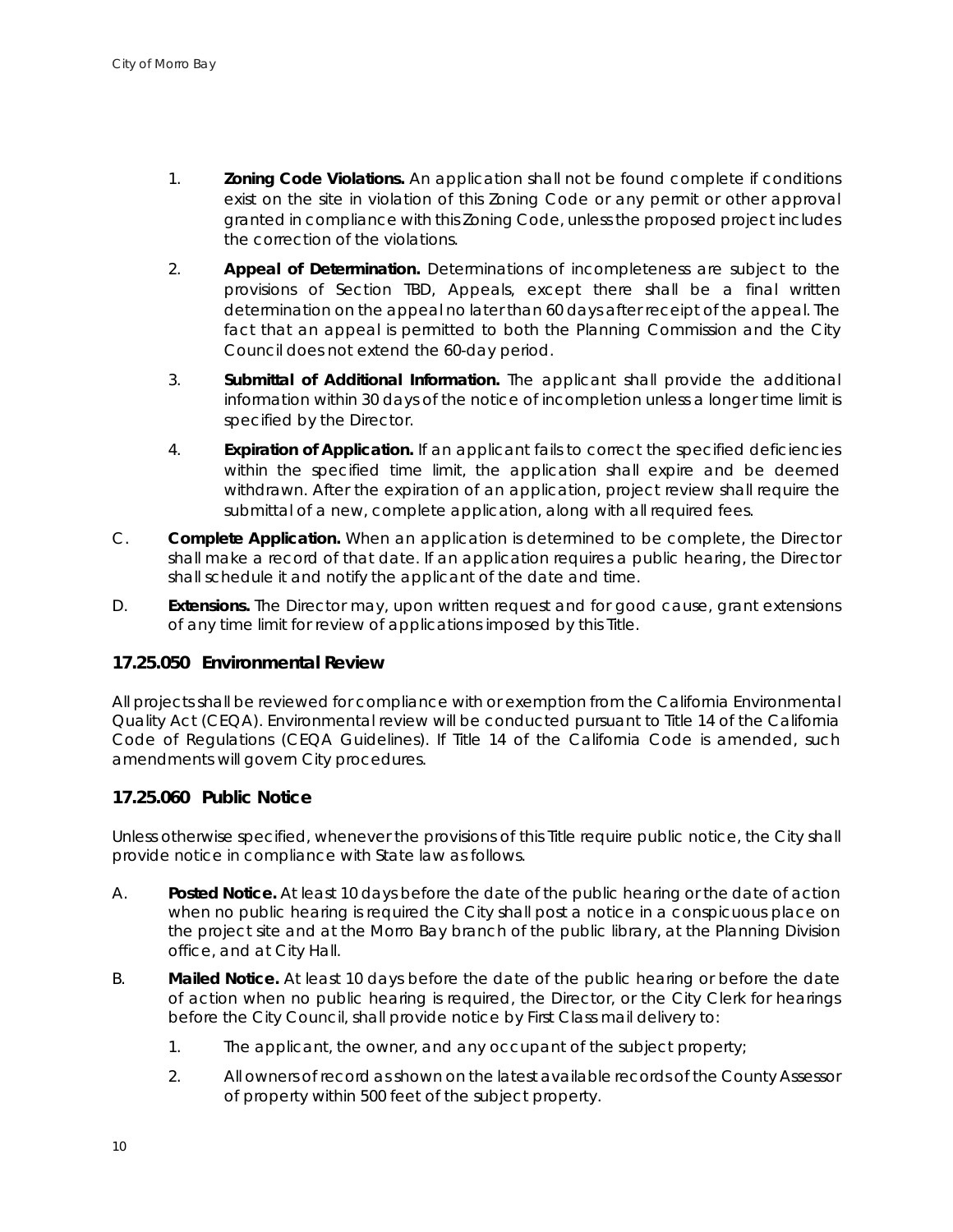1. **Zoning Code Violations.** An application shall not be found complete if conditions exist on the site in violation of this Zoning Code or any permit or other approval granted in compliance with this Zoning Code, unless the proposed project includes the correction of the violations.

2. **Appeal of Determination.** Determinations of incompleteness are subject to the provisions of Section TBD, Appeals, except there shall be a final written determination on the appeal no later than 60 days after receipt of the appeal. The fact that an appeal is permitted to both the Planning Commission and the City Council does not extend the 60-day period.

3. **Submittal of Additional Information.** The applicant shall provide the additional information within 30 days of the notice of incompletion unless a longer time limit is specified by the Director.

4. **Expiration of Application.** If an applicant fails to correct the specified deficiencies within the specified time limit, the application shall expire and be deemed withdrawn. After the expiration of an application, project review shall require the submittal of a new, complete application, along with all required fees.

C. **Complete Application.** When an application is determined to be complete, the Director shall make a record of that date. If an application requires a public hearing, the Director shall schedule it and notify the applicant of the date and time.

D. **Extensions.** The Director may, upon written request and for good cause, grant extensions of any time limit for review of applications imposed by this Title.

### 17.25.050 Environmental Review

All projects shall be reviewed for compliance with or exemption from the California Environmental Quality Act (CEQA). Environmental review will be conducted pursuant to Title 14 of the California Code of Regulations (CEQA Guidelines). If Title 14 of the California Code is amended, such amendments will govern City procedures.

### 17.25.060 Public Notice

Unless otherwise specified, whenever the provisions of this Title require public notice, the City shall provide notice in compliance with State law as follows.

A. **Posted Notice.** At least 10 days before the date of the public hearing or the date of action when no public hearing is required the City shall post a notice in a conspicuous place on the project site and at the Morro Bay branch of the public library, at the Planning Division office, and at City Hall.

B. **Mailed Notice.** At least 10 days before the date of the public hearing or before the date of action when no public hearing is required, the Director, or the City Clerk for hearings before the City Council, shall provide notice by First Class mail delivery to:

1. The applicant, the owner, and any occupant of the subject property;

2. All owners of record as shown on the latest available records of the County Assessor of property within 500 feet of the subject property.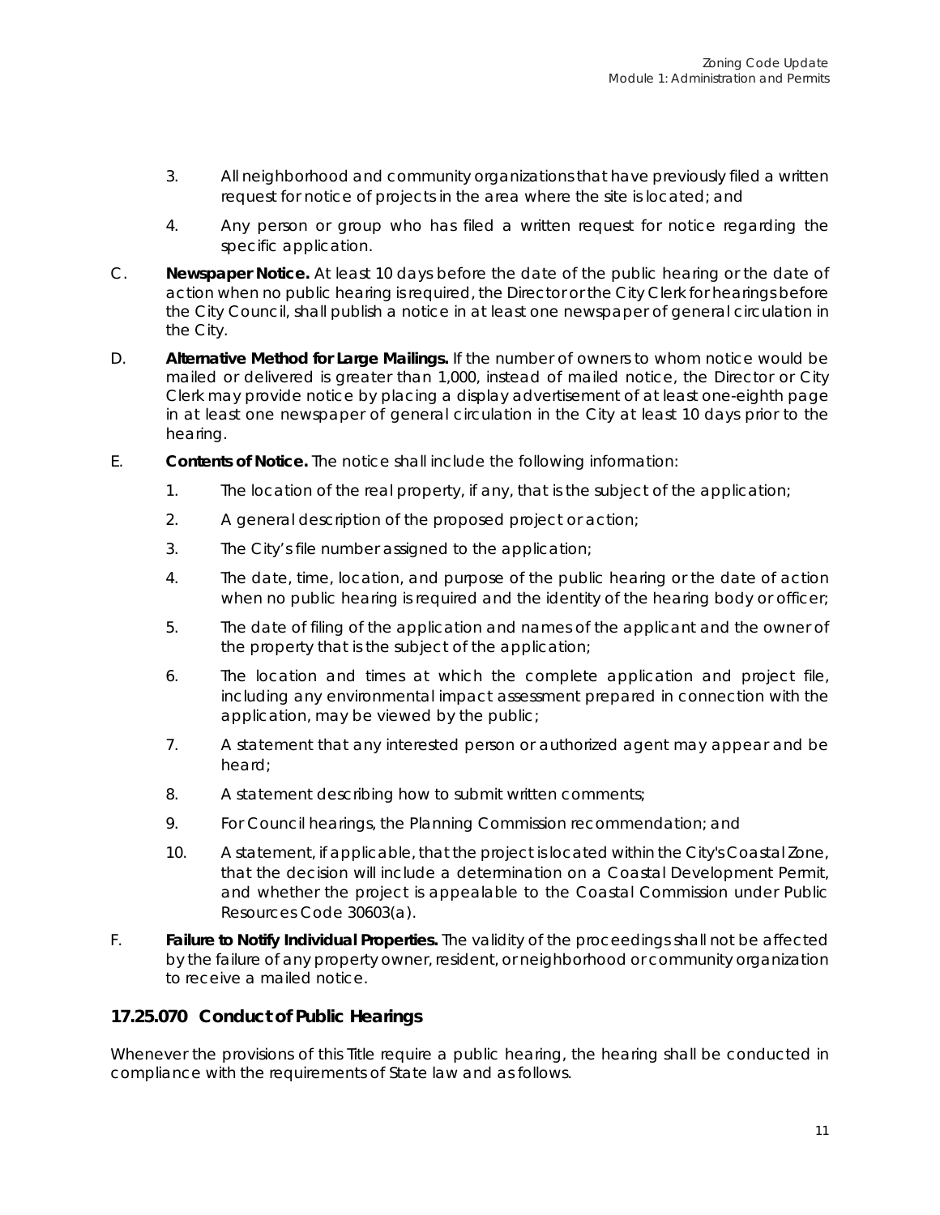3. All neighborhood and community organizations that have previously filed a written request for notice of projects in the area where the site is located; and

4. Any person or group who has filed a written request for notice regarding the specific application.

C. **Newspaper Notice.** At least 10 days before the date of the public hearing or the date of action when no public hearing is required, the Director or the City Clerk for hearings before the City Council, shall publish a notice in at least one newspaper of general circulation in the City.

D. **Alternative Method for Large Mailings.** If the number of owners to whom notice would be mailed or delivered is greater than 1,000, instead of mailed notice, the Director or City Clerk may provide notice by placing a display advertisement of at least one-eighth page in at least one newspaper of general circulation in the City at least 10 days prior to the hearing.

E. **Contents of Notice.** The notice shall include the following information:

1. The location of the real property, if any, that is the subject of the application;

2. A general description of the proposed project or action;

3. The City's file number assigned to the application;

4. The date, time, location, and purpose of the public hearing or the date of action when no public hearing is required and the identity of the hearing body or officer;

5. The date of filing of the application and names of the applicant and the owner of the property that is the subject of the application;

6. The location and times at which the complete application and project file, including any environmental impact assessment prepared in connection with the application, may be viewed by the public;

7. A statement that any interested person or authorized agent may appear and be heard;

8. A statement describing how to submit written comments;

9. For Council hearings, the Planning Commission recommendation; and

10. A statement, if applicable, that the project is located within the City's Coastal Zone, that the decision will include a determination on a Coastal Development Permit, and whether the project is appealable to the Coastal Commission under Public Resources Code 30603(a).

F. **Failure to Notify Individual Properties.** The validity of the proceedings shall not be affected by the failure of any property owner, resident, or neighborhood or community organization to receive a mailed notice.

## 17.25.070 Conduct of Public Hearings

Whenever the provisions of this Title require a public hearing, the hearing shall be conducted in compliance with the requirements of State law and as follows.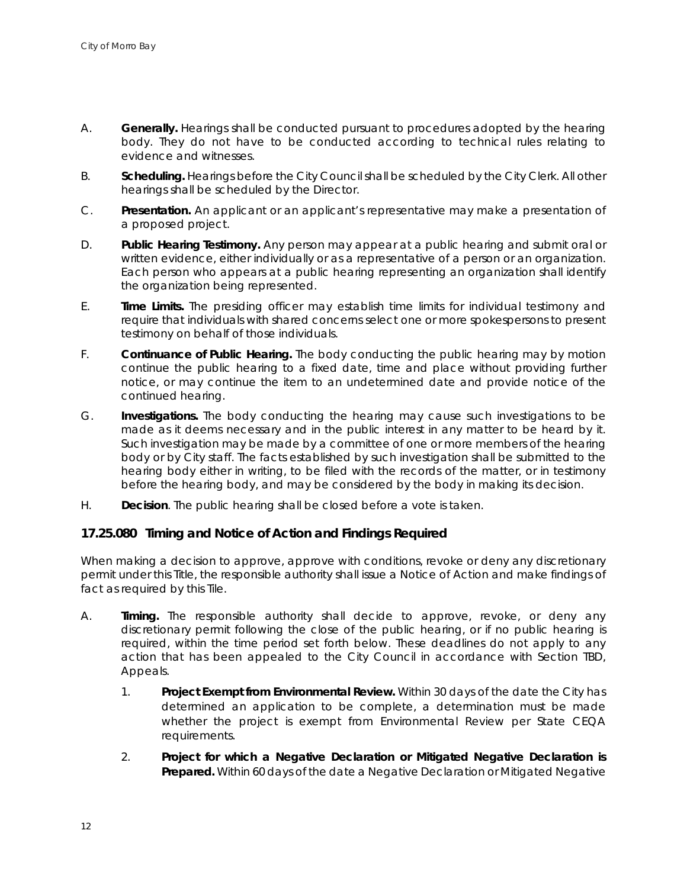A. **Generally.** Hearings shall be conducted pursuant to procedures adopted by the hearing body. They do not have to be conducted according to technical rules relating to evidence and witnesses.

B. **Scheduling.** Hearings before the City Council shall be scheduled by the City Clerk. All other hearings shall be scheduled by the Director.

C. **Presentation.** An applicant or an applicant's representative may make a presentation of a proposed project.

D. **Public Hearing Testimony.** Any person may appear at a public hearing and submit oral or written evidence, either individually or as a representative of a person or an organization. Each person who appears at a public hearing representing an organization shall identify the organization being represented.

E. **Time Limits.** The presiding officer may establish time limits for individual testimony and require that individuals with shared concerns select one or more spokespersons to present testimony on behalf of those individuals.

F. **Continuance of Public Hearing.** The body conducting the public hearing may by motion continue the public hearing to a fixed date, time and place without providing further notice, or may continue the item to an undetermined date and provide notice of the continued hearing.

G. **Investigations.** The body conducting the hearing may cause such investigations to be made as it deems necessary and in the public interest in any matter to be heard by it. Such investigation may be made by a committee of one or more members of the hearing body or by City staff. The facts established by such investigation shall be submitted to the hearing body either in writing, to be filed with the records of the matter, or in testimony before the hearing body, and may be considered by the body in making its decision.

H. **Decision**. The public hearing shall be closed before a vote is taken.

### 17.25.080 Timing and Notice of Action and Findings Required

When making a decision to approve, approve with conditions, revoke or deny any discretionary permit under this Title, the responsible authority shall issue a Notice of Action and make findings of fact as required by this Tile.

A. **Timing.** The responsible authority shall decide to approve, revoke, or deny any discretionary permit following the close of the public hearing, or if no public hearing is required, within the time period set forth below. These deadlines do not apply to any action that has been appealed to the City Council in accordance with Section TBD, Appeals.

   1. **Project Exempt from Environmental Review.** Within 30 days of the date the City has determined an application to be complete, a determination must be made whether the project is exempt from Environmental Review per State CEQA requirements.

   2. **Project for which a Negative Declaration or Mitigated Negative Declaration is Prepared.** Within 60 days of the date a Negative Declaration or Mitigated Negative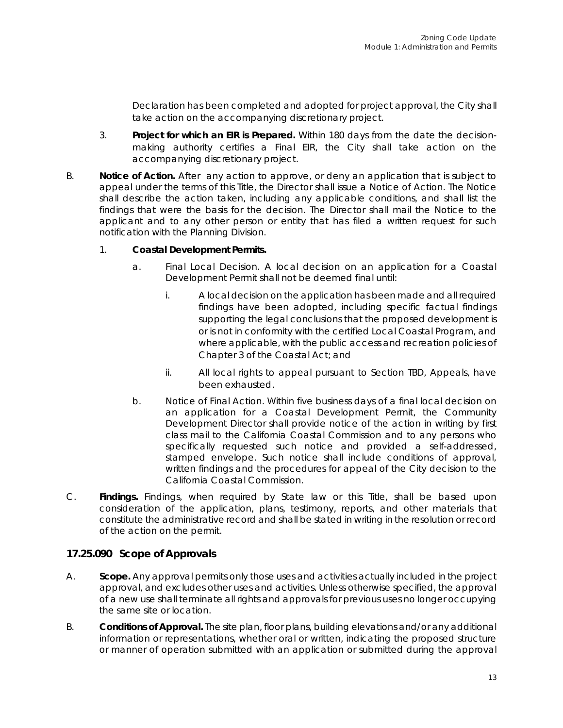Declaration has been completed and adopted for project approval, the City shall take action on the accompanying discretionary project.

3. **Project for which an EIR is Prepared.** Within 180 days from the date the decision-making authority certifies a Final EIR, the City shall take action on the accompanying discretionary project.

B. **Notice of Action.** After any action to approve, or deny an application that is subject to appeal under the terms of this Title, the Director shall issue a Notice of Action. The Notice shall describe the action taken, including any applicable conditions, and shall list the findings that were the basis for the decision. The Director shall mail the Notice to the applicant and to any other person or entity that has filed a written request for such notification with the Planning Division.

   1. **Coastal Development Permits.**

      a. Final Local Decision. A local decision on an application for a Coastal Development Permit shall not be deemed final until:

         i. A local decision on the application has been made and all required findings have been adopted, including specific factual findings supporting the legal conclusions that the proposed development is or is not in conformity with the certified Local Coastal Program, and where applicable, with the public access and recreation policies of Chapter 3 of the Coastal Act; and

         ii. All local rights to appeal pursuant to Section TBD, Appeals, have been exhausted.

      b. Notice of Final Action. Within five business days of a final local decision on an application for a Coastal Development Permit, the Community Development Director shall provide notice of the action in writing by first class mail to the California Coastal Commission and to any persons who specifically requested such notice and provided a self-addressed, stamped envelope. Such notice shall include conditions of approval, written findings and the procedures for appeal of the City decision to the California Coastal Commission.

C. **Findings.** Findings, when required by State law or this Title, shall be based upon consideration of the application, plans, testimony, reports, and other materials that constitute the administrative record and shall be stated in writing in the resolution or record of the action on the permit.

## 17.25.090 Scope of Approvals

A. **Scope.** Any approval permits only those uses and activities actually included in the project approval, and excludes other uses and activities. Unless otherwise specified, the approval of a new use shall terminate all rights and approvals for previous uses no longer occupying the same site or location.

B. **Conditions of Approval.** The site plan, floor plans, building elevations and/or any additional information or representations, whether oral or written, indicating the proposed structure or manner of operation submitted with an application or submitted during the approval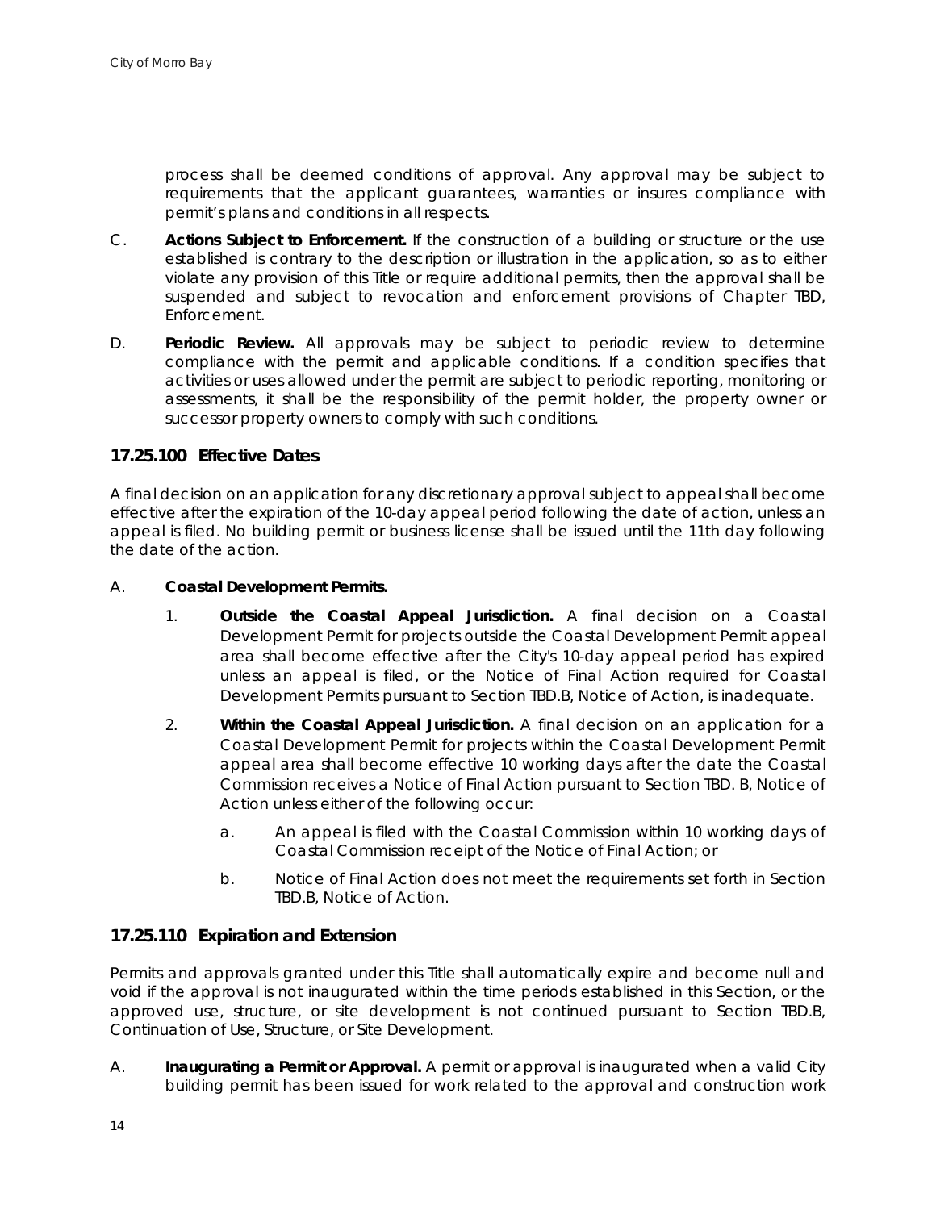process shall be deemed conditions of approval. Any approval may be subject to requirements that the applicant guarantees, warranties or insures compliance with permit's plans and conditions in all respects.

C. **Actions Subject to Enforcement.** If the construction of a building or structure or the use established is contrary to the description or illustration in the application, so as to either violate any provision of this Title or require additional permits, then the approval shall be suspended and subject to revocation and enforcement provisions of Chapter TBD, Enforcement.

D. **Periodic Review.** All approvals may be subject to periodic review to determine compliance with the permit and applicable conditions. If a condition specifies that activities or uses allowed under the permit are subject to periodic reporting, monitoring or assessments, it shall be the responsibility of the permit holder, the property owner or successor property owners to comply with such conditions.

### 17.25.100 Effective Dates

A final decision on an application for any discretionary approval subject to appeal shall become effective after the expiration of the 10-day appeal period following the date of action, unless an appeal is filed. No building permit or business license shall be issued until the 11th day following the date of the action.

A. **Coastal Development Permits.**

1. **Outside the Coastal Appeal Jurisdiction.** A final decision on a Coastal Development Permit for projects outside the Coastal Development Permit appeal area shall become effective after the City's 10-day appeal period has expired unless an appeal is filed, or the Notice of Final Action required for Coastal Development Permits pursuant to Section TBD.B, Notice of Action, is inadequate.

2. **Within the Coastal Appeal Jurisdiction.** A final decision on an application for a Coastal Development Permit for projects within the Coastal Development Permit appeal area shall become effective 10 working days after the date the Coastal Commission receives a Notice of Final Action pursuant to Section TBD. B, Notice of Action unless either of the following occur:

   a. An appeal is filed with the Coastal Commission within 10 working days of Coastal Commission receipt of the Notice of Final Action; or

   b. Notice of Final Action does not meet the requirements set forth in Section TBD.B, Notice of Action.

### 17.25.110 Expiration and Extension

Permits and approvals granted under this Title shall automatically expire and become null and void if the approval is not inaugurated within the time periods established in this Section, or the approved use, structure, or site development is not continued pursuant to Section TBD.B, Continuation of Use, Structure, or Site Development.

A. **Inaugurating a Permit or Approval.** A permit or approval is inaugurated when a valid City building permit has been issued for work related to the approval and construction work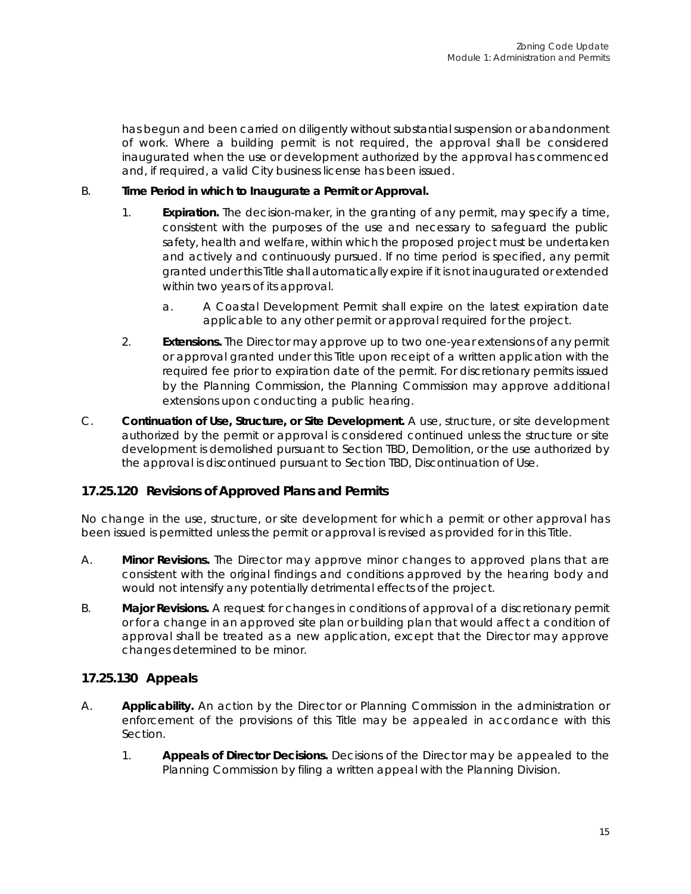has begun and been carried on diligently without substantial suspension or abandonment of work. Where a building permit is not required, the approval shall be considered inaugurated when the use or development authorized by the approval has commenced and, if required, a valid City business license has been issued.

B. **Time Period in which to Inaugurate a Permit or Approval.**

1. **Expiration.** The decision-maker, in the granting of any permit, may specify a time, consistent with the purposes of the use and necessary to safeguard the public safety, health and welfare, within which the proposed project must be undertaken and actively and continuously pursued. If no time period is specified, any permit granted under this Title shall automatically expire if it is not inaugurated or extended within two years of its approval.

   a. A Coastal Development Permit shall expire on the latest expiration date applicable to any other permit or approval required for the project.

2. **Extensions.** The Director may approve up to two one-year extensions of any permit or approval granted under this Title upon receipt of a written application with the required fee prior to expiration date of the permit. For discretionary permits issued by the Planning Commission, the Planning Commission may approve additional extensions upon conducting a public hearing.

C. **Continuation of Use, Structure, or Site Development.** A use, structure, or site development authorized by the permit or approval is considered continued unless the structure or site development is demolished pursuant to Section TBD, Demolition, or the use authorized by the approval is discontinued pursuant to Section TBD, Discontinuation of Use.

## 17.25.120 Revisions of Approved Plans and Permits

No change in the use, structure, or site development for which a permit or other approval has been issued is permitted unless the permit or approval is revised as provided for in this Title.

A. **Minor Revisions.** The Director may approve minor changes to approved plans that are consistent with the original findings and conditions approved by the hearing body and would not intensify any potentially detrimental effects of the project.

B. **Major Revisions.** A request for changes in conditions of approval of a discretionary permit or for a change in an approved site plan or building plan that would affect a condition of approval shall be treated as a new application, except that the Director may approve changes determined to be minor.

## 17.25.130 Appeals

A. **Applicability.** An action by the Director or Planning Commission in the administration or enforcement of the provisions of this Title may be appealed in accordance with this Section.

1. **Appeals of Director Decisions.** Decisions of the Director may be appealed to the Planning Commission by filing a written appeal with the Planning Division.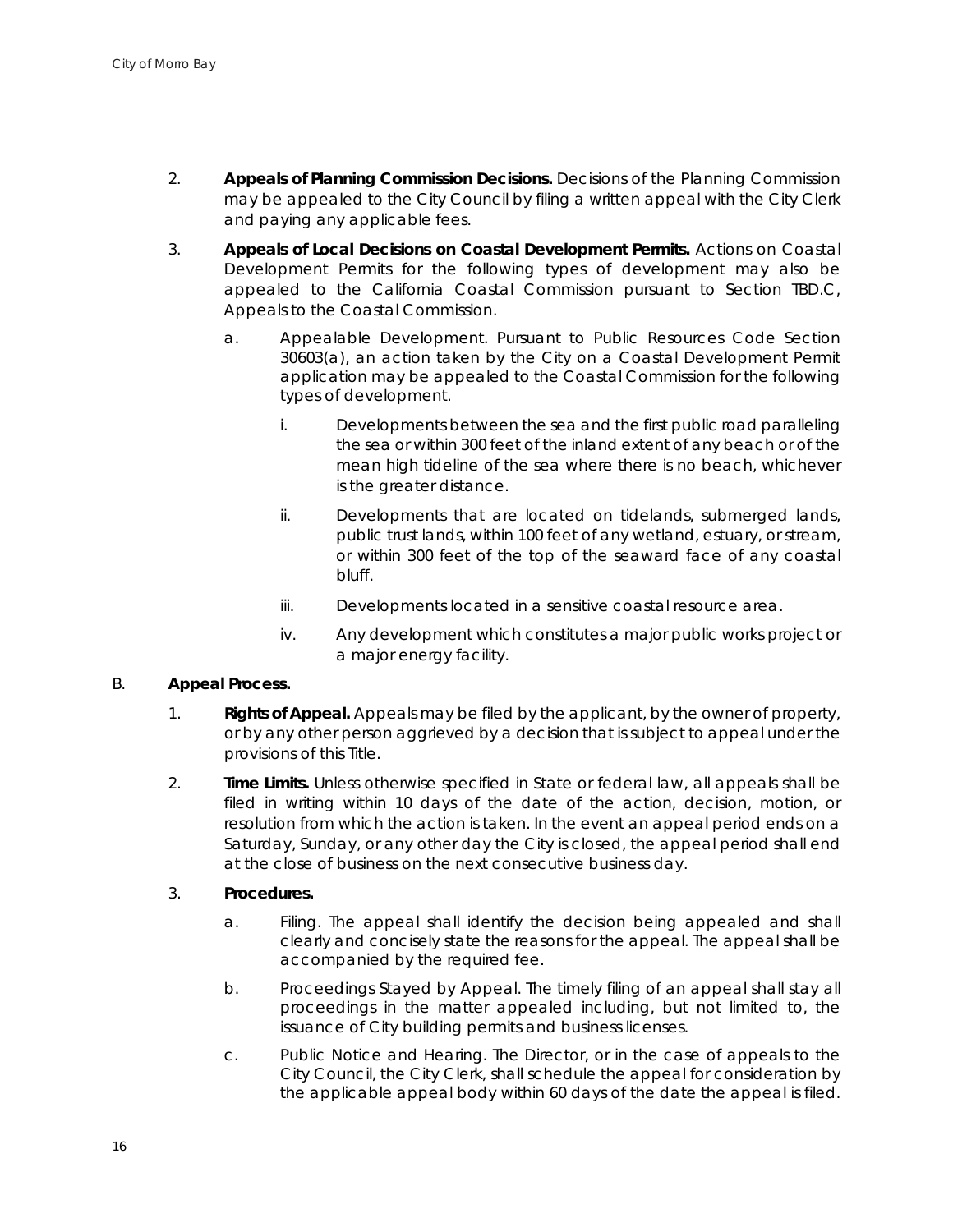2. **Appeals of Planning Commission Decisions.** Decisions of the Planning Commission may be appealed to the City Council by filing a written appeal with the City Clerk and paying any applicable fees.

3. **Appeals of Local Decisions on Coastal Development Permits.** Actions on Coastal Development Permits for the following types of development may also be appealed to the California Coastal Commission pursuant to Section TBD.C, Appeals to the Coastal Commission.

   a. Appealable Development. Pursuant to Public Resources Code Section 30603(a), an action taken by the City on a Coastal Development Permit application may be appealed to the Coastal Commission for the following types of development.

      i. Developments between the sea and the first public road paralleling the sea or within 300 feet of the inland extent of any beach or of the mean high tideline of the sea where there is no beach, whichever is the greater distance.

      ii. Developments that are located on tidelands, submerged lands, public trust lands, within 100 feet of any wetland, estuary, or stream, or within 300 feet of the top of the seaward face of any coastal bluff.

      iii. Developments located in a sensitive coastal resource area.

      iv. Any development which constitutes a major public works project or a major energy facility.

B. **Appeal Process.**

1. **Rights of Appeal.** Appeals may be filed by the applicant, by the owner of property, or by any other person aggrieved by a decision that is subject to appeal under the provisions of this Title.

2. **Time Limits.** Unless otherwise specified in State or federal law, all appeals shall be filed in writing within 10 days of the date of the action, decision, motion, or resolution from which the action is taken. In the event an appeal period ends on a Saturday, Sunday, or any other day the City is closed, the appeal period shall end at the close of business on the next consecutive business day.

3. **Procedures.**

   a. Filing. The appeal shall identify the decision being appealed and shall clearly and concisely state the reasons for the appeal. The appeal shall be accompanied by the required fee.

   b. Proceedings Stayed by Appeal. The timely filing of an appeal shall stay all proceedings in the matter appealed including, but not limited to, the issuance of City building permits and business licenses.

   c. Public Notice and Hearing. The Director, or in the case of appeals to the City Council, the City Clerk, shall schedule the appeal for consideration by the applicable appeal body within 60 days of the date the appeal is filed.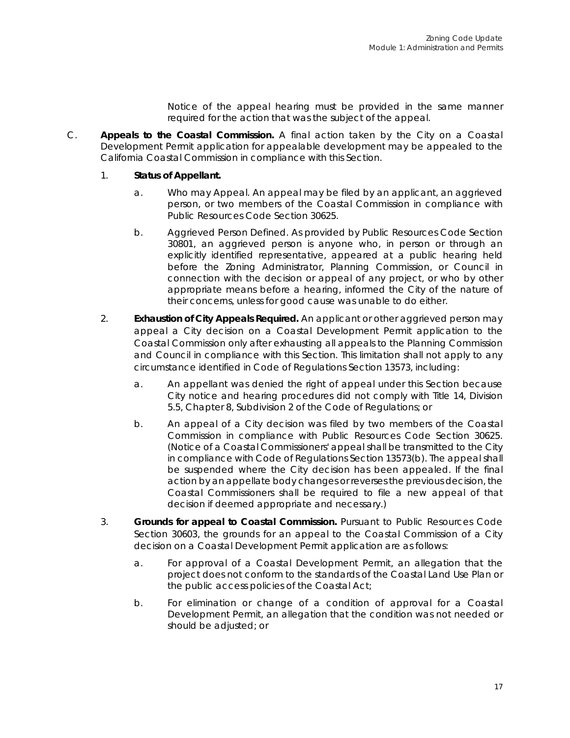Notice of the appeal hearing must be provided in the same manner required for the action that was the subject of the appeal.

C. **Appeals to the Coastal Commission.** A final action taken by the City on a Coastal Development Permit application for appealable development may be appealed to the California Coastal Commission in compliance with this Section.

1. **Status of Appellant.**

   a. Who may Appeal. An appeal may be filed by an applicant, an aggrieved person, or two members of the Coastal Commission in compliance with Public Resources Code Section 30625.

   b. Aggrieved Person Defined. As provided by Public Resources Code Section 30801, an aggrieved person is anyone who, in person or through an explicitly identified representative, appeared at a public hearing held before the Zoning Administrator, Planning Commission, or Council in connection with the decision or appeal of any project, or who by other appropriate means before a hearing, informed the City of the nature of their concerns, unless for good cause was unable to do either.

2. **Exhaustion of City Appeals Required.** An applicant or other aggrieved person may appeal a City decision on a Coastal Development Permit application to the Coastal Commission only after exhausting all appeals to the Planning Commission and Council in compliance with this Section. This limitation shall not apply to any circumstance identified in Code of Regulations Section 13573, including:

   a. An appellant was denied the right of appeal under this Section because City notice and hearing procedures did not comply with Title 14, Division 5.5, Chapter 8, Subdivision 2 of the Code of Regulations; or

   b. An appeal of a City decision was filed by two members of the Coastal Commission in compliance with Public Resources Code Section 30625. (Notice of a Coastal Commissioners' appeal shall be transmitted to the City in compliance with Code of Regulations Section 13573(b). The appeal shall be suspended where the City decision has been appealed. If the final action by an appellate body changes or reverses the previous decision, the Coastal Commissioners shall be required to file a new appeal of that decision if deemed appropriate and necessary.)

3. **Grounds for appeal to Coastal Commission.** Pursuant to Public Resources Code Section 30603, the grounds for an appeal to the Coastal Commission of a City decision on a Coastal Development Permit application are as follows:

   a. For approval of a Coastal Development Permit, an allegation that the project does not conform to the standards of the Coastal Land Use Plan or the public access policies of the Coastal Act;

   b. For elimination or change of a condition of approval for a Coastal Development Permit, an allegation that the condition was not needed or should be adjusted; or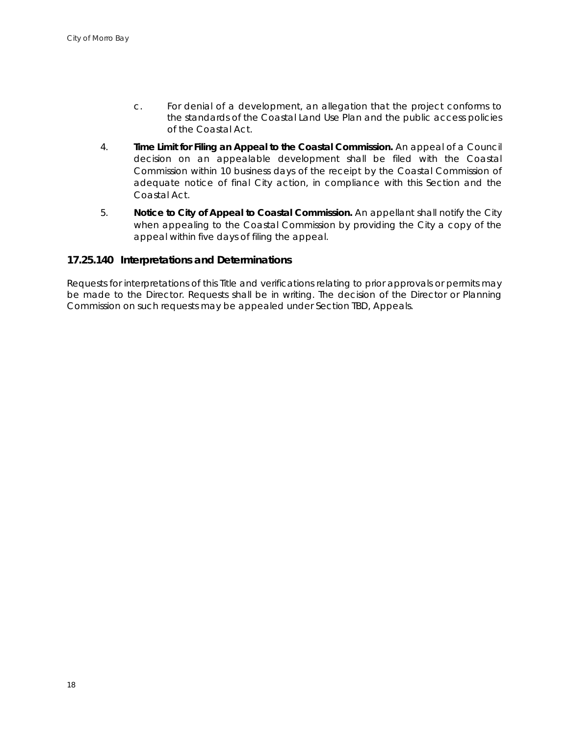c. For denial of a development, an allegation that the project conforms to the standards of the Coastal Land Use Plan and the public access policies of the Coastal Act.

4. **Time Limit for Filing an Appeal to the Coastal Commission.** An appeal of a Council decision on an appealable development shall be filed with the Coastal Commission within 10 business days of the receipt by the Coastal Commission of adequate notice of final City action, in compliance with this Section and the Coastal Act.

5. **Notice to City of Appeal to Coastal Commission.** An appellant shall notify the City when appealing to the Coastal Commission by providing the City a copy of the appeal within five days of filing the appeal.

### 17.25.140 Interpretations and Determinations

Requests for interpretations of this Title and verifications relating to prior approvals or permits may be made to the Director. Requests shall be in writing. The decision of the Director or Planning Commission on such requests may be appealed under Section TBD, Appeals.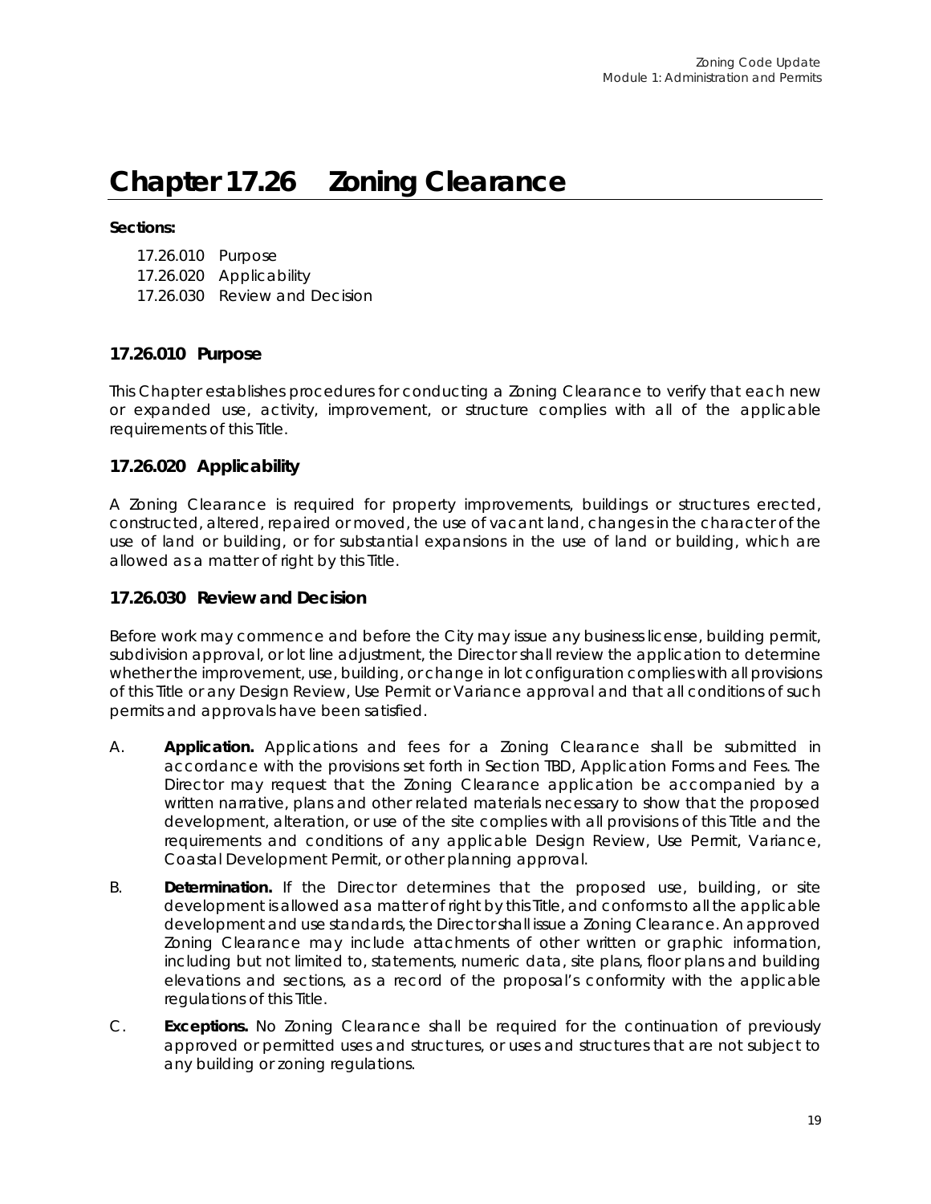# Chapter 17.26 Zoning Clearance

**Sections:**

17.26.010 Purpose
17.26.020 Applicability
17.26.030 Review and Decision

## 17.26.010 Purpose

This Chapter establishes procedures for conducting a Zoning Clearance to verify that each new or expanded use, activity, improvement, or structure complies with all of the applicable requirements of this Title.

## 17.26.020 Applicability

A Zoning Clearance is required for property improvements, buildings or structures erected, constructed, altered, repaired or moved, the use of vacant land, changes in the character of the use of land or building, or for substantial expansions in the use of land or building, which are allowed as a matter of right by this Title.

## 17.26.030 Review and Decision

Before work may commence and before the City may issue any business license, building permit, subdivision approval, or lot line adjustment, the Director shall review the application to determine whether the improvement, use, building, or change in lot configuration complies with all provisions of this Title or any Design Review, Use Permit or Variance approval and that all conditions of such permits and approvals have been satisfied.

A. **Application.** Applications and fees for a Zoning Clearance shall be submitted in accordance with the provisions set forth in Section TBD, Application Forms and Fees. The Director may request that the Zoning Clearance application be accompanied by a written narrative, plans and other related materials necessary to show that the proposed development, alteration, or use of the site complies with all provisions of this Title and the requirements and conditions of any applicable Design Review, Use Permit, Variance, Coastal Development Permit, or other planning approval.

B. **Determination.** If the Director determines that the proposed use, building, or site development is allowed as a matter of right by this Title, and conforms to all the applicable development and use standards, the Director shall issue a Zoning Clearance. An approved Zoning Clearance may include attachments of other written or graphic information, including but not limited to, statements, numeric data, site plans, floor plans and building elevations and sections, as a record of the proposal's conformity with the applicable regulations of this Title.

C. **Exceptions.** No Zoning Clearance shall be required for the continuation of previously approved or permitted uses and structures, or uses and structures that are not subject to any building or zoning regulations.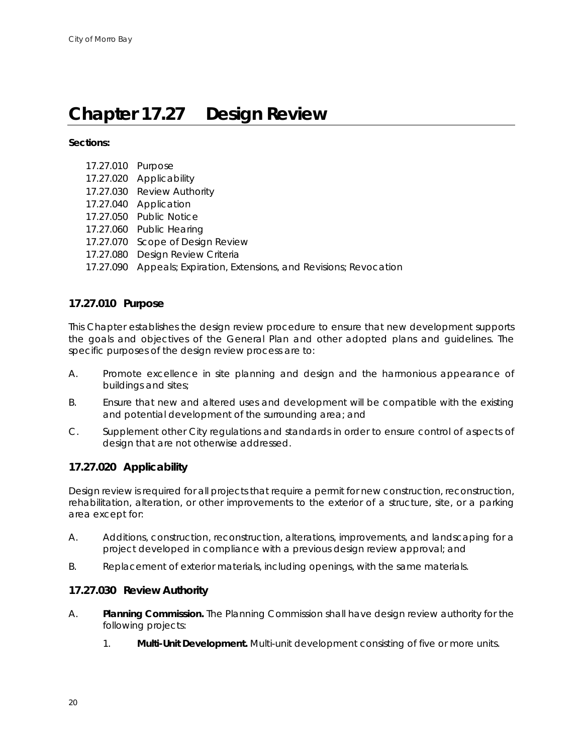# Chapter 17.27 Design Review

**Sections:**

17.27.010 Purpose
17.27.020 Applicability
17.27.030 Review Authority
17.27.040 Application
17.27.050 Public Notice
17.27.060 Public Hearing
17.27.070 Scope of Design Review
17.27.080 Design Review Criteria
17.27.090 Appeals; Expiration, Extensions, and Revisions; Revocation

## 17.27.010 Purpose

This Chapter establishes the design review procedure to ensure that new development supports the goals and objectives of the General Plan and other adopted plans and guidelines. The specific purposes of the design review process are to:

A. Promote excellence in site planning and design and the harmonious appearance of buildings and sites;

B. Ensure that new and altered uses and development will be compatible with the existing and potential development of the surrounding area; and

C. Supplement other City regulations and standards in order to ensure control of aspects of design that are not otherwise addressed.

## 17.27.020 Applicability

Design review is required for all projects that require a permit for new construction, reconstruction, rehabilitation, alteration, or other improvements to the exterior of a structure, site, or a parking area except for:

A. Additions, construction, reconstruction, alterations, improvements, and landscaping for a project developed in compliance with a previous design review approval; and

B. Replacement of exterior materials, including openings, with the same materials.

## 17.27.030 Review Authority

A. **Planning Commission.** The Planning Commission shall have design review authority for the following projects:

   1. **Multi-Unit Development.** Multi-unit development consisting of five or more units.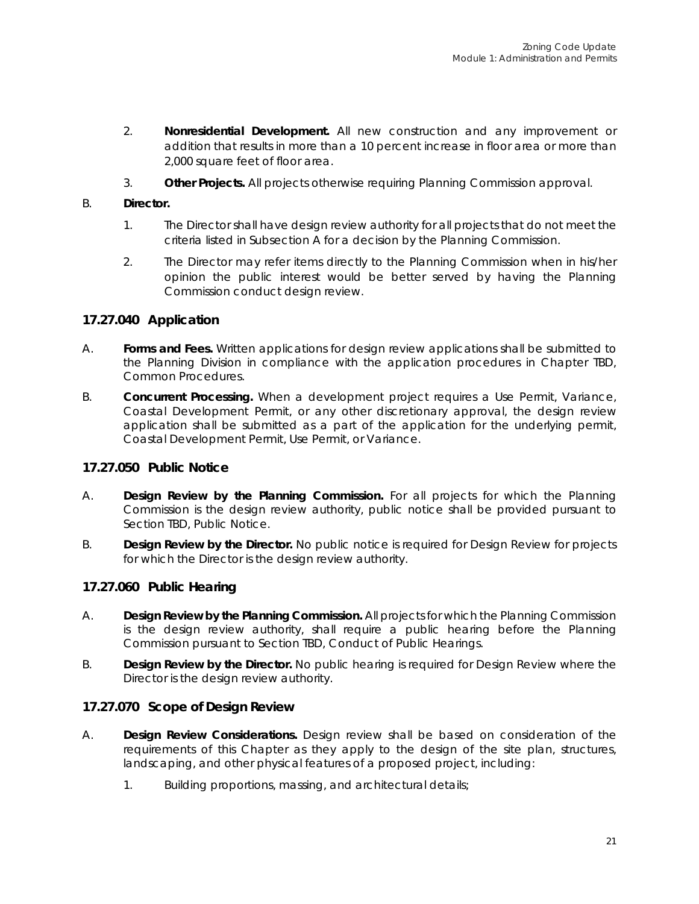2. **Nonresidential Development.** All new construction and any improvement or addition that results in more than a 10 percent increase in floor area or more than 2,000 square feet of floor area.

3. **Other Projects.** All projects otherwise requiring Planning Commission approval.

B. **Director.**

1. The Director shall have design review authority for all projects that do not meet the criteria listed in Subsection A for a decision by the Planning Commission.

2. The Director may refer items directly to the Planning Commission when in his/her opinion the public interest would be better served by having the Planning Commission conduct design review.

### 17.27.040 Application

A. **Forms and Fees.** Written applications for design review applications shall be submitted to the Planning Division in compliance with the application procedures in Chapter TBD, Common Procedures.

B. **Concurrent Processing.** When a development project requires a Use Permit, Variance, Coastal Development Permit, or any other discretionary approval, the design review application shall be submitted as a part of the application for the underlying permit, Coastal Development Permit, Use Permit, or Variance.

### 17.27.050 Public Notice

A. **Design Review by the Planning Commission.** For all projects for which the Planning Commission is the design review authority, public notice shall be provided pursuant to Section TBD, Public Notice.

B. **Design Review by the Director.** No public notice is required for Design Review for projects for which the Director is the design review authority.

### 17.27.060 Public Hearing

A. **Design Review by the Planning Commission.** All projects for which the Planning Commission is the design review authority, shall require a public hearing before the Planning Commission pursuant to Section TBD, Conduct of Public Hearings.

B. **Design Review by the Director.** No public hearing is required for Design Review where the Director is the design review authority.

### 17.27.070 Scope of Design Review

A. **Design Review Considerations.** Design review shall be based on consideration of the requirements of this Chapter as they apply to the design of the site plan, structures, landscaping, and other physical features of a proposed project, including:

1. Building proportions, massing, and architectural details;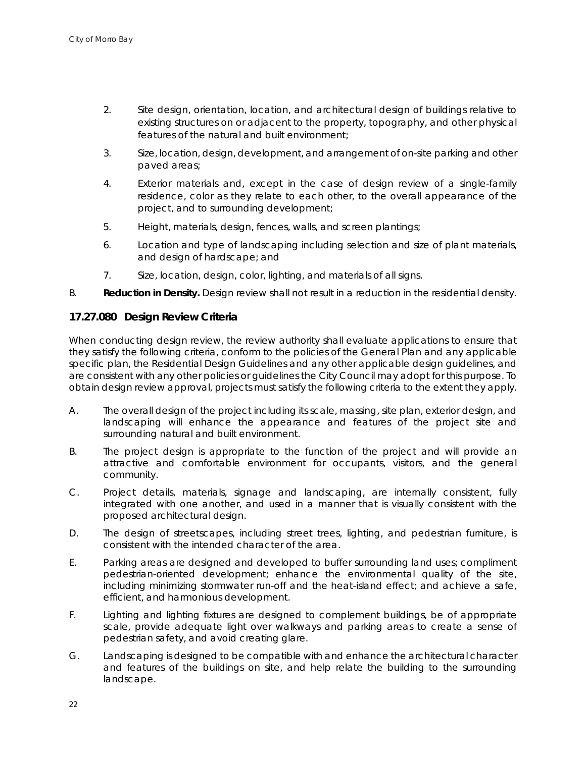2. Site design, orientation, location, and architectural design of buildings relative to existing structures on or adjacent to the property, topography, and other physical features of the natural and built environment;

3. Size, location, design, development, and arrangement of on-site parking and other paved areas;

4. Exterior materials and, except in the case of design review of a single-family residence, color as they relate to each other, to the overall appearance of the project, and to surrounding development;

5. Height, materials, design, fences, walls, and screen plantings;

6. Location and type of landscaping including selection and size of plant materials, and design of hardscape; and

7. Size, location, design, color, lighting, and materials of all signs.

B. **Reduction in Density.** Design review shall not result in a reduction in the residential density.

### 17.27.080 Design Review Criteria

When conducting design review, the review authority shall evaluate applications to ensure that they satisfy the following criteria, conform to the policies of the General Plan and any applicable specific plan, the Residential Design Guidelines and any other applicable design guidelines, and are consistent with any other policies or guidelines the City Council may adopt for this purpose. To obtain design review approval, projects must satisfy the following criteria to the extent they apply.

A. The overall design of the project including its scale, massing, site plan, exterior design, and landscaping will enhance the appearance and features of the project site and surrounding natural and built environment.

B. The project design is appropriate to the function of the project and will provide an attractive and comfortable environment for occupants, visitors, and the general community.

C. Project details, materials, signage and landscaping, are internally consistent, fully integrated with one another, and used in a manner that is visually consistent with the proposed architectural design.

D. The design of streetscapes, including street trees, lighting, and pedestrian furniture, is consistent with the intended character of the area.

E. Parking areas are designed and developed to buffer surrounding land uses; compliment pedestrian-oriented development; enhance the environmental quality of the site, including minimizing stormwater run-off and the heat-island effect; and achieve a safe, efficient, and harmonious development.

F. Lighting and lighting fixtures are designed to complement buildings, be of appropriate scale, provide adequate light over walkways and parking areas to create a sense of pedestrian safety, and avoid creating glare.

G. Landscaping is designed to be compatible with and enhance the architectural character and features of the buildings on site, and help relate the building to the surrounding landscape.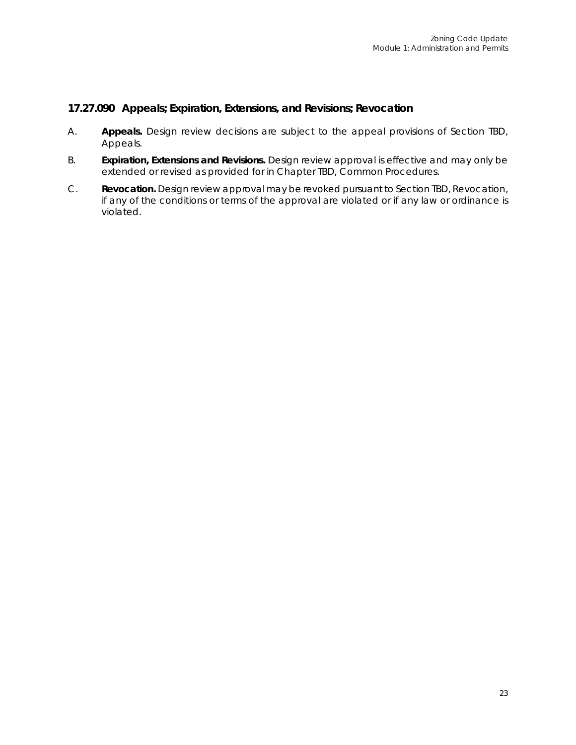### 17.27.090 Appeals; Expiration, Extensions, and Revisions; Revocation

A. **Appeals.** Design review decisions are subject to the appeal provisions of Section TBD, Appeals.

B. **Expiration, Extensions and Revisions.** Design review approval is effective and may only be extended or revised as provided for in Chapter TBD, Common Procedures.

C. **Revocation.** Design review approval may be revoked pursuant to Section TBD, Revocation, if any of the conditions or terms of the approval are violated or if any law or ordinance is violated.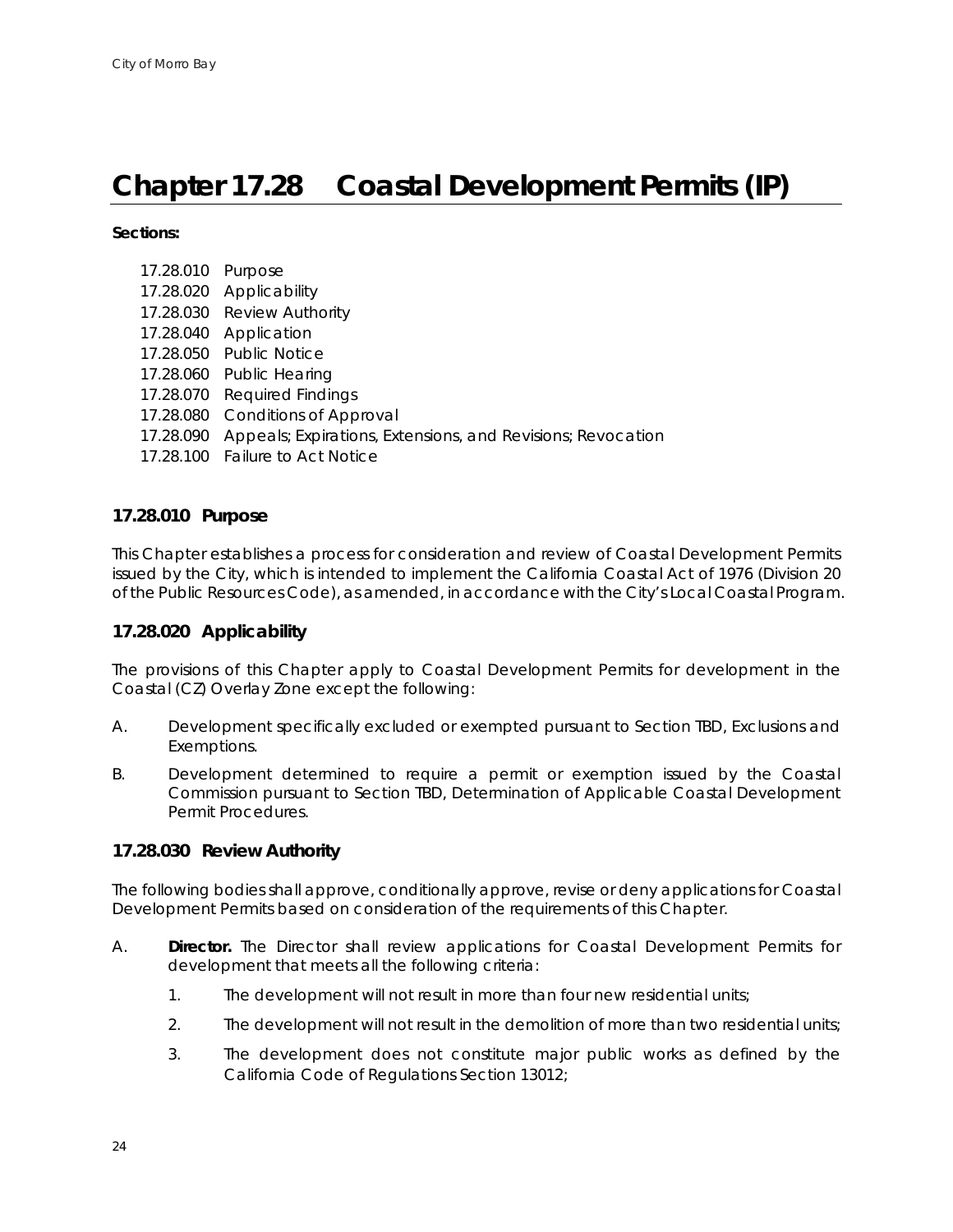# Chapter 17.28 Coastal Development Permits (IP)

**Sections:**

17.28.010 Purpose
17.28.020 Applicability
17.28.030 Review Authority
17.28.040 Application
17.28.050 Public Notice
17.28.060 Public Hearing
17.28.070 Required Findings
17.28.080 Conditions of Approval
17.28.090 Appeals; Expirations, Extensions, and Revisions; Revocation
17.28.100 Failure to Act Notice

## 17.28.010 Purpose

This Chapter establishes a process for consideration and review of Coastal Development Permits issued by the City, which is intended to implement the California Coastal Act of 1976 (Division 20 of the Public Resources Code), as amended, in accordance with the City's Local Coastal Program.

## 17.28.020 Applicability

The provisions of this Chapter apply to Coastal Development Permits for development in the Coastal (CZ) Overlay Zone except the following:

A. Development specifically excluded or exempted pursuant to Section TBD, Exclusions and Exemptions.

B. Development determined to require a permit or exemption issued by the Coastal Commission pursuant to Section TBD, Determination of Applicable Coastal Development Permit Procedures.

## 17.28.030 Review Authority

The following bodies shall approve, conditionally approve, revise or deny applications for Coastal Development Permits based on consideration of the requirements of this Chapter.

A. **Director.** The Director shall review applications for Coastal Development Permits for development that meets all the following criteria:

1. The development will not result in more than four new residential units;

2. The development will not result in the demolition of more than two residential units;

3. The development does not constitute major public works as defined by the California Code of Regulations Section 13012;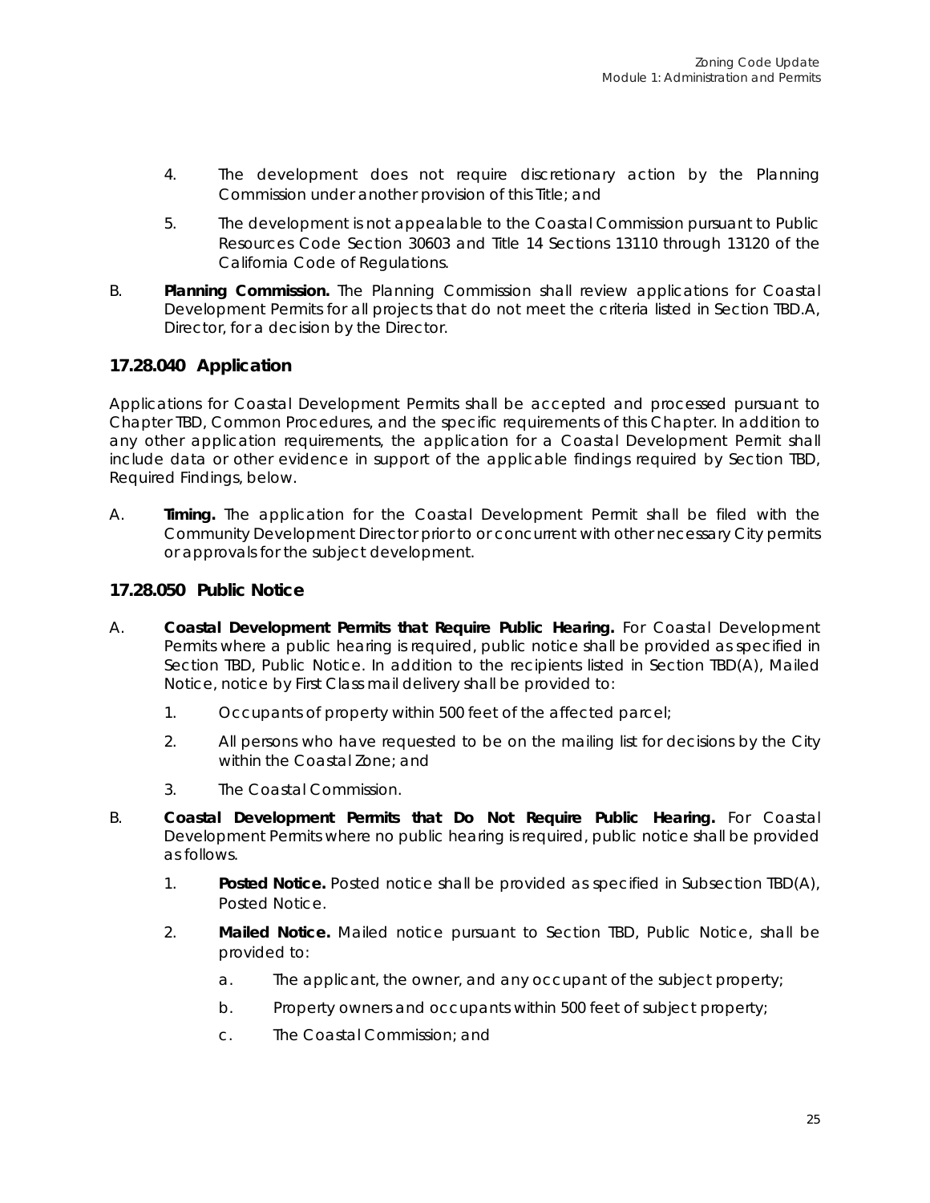4. The development does not require discretionary action by the Planning Commission under another provision of this Title; and

5. The development is not appealable to the Coastal Commission pursuant to Public Resources Code Section 30603 and Title 14 Sections 13110 through 13120 of the California Code of Regulations.

B. **Planning Commission.** The Planning Commission shall review applications for Coastal Development Permits for all projects that do not meet the criteria listed in Section TBD.A, Director, for a decision by the Director.

### 17.28.040 Application

Applications for Coastal Development Permits shall be accepted and processed pursuant to Chapter TBD, Common Procedures, and the specific requirements of this Chapter. In addition to any other application requirements, the application for a Coastal Development Permit shall include data or other evidence in support of the applicable findings required by Section TBD, Required Findings, below.

A. **Timing.** The application for the Coastal Development Permit shall be filed with the Community Development Director prior to or concurrent with other necessary City permits or approvals for the subject development.

### 17.28.050 Public Notice

A. **Coastal Development Permits that Require Public Hearing.** For Coastal Development Permits where a public hearing is required, public notice shall be provided as specified in Section TBD, Public Notice. In addition to the recipients listed in Section TBD(A), Mailed Notice, notice by First Class mail delivery shall be provided to:

   1. Occupants of property within 500 feet of the affected parcel;

   2. All persons who have requested to be on the mailing list for decisions by the City within the Coastal Zone; and

   3. The Coastal Commission.

B. **Coastal Development Permits that Do Not Require Public Hearing.** For Coastal Development Permits where no public hearing is required, public notice shall be provided as follows.

   1. **Posted Notice.** Posted notice shall be provided as specified in Subsection TBD(A), Posted Notice.

   2. **Mailed Notice.** Mailed notice pursuant to Section TBD, Public Notice, shall be provided to:

      a. The applicant, the owner, and any occupant of the subject property;

      b. Property owners and occupants within 500 feet of subject property;

      c. The Coastal Commission; and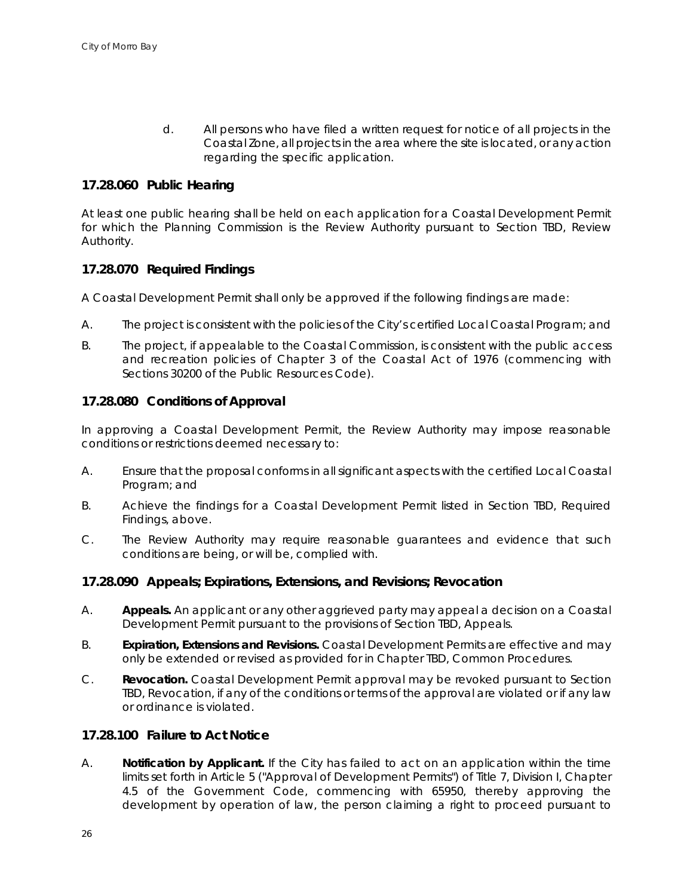d. All persons who have filed a written request for notice of all projects in the Coastal Zone, all projects in the area where the site is located, or any action regarding the specific application.

### 17.28.060 Public Hearing

At least one public hearing shall be held on each application for a Coastal Development Permit for which the Planning Commission is the Review Authority pursuant to Section TBD, Review Authority.

### 17.28.070 Required Findings

A Coastal Development Permit shall only be approved if the following findings are made:

A. The project is consistent with the policies of the City's certified Local Coastal Program; and

B. The project, if appealable to the Coastal Commission, is consistent with the public access and recreation policies of Chapter 3 of the Coastal Act of 1976 (commencing with Sections 30200 of the Public Resources Code).

### 17.28.080 Conditions of Approval

In approving a Coastal Development Permit, the Review Authority may impose reasonable conditions or restrictions deemed necessary to:

A. Ensure that the proposal conforms in all significant aspects with the certified Local Coastal Program; and

B. Achieve the findings for a Coastal Development Permit listed in Section TBD, Required Findings, above.

C. The Review Authority may require reasonable guarantees and evidence that such conditions are being, or will be, complied with.

### 17.28.090 Appeals; Expirations, Extensions, and Revisions; Revocation

A. **Appeals.** An applicant or any other aggrieved party may appeal a decision on a Coastal Development Permit pursuant to the provisions of Section TBD, Appeals.

B. **Expiration, Extensions and Revisions.** Coastal Development Permits are effective and may only be extended or revised as provided for in Chapter TBD, Common Procedures.

C. **Revocation.** Coastal Development Permit approval may be revoked pursuant to Section TBD, Revocation, if any of the conditions or terms of the approval are violated or if any law or ordinance is violated.

### 17.28.100 Failure to Act Notice

A. **Notification by Applicant.** If the City has failed to act on an application within the time limits set forth in Article 5 ("Approval of Development Permits") of Title 7, Division I, Chapter 4.5 of the Government Code, commencing with 65950, thereby approving the development by operation of law, the person claiming a right to proceed pursuant to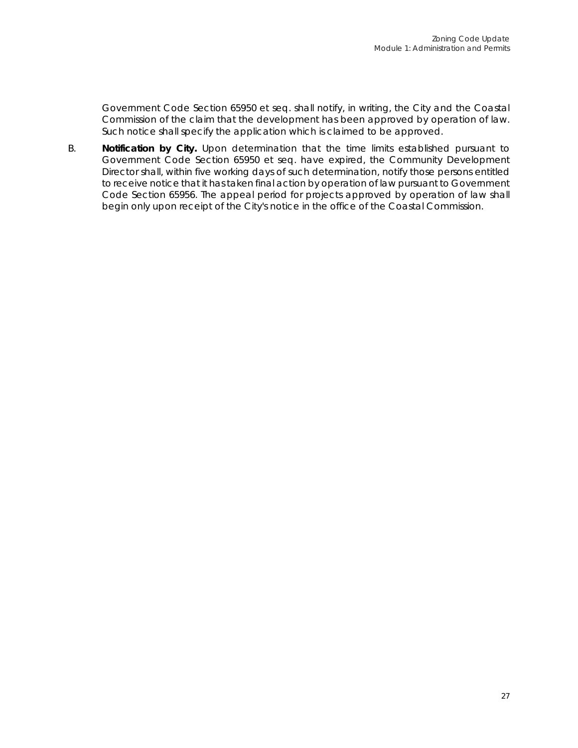Government Code Section 65950 et seq. shall notify, in writing, the City and the Coastal Commission of the claim that the development has been approved by operation of law. Such notice shall specify the application which is claimed to be approved.

B. **Notification by City.** Upon determination that the time limits established pursuant to Government Code Section 65950 et seq. have expired, the Community Development Director shall, within five working days of such determination, notify those persons entitled to receive notice that it has taken final action by operation of law pursuant to Government Code Section 65956. The appeal period for projects approved by operation of law shall begin only upon receipt of the City's notice in the office of the Coastal Commission.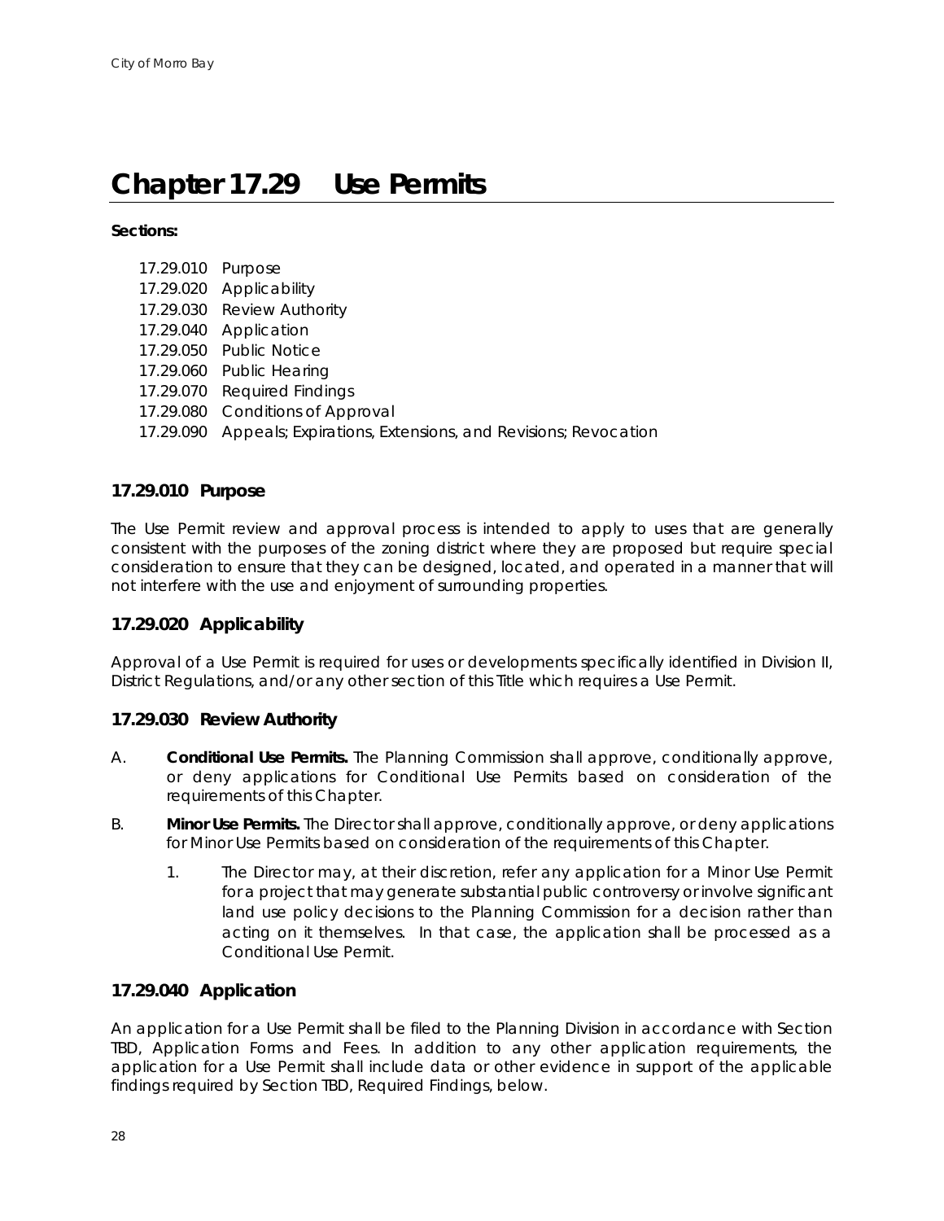# Chapter 17.29 Use Permits

**Sections:**

17.29.010 Purpose
17.29.020 Applicability
17.29.030 Review Authority
17.29.040 Application
17.29.050 Public Notice
17.29.060 Public Hearing
17.29.070 Required Findings
17.29.080 Conditions of Approval
17.29.090 Appeals; Expirations, Extensions, and Revisions; Revocation

## 17.29.010 Purpose

The Use Permit review and approval process is intended to apply to uses that are generally consistent with the purposes of the zoning district where they are proposed but require special consideration to ensure that they can be designed, located, and operated in a manner that will not interfere with the use and enjoyment of surrounding properties.

## 17.29.020 Applicability

Approval of a Use Permit is required for uses or developments specifically identified in Division II, District Regulations, and/or any other section of this Title which requires a Use Permit.

## 17.29.030 Review Authority

A. **Conditional Use Permits.** The Planning Commission shall approve, conditionally approve, or deny applications for Conditional Use Permits based on consideration of the requirements of this Chapter.

B. **Minor Use Permits.** The Director shall approve, conditionally approve, or deny applications for Minor Use Permits based on consideration of the requirements of this Chapter.

   1. The Director may, at their discretion, refer any application for a Minor Use Permit for a project that may generate substantial public controversy or involve significant land use policy decisions to the Planning Commission for a decision rather than acting on it themselves. In that case, the application shall be processed as a Conditional Use Permit.

## 17.29.040 Application

An application for a Use Permit shall be filed to the Planning Division in accordance with Section TBD, Application Forms and Fees. In addition to any other application requirements, the application for a Use Permit shall include data or other evidence in support of the applicable findings required by Section TBD, Required Findings, below.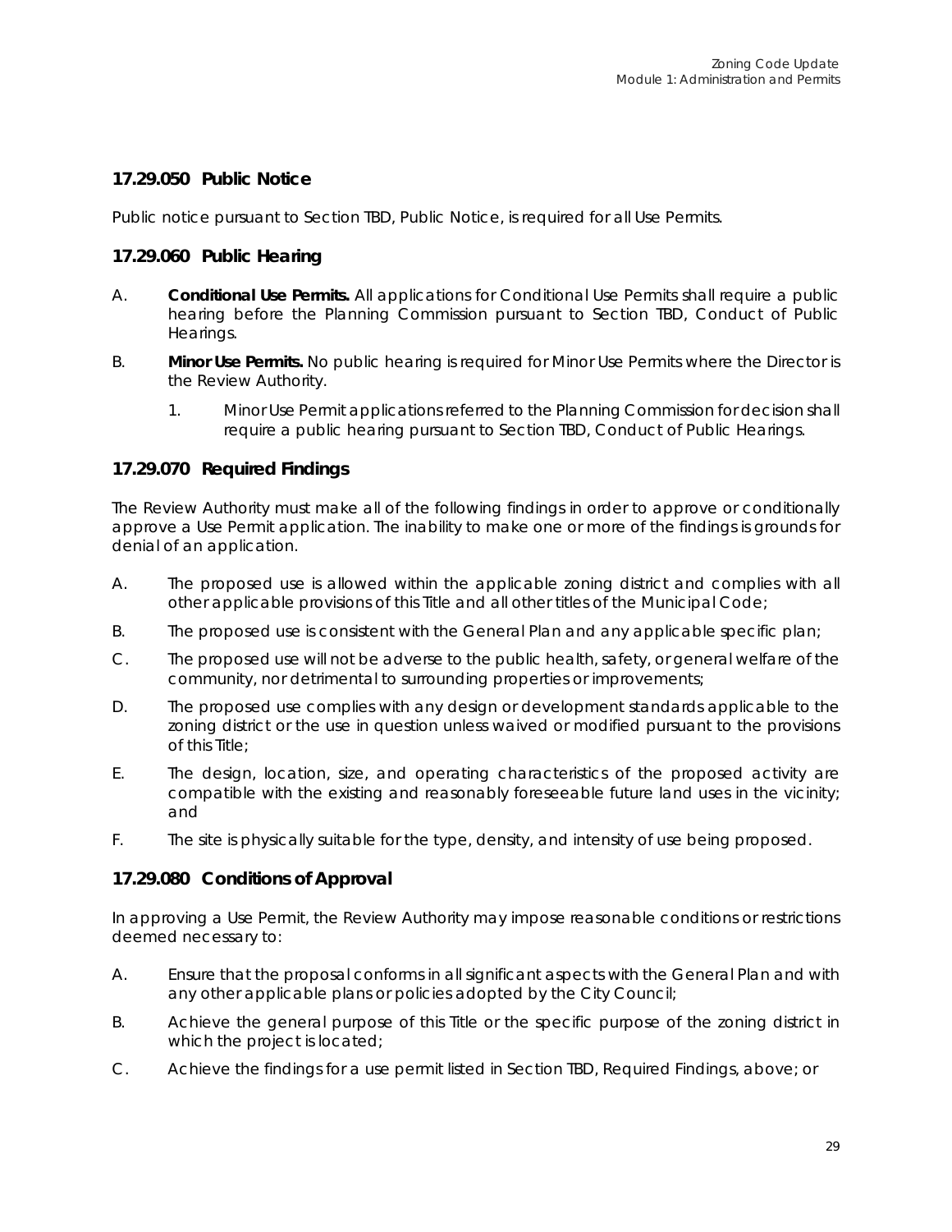### 17.29.050 Public Notice

Public notice pursuant to Section TBD, Public Notice, is required for all Use Permits.

### 17.29.060 Public Hearing

A. **Conditional Use Permits.** All applications for Conditional Use Permits shall require a public hearing before the Planning Commission pursuant to Section TBD, Conduct of Public Hearings.

B. **Minor Use Permits.** No public hearing is required for Minor Use Permits where the Director is the Review Authority.

   1. Minor Use Permit applications referred to the Planning Commission for decision shall require a public hearing pursuant to Section TBD, Conduct of Public Hearings.

### 17.29.070 Required Findings

The Review Authority must make all of the following findings in order to approve or conditionally approve a Use Permit application. The inability to make one or more of the findings is grounds for denial of an application.

A. The proposed use is allowed within the applicable zoning district and complies with all other applicable provisions of this Title and all other titles of the Municipal Code;

B. The proposed use is consistent with the General Plan and any applicable specific plan;

C. The proposed use will not be adverse to the public health, safety, or general welfare of the community, nor detrimental to surrounding properties or improvements;

D. The proposed use complies with any design or development standards applicable to the zoning district or the use in question unless waived or modified pursuant to the provisions of this Title;

E. The design, location, size, and operating characteristics of the proposed activity are compatible with the existing and reasonably foreseeable future land uses in the vicinity; and

F. The site is physically suitable for the type, density, and intensity of use being proposed.

### 17.29.080 Conditions of Approval

In approving a Use Permit, the Review Authority may impose reasonable conditions or restrictions deemed necessary to:

A. Ensure that the proposal conforms in all significant aspects with the General Plan and with any other applicable plans or policies adopted by the City Council;

B. Achieve the general purpose of this Title or the specific purpose of the zoning district in which the project is located;

C. Achieve the findings for a use permit listed in Section TBD, Required Findings, above; or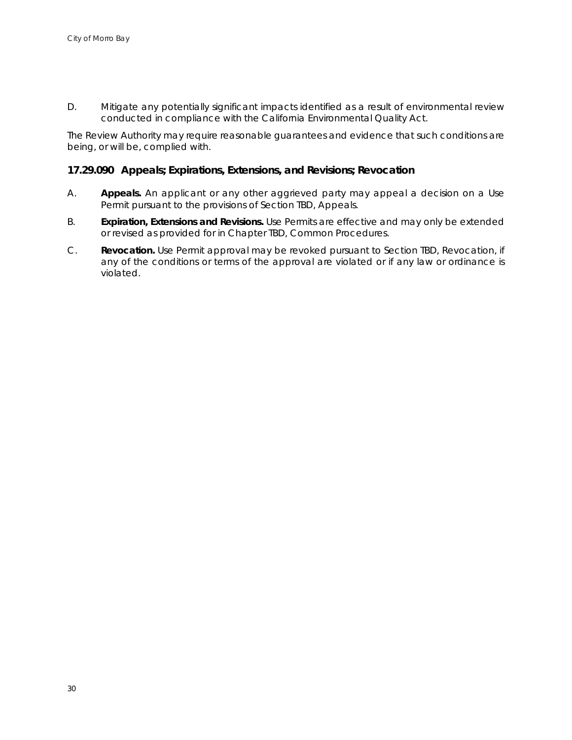D. Mitigate any potentially significant impacts identified as a result of environmental review conducted in compliance with the California Environmental Quality Act.

The Review Authority may require reasonable guarantees and evidence that such conditions are being, or will be, complied with.

### 17.29.090 Appeals; Expirations, Extensions, and Revisions; Revocation

A. **Appeals.** An applicant or any other aggrieved party may appeal a decision on a Use Permit pursuant to the provisions of Section TBD, Appeals.

B. **Expiration, Extensions and Revisions.** Use Permits are effective and may only be extended or revised as provided for in Chapter TBD, Common Procedures.

C. **Revocation.** Use Permit approval may be revoked pursuant to Section TBD, Revocation, if any of the conditions or terms of the approval are violated or if any law or ordinance is violated.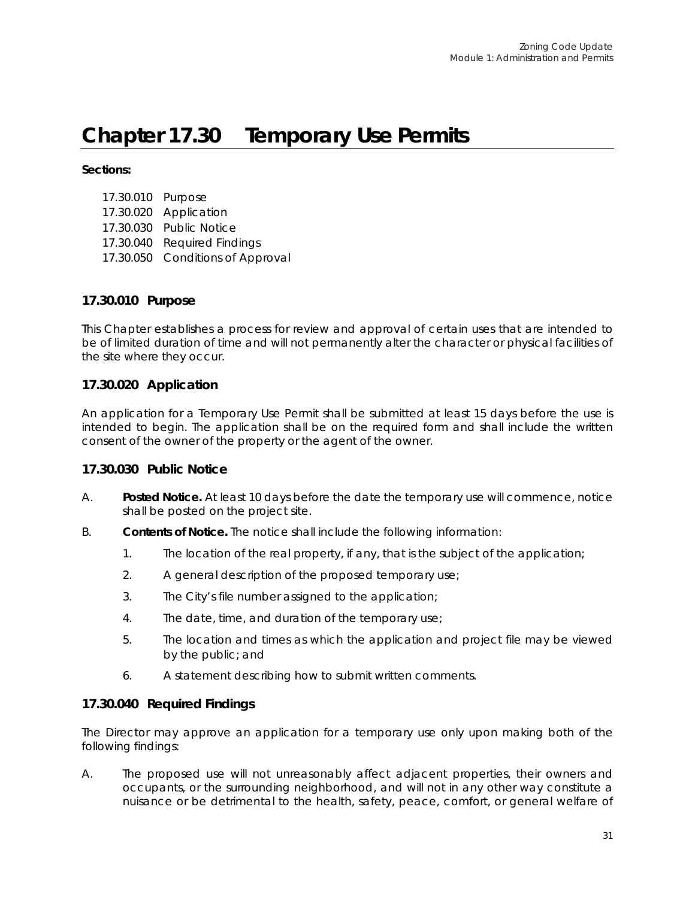# Chapter 17.30 Temporary Use Permits

**Sections:**

17.30.010 Purpose
17.30.020 Application
17.30.030 Public Notice
17.30.040 Required Findings
17.30.050 Conditions of Approval

### 17.30.010 Purpose

This Chapter establishes a process for review and approval of certain uses that are intended to be of limited duration of time and will not permanently alter the character or physical facilities of the site where they occur.

### 17.30.020 Application

An application for a Temporary Use Permit shall be submitted at least 15 days before the use is intended to begin. The application shall be on the required form and shall include the written consent of the owner of the property or the agent of the owner.

### 17.30.030 Public Notice

A. **Posted Notice.** At least 10 days before the date the temporary use will commence, notice shall be posted on the project site.

B. **Contents of Notice.** The notice shall include the following information:

1. The location of the real property, if any, that is the subject of the application;
2. A general description of the proposed temporary use;
3. The City's file number assigned to the application;
4. The date, time, and duration of the temporary use;
5. The location and times as which the application and project file may be viewed by the public; and
6. A statement describing how to submit written comments.

### 17.30.040 Required Findings

The Director may approve an application for a temporary use only upon making both of the following findings:

A. The proposed use will not unreasonably affect adjacent properties, their owners and occupants, or the surrounding neighborhood, and will not in any other way constitute a nuisance or be detrimental to the health, safety, peace, comfort, or general welfare of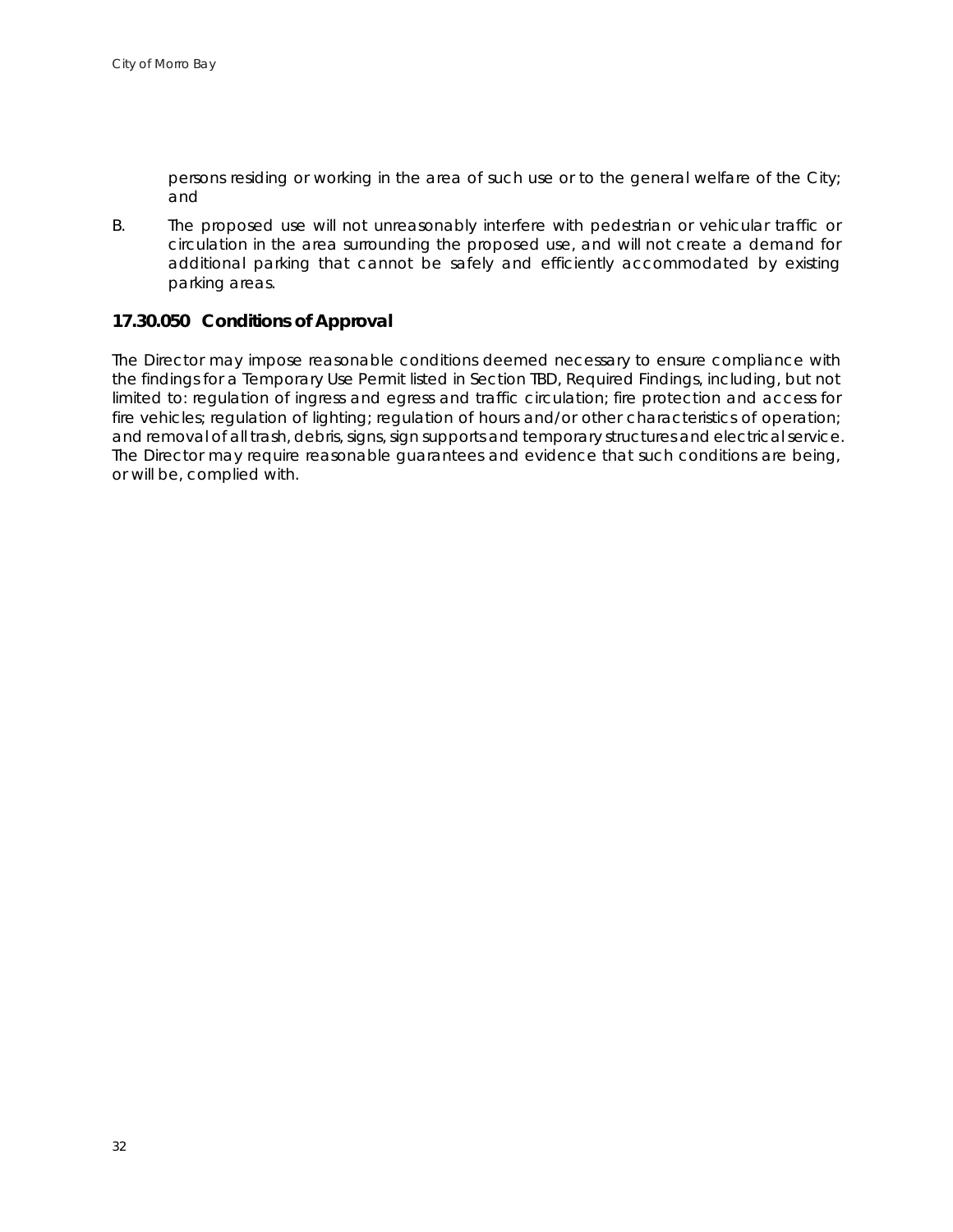persons residing or working in the area of such use or to the general welfare of the City; and

B. The proposed use will not unreasonably interfere with pedestrian or vehicular traffic or circulation in the area surrounding the proposed use, and will not create a demand for additional parking that cannot be safely and efficiently accommodated by existing parking areas.

### 17.30.050 Conditions of Approval

The Director may impose reasonable conditions deemed necessary to ensure compliance with the findings for a Temporary Use Permit listed in Section TBD, Required Findings, including, but not limited to: regulation of ingress and egress and traffic circulation; fire protection and access for fire vehicles; regulation of lighting; regulation of hours and/or other characteristics of operation; and removal of all trash, debris, signs, sign supports and temporary structures and electrical service. The Director may require reasonable guarantees and evidence that such conditions are being, or will be, complied with.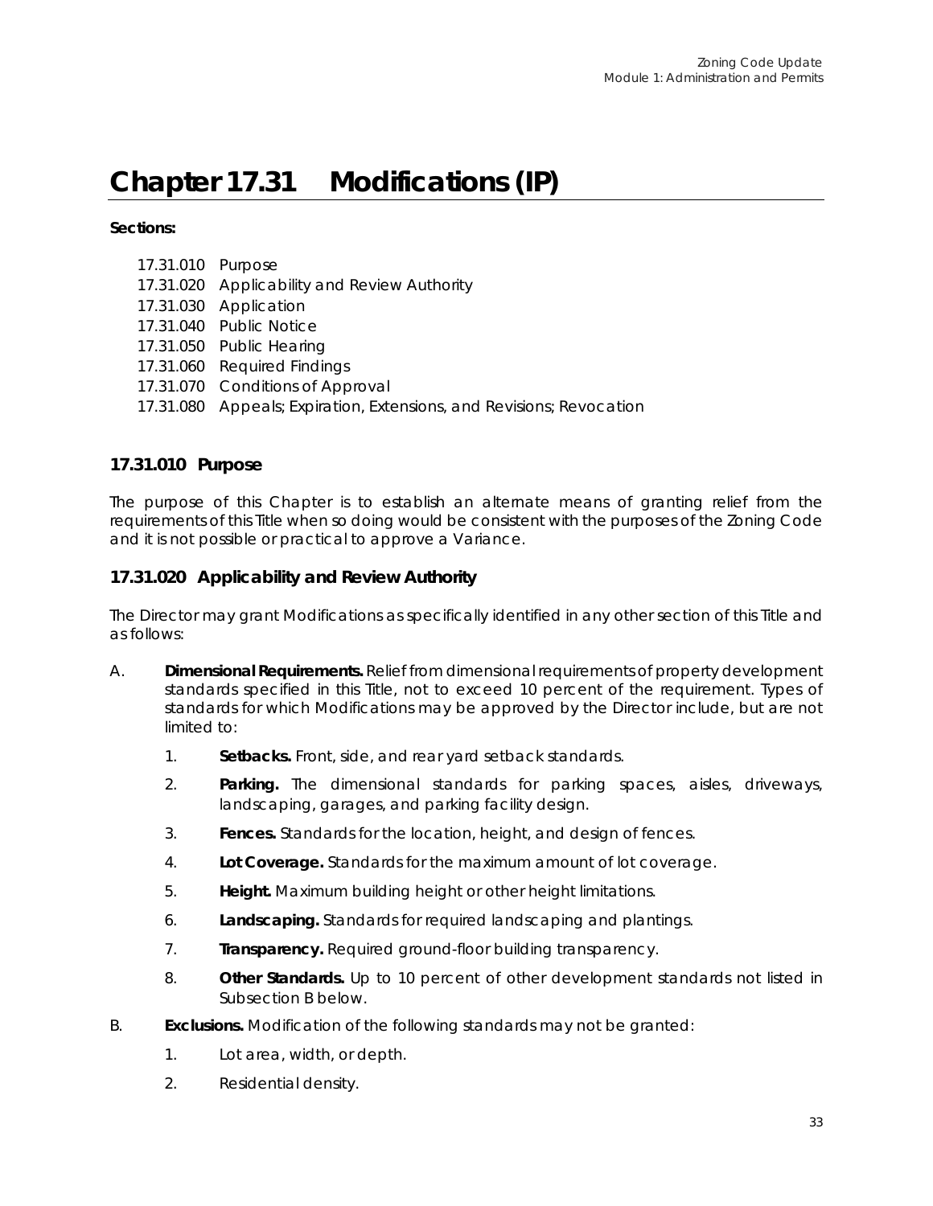# Chapter 17.31 Modifications (IP)

**Sections:**

17.31.010 Purpose
17.31.020 Applicability and Review Authority
17.31.030 Application
17.31.040 Public Notice
17.31.050 Public Hearing
17.31.060 Required Findings
17.31.070 Conditions of Approval
17.31.080 Appeals; Expiration, Extensions, and Revisions; Revocation

### 17.31.010 Purpose

The purpose of this Chapter is to establish an alternate means of granting relief from the requirements of this Title when so doing would be consistent with the purposes of the Zoning Code and it is not possible or practical to approve a Variance.

### 17.31.020 Applicability and Review Authority

The Director may grant Modifications as specifically identified in any other section of this Title and as follows:

A. **Dimensional Requirements.** Relief from dimensional requirements of property development standards specified in this Title, not to exceed 10 percent of the requirement. Types of standards for which Modifications may be approved by the Director include, but are not limited to:

   1. **Setbacks.** Front, side, and rear yard setback standards.

   2. **Parking.** The dimensional standards for parking spaces, aisles, driveways, landscaping, garages, and parking facility design.

   3. **Fences.** Standards for the location, height, and design of fences.

   4. **Lot Coverage.** Standards for the maximum amount of lot coverage.

   5. **Height.** Maximum building height or other height limitations.

   6. **Landscaping.** Standards for required landscaping and plantings.

   7. **Transparency.** Required ground-floor building transparency.

   8. **Other Standards.** Up to 10 percent of other development standards not listed in Subsection B below.

B. **Exclusions.** Modification of the following standards may not be granted:

   1. Lot area, width, or depth.

   2. Residential density.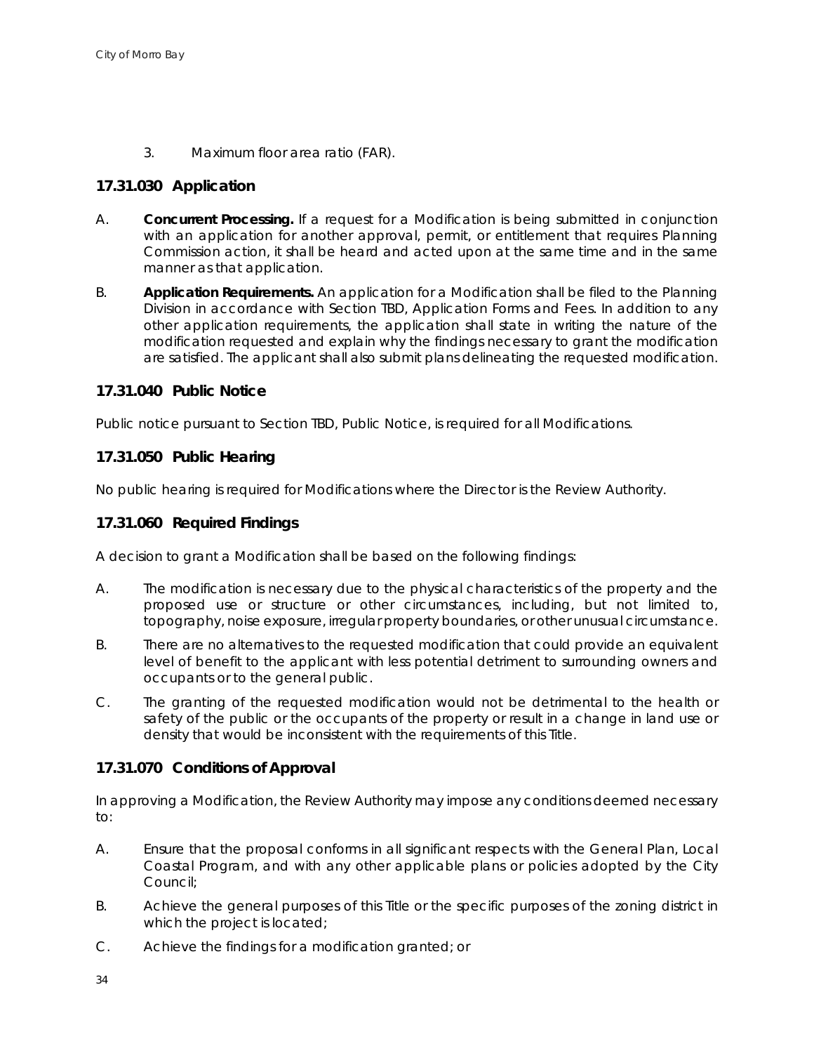3. Maximum floor area ratio (FAR).

## 17.31.030 Application

A. **Concurrent Processing.** If a request for a Modification is being submitted in conjunction with an application for another approval, permit, or entitlement that requires Planning Commission action, it shall be heard and acted upon at the same time and in the same manner as that application.

B. **Application Requirements.** An application for a Modification shall be filed to the Planning Division in accordance with Section TBD, Application Forms and Fees. In addition to any other application requirements, the application shall state in writing the nature of the modification requested and explain why the findings necessary to grant the modification are satisfied. The applicant shall also submit plans delineating the requested modification.

## 17.31.040 Public Notice

Public notice pursuant to Section TBD, Public Notice, is required for all Modifications.

## 17.31.050 Public Hearing

No public hearing is required for Modifications where the Director is the Review Authority.

## 17.31.060 Required Findings

A decision to grant a Modification shall be based on the following findings:

A. The modification is necessary due to the physical characteristics of the property and the proposed use or structure or other circumstances, including, but not limited to, topography, noise exposure, irregular property boundaries, or other unusual circumstance.

B. There are no alternatives to the requested modification that could provide an equivalent level of benefit to the applicant with less potential detriment to surrounding owners and occupants or to the general public.

C. The granting of the requested modification would not be detrimental to the health or safety of the public or the occupants of the property or result in a change in land use or density that would be inconsistent with the requirements of this Title.

## 17.31.070 Conditions of Approval

In approving a Modification, the Review Authority may impose any conditions deemed necessary to:

A. Ensure that the proposal conforms in all significant respects with the General Plan, Local Coastal Program, and with any other applicable plans or policies adopted by the City Council;

B. Achieve the general purposes of this Title or the specific purposes of the zoning district in which the project is located;

C. Achieve the findings for a modification granted; or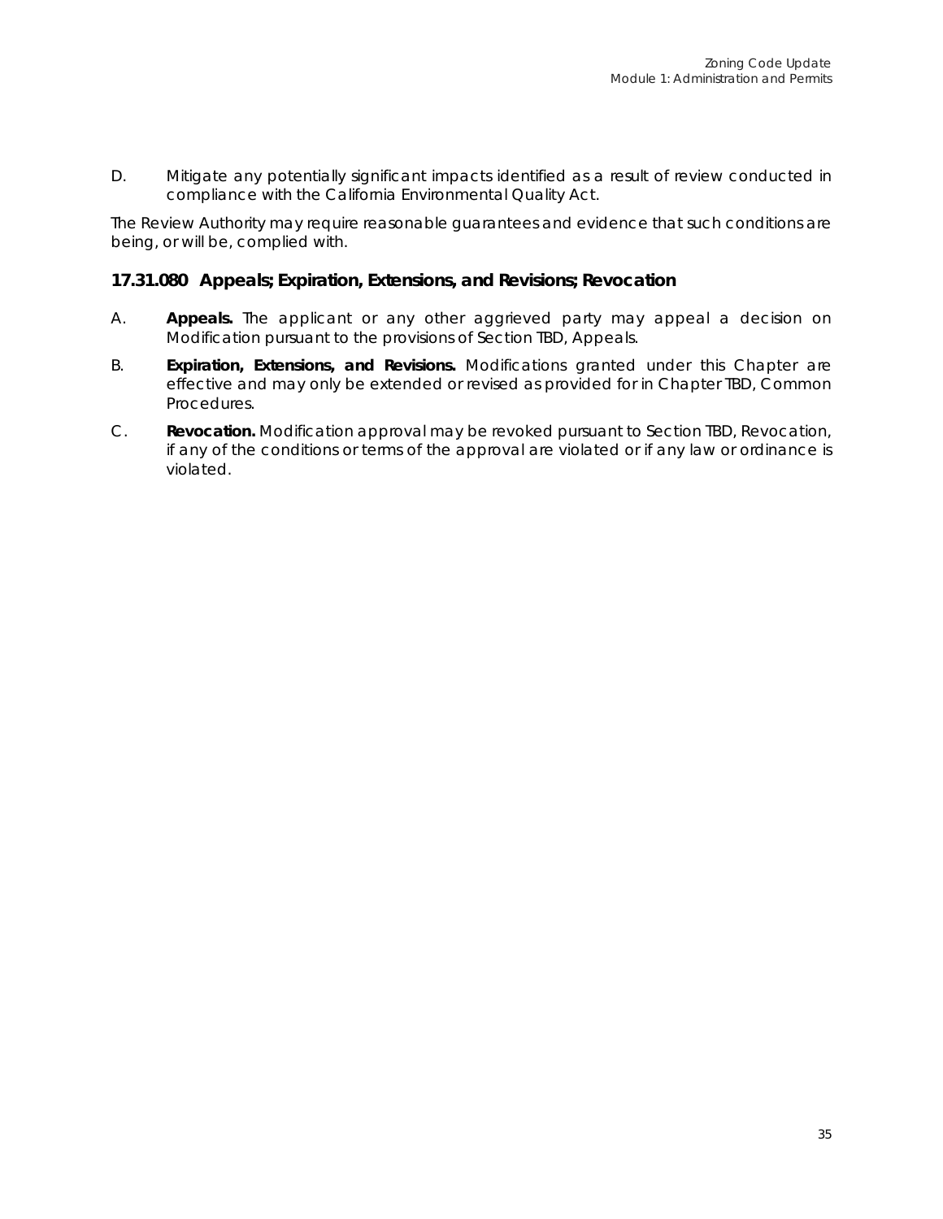D. Mitigate any potentially significant impacts identified as a result of review conducted in compliance with the California Environmental Quality Act.

The Review Authority may require reasonable guarantees and evidence that such conditions are being, or will be, complied with.

### 17.31.080 Appeals; Expiration, Extensions, and Revisions; Revocation

A. **Appeals.** The applicant or any other aggrieved party may appeal a decision on Modification pursuant to the provisions of Section TBD, Appeals.

B. **Expiration, Extensions, and Revisions.** Modifications granted under this Chapter are effective and may only be extended or revised as provided for in Chapter TBD, Common Procedures.

C. **Revocation.** Modification approval may be revoked pursuant to Section TBD, Revocation, if any of the conditions or terms of the approval are violated or if any law or ordinance is violated.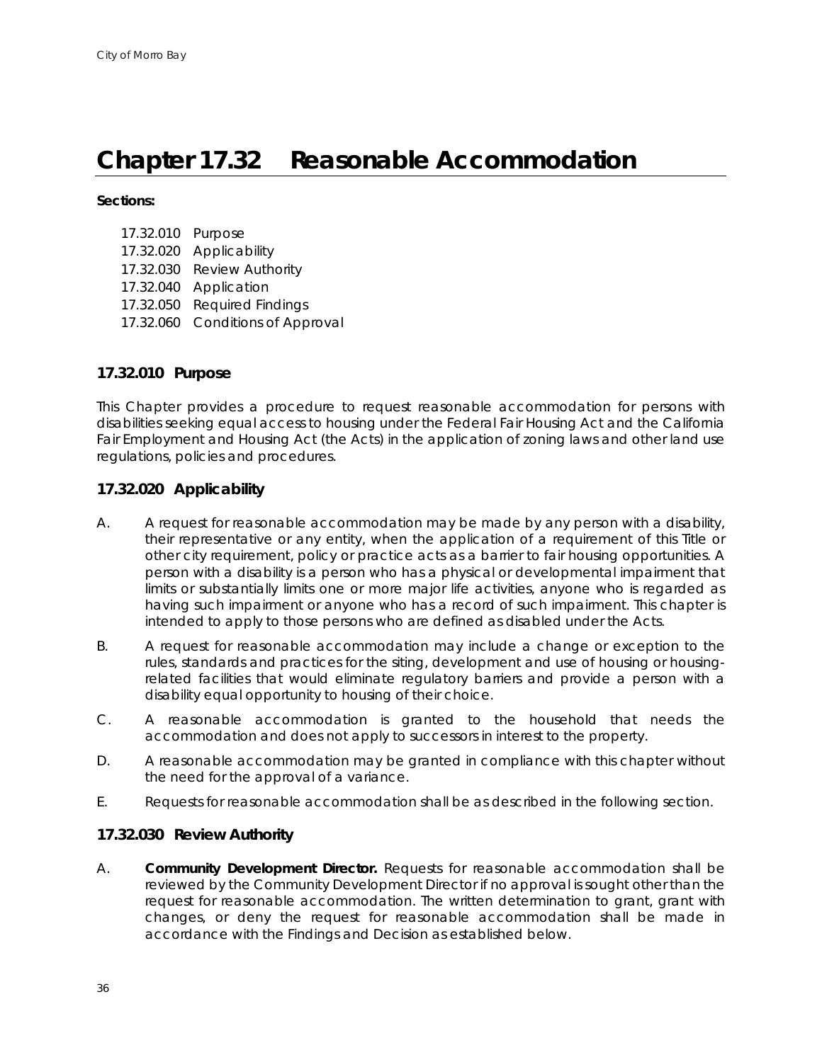# Chapter 17.32 Reasonable Accommodation

**Sections:**

17.32.010 Purpose
17.32.020 Applicability
17.32.030 Review Authority
17.32.040 Application
17.32.050 Required Findings
17.32.060 Conditions of Approval

### 17.32.010 Purpose

This Chapter provides a procedure to request reasonable accommodation for persons with disabilities seeking equal access to housing under the Federal Fair Housing Act and the California Fair Employment and Housing Act (the Acts) in the application of zoning laws and other land use regulations, policies and procedures.

### 17.32.020 Applicability

A. A request for reasonable accommodation may be made by any person with a disability, their representative or any entity, when the application of a requirement of this Title or other city requirement, policy or practice acts as a barrier to fair housing opportunities. A person with a disability is a person who has a physical or developmental impairment that limits or substantially limits one or more major life activities, anyone who is regarded as having such impairment or anyone who has a record of such impairment. This chapter is intended to apply to those persons who are defined as disabled under the Acts.

B. A request for reasonable accommodation may include a change or exception to the rules, standards and practices for the siting, development and use of housing or housing-related facilities that would eliminate regulatory barriers and provide a person with a disability equal opportunity to housing of their choice.

C. A reasonable accommodation is granted to the household that needs the accommodation and does not apply to successors in interest to the property.

D. A reasonable accommodation may be granted in compliance with this chapter without the need for the approval of a variance.

E. Requests for reasonable accommodation shall be as described in the following section.

### 17.32.030 Review Authority

A. **Community Development Director.** Requests for reasonable accommodation shall be reviewed by the Community Development Director if no approval is sought other than the request for reasonable accommodation. The written determination to grant, grant with changes, or deny the request for reasonable accommodation shall be made in accordance with the Findings and Decision as established below.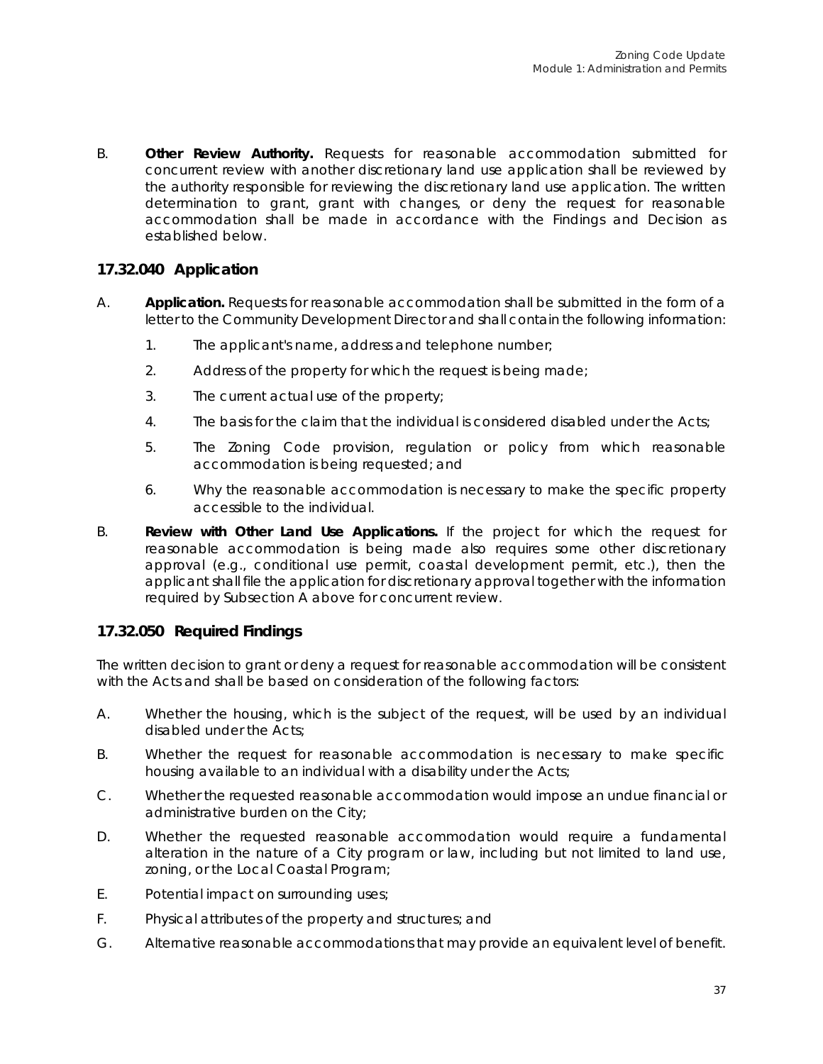B. **Other Review Authority.** Requests for reasonable accommodation submitted for concurrent review with another discretionary land use application shall be reviewed by the authority responsible for reviewing the discretionary land use application. The written determination to grant, grant with changes, or deny the request for reasonable accommodation shall be made in accordance with the Findings and Decision as established below.

### 17.32.040 Application

A. **Application.** Requests for reasonable accommodation shall be submitted in the form of a letter to the Community Development Director and shall contain the following information:

1. The applicant's name, address and telephone number;
2. Address of the property for which the request is being made;
3. The current actual use of the property;
4. The basis for the claim that the individual is considered disabled under the Acts;
5. The Zoning Code provision, regulation or policy from which reasonable accommodation is being requested; and
6. Why the reasonable accommodation is necessary to make the specific property accessible to the individual.

B. **Review with Other Land Use Applications.** If the project for which the request for reasonable accommodation is being made also requires some other discretionary approval (e.g., conditional use permit, coastal development permit, etc.), then the applicant shall file the application for discretionary approval together with the information required by Subsection A above for concurrent review.

### 17.32.050 Required Findings

The written decision to grant or deny a request for reasonable accommodation will be consistent with the Acts and shall be based on consideration of the following factors:

A. Whether the housing, which is the subject of the request, will be used by an individual disabled under the Acts;

B. Whether the request for reasonable accommodation is necessary to make specific housing available to an individual with a disability under the Acts;

C. Whether the requested reasonable accommodation would impose an undue financial or administrative burden on the City;

D. Whether the requested reasonable accommodation would require a fundamental alteration in the nature of a City program or law, including but not limited to land use, zoning, or the Local Coastal Program;

E. Potential impact on surrounding uses;

F. Physical attributes of the property and structures; and

G. Alternative reasonable accommodations that may provide an equivalent level of benefit.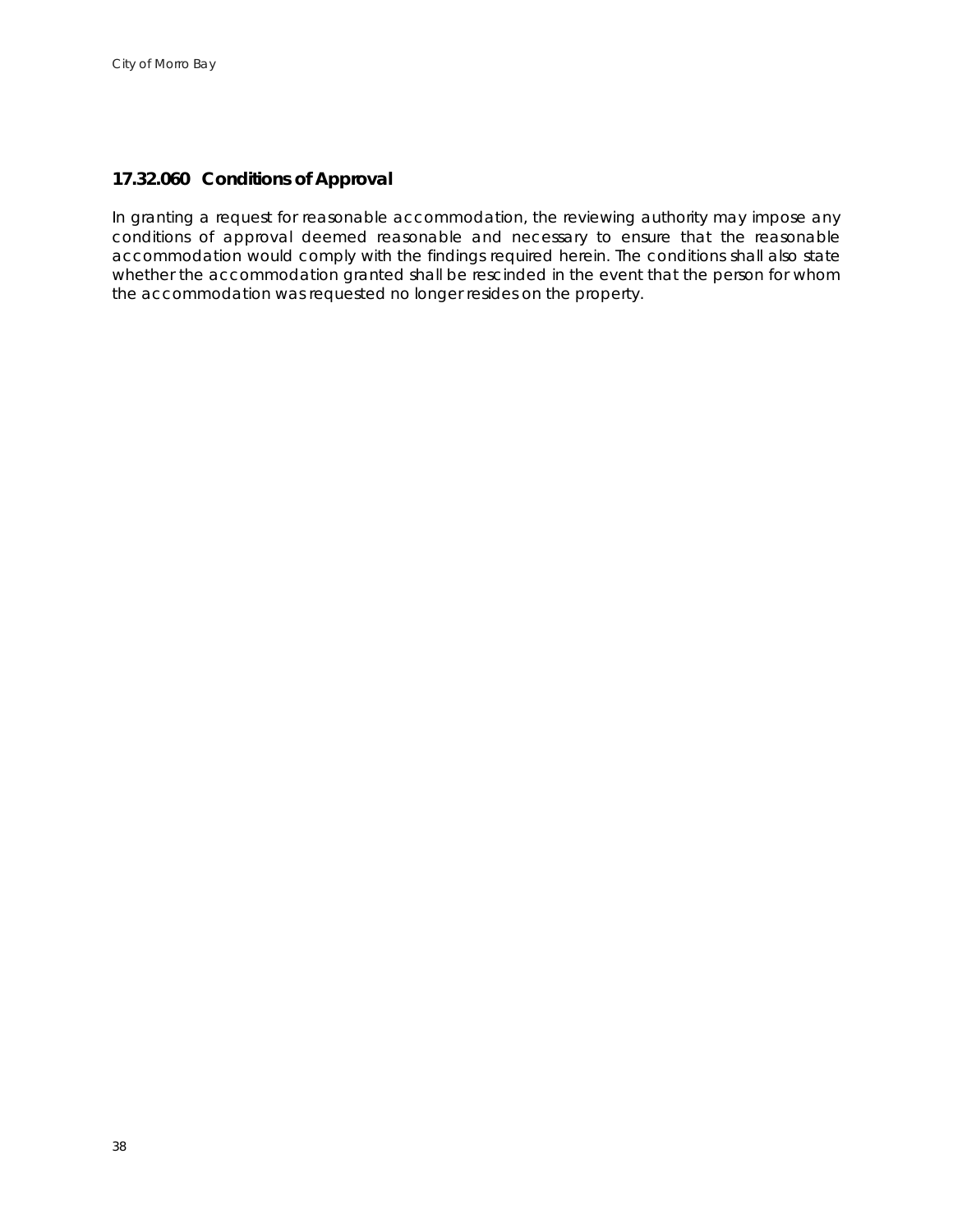### 17.32.060 Conditions of Approval

In granting a request for reasonable accommodation, the reviewing authority may impose any conditions of approval deemed reasonable and necessary to ensure that the reasonable accommodation would comply with the findings required herein. The conditions shall also state whether the accommodation granted shall be rescinded in the event that the person for whom the accommodation was requested no longer resides on the property.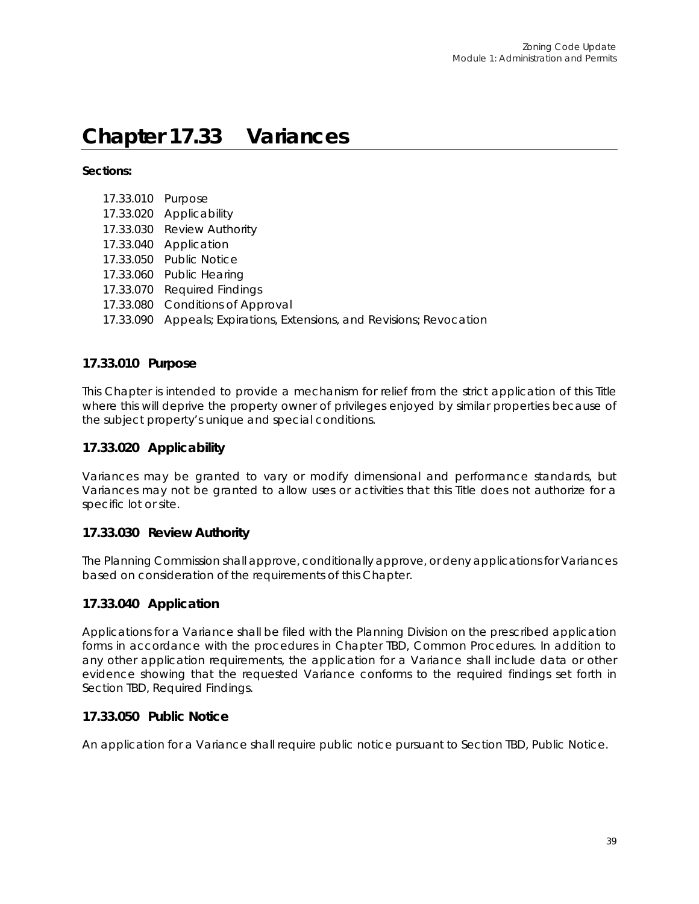# Chapter 17.33 Variances

**Sections:**

17.33.010 Purpose
17.33.020 Applicability
17.33.030 Review Authority
17.33.040 Application
17.33.050 Public Notice
17.33.060 Public Hearing
17.33.070 Required Findings
17.33.080 Conditions of Approval
17.33.090 Appeals; Expirations, Extensions, and Revisions; Revocation

### 17.33.010 Purpose

This Chapter is intended to provide a mechanism for relief from the strict application of this Title where this will deprive the property owner of privileges enjoyed by similar properties because of the subject property's unique and special conditions.

### 17.33.020 Applicability

Variances may be granted to vary or modify dimensional and performance standards, but Variances may not be granted to allow uses or activities that this Title does not authorize for a specific lot or site.

### 17.33.030 Review Authority

The Planning Commission shall approve, conditionally approve, or deny applications for Variances based on consideration of the requirements of this Chapter.

### 17.33.040 Application

Applications for a Variance shall be filed with the Planning Division on the prescribed application forms in accordance with the procedures in Chapter TBD, Common Procedures. In addition to any other application requirements, the application for a Variance shall include data or other evidence showing that the requested Variance conforms to the required findings set forth in Section TBD, Required Findings.

### 17.33.050 Public Notice

An application for a Variance shall require public notice pursuant to Section TBD, Public Notice.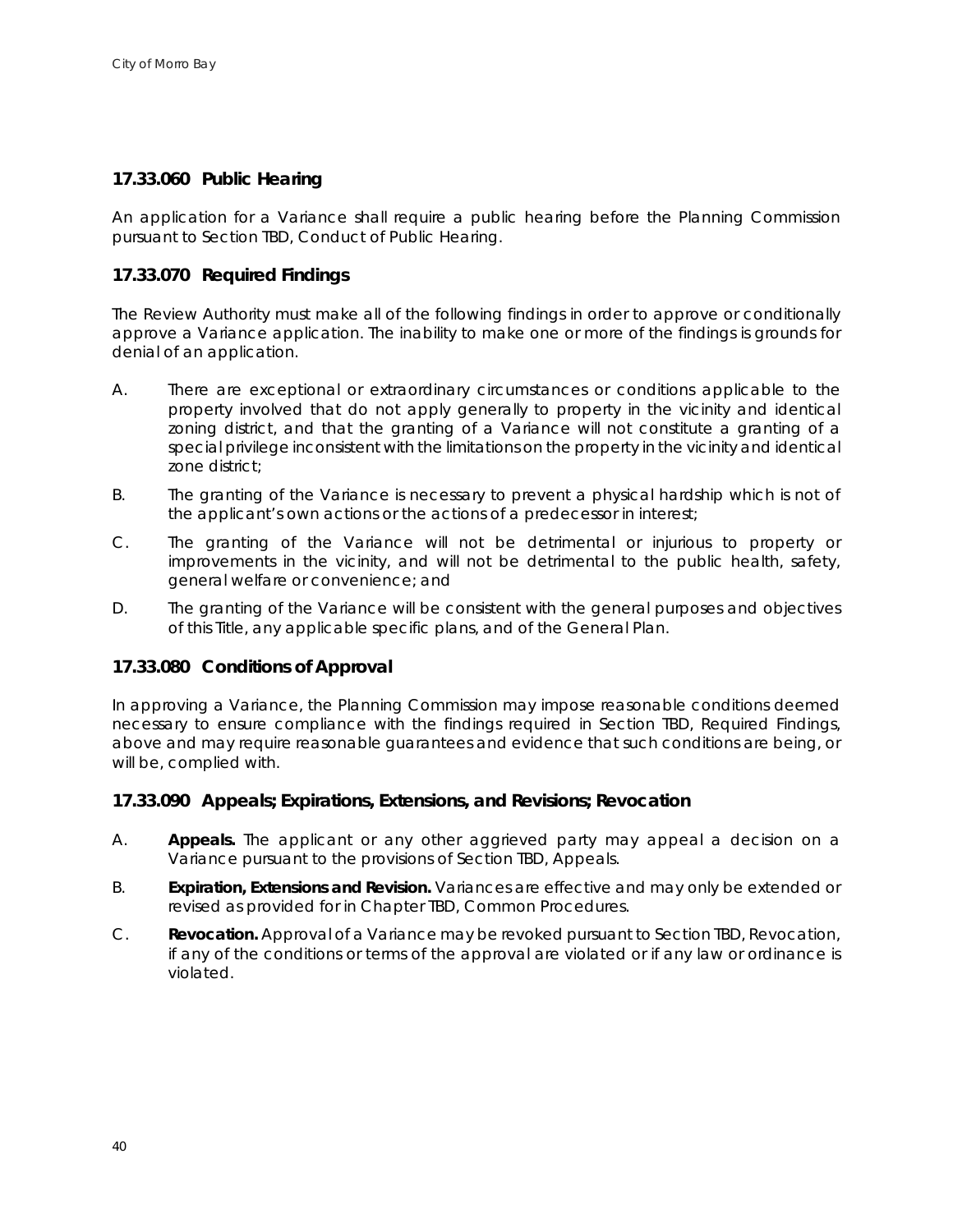## 17.33.060 Public Hearing

An application for a Variance shall require a public hearing before the Planning Commission pursuant to Section TBD, Conduct of Public Hearing.

## 17.33.070 Required Findings

The Review Authority must make all of the following findings in order to approve or conditionally approve a Variance application. The inability to make one or more of the findings is grounds for denial of an application.

A. There are exceptional or extraordinary circumstances or conditions applicable to the property involved that do not apply generally to property in the vicinity and identical zoning district, and that the granting of a Variance will not constitute a granting of a special privilege inconsistent with the limitations on the property in the vicinity and identical zone district;

B. The granting of the Variance is necessary to prevent a physical hardship which is not of the applicant's own actions or the actions of a predecessor in interest;

C. The granting of the Variance will not be detrimental or injurious to property or improvements in the vicinity, and will not be detrimental to the public health, safety, general welfare or convenience; and

D. The granting of the Variance will be consistent with the general purposes and objectives of this Title, any applicable specific plans, and of the General Plan.

## 17.33.080 Conditions of Approval

In approving a Variance, the Planning Commission may impose reasonable conditions deemed necessary to ensure compliance with the findings required in Section TBD, Required Findings, above and may require reasonable guarantees and evidence that such conditions are being, or will be, complied with.

## 17.33.090 Appeals; Expirations, Extensions, and Revisions; Revocation

A. **Appeals.** The applicant or any other aggrieved party may appeal a decision on a Variance pursuant to the provisions of Section TBD, Appeals.

B. **Expiration, Extensions and Revision.** Variances are effective and may only be extended or revised as provided for in Chapter TBD, Common Procedures.

C. **Revocation.** Approval of a Variance may be revoked pursuant to Section TBD, Revocation, if any of the conditions or terms of the approval are violated or if any law or ordinance is violated.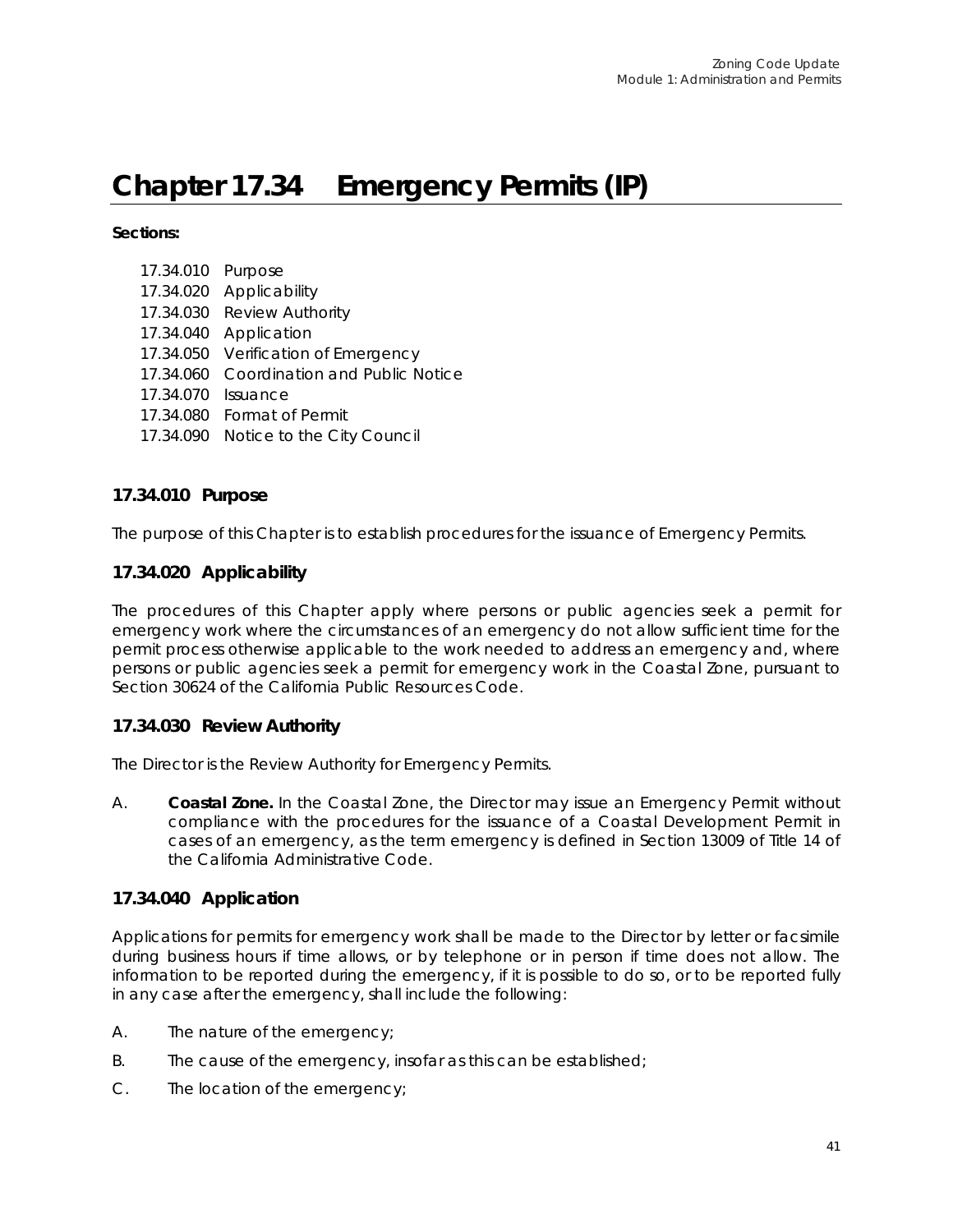# Chapter 17.34 Emergency Permits (IP)

**Sections:**

17.34.010 Purpose
17.34.020 Applicability
17.34.030 Review Authority
17.34.040 Application
17.34.050 Verification of Emergency
17.34.060 Coordination and Public Notice
17.34.070 Issuance
17.34.080 Format of Permit
17.34.090 Notice to the City Council

## 17.34.010 Purpose

The purpose of this Chapter is to establish procedures for the issuance of Emergency Permits.

## 17.34.020 Applicability

The procedures of this Chapter apply where persons or public agencies seek a permit for emergency work where the circumstances of an emergency do not allow sufficient time for the permit process otherwise applicable to the work needed to address an emergency and, where persons or public agencies seek a permit for emergency work in the Coastal Zone, pursuant to Section 30624 of the California Public Resources Code.

## 17.34.030 Review Authority

The Director is the Review Authority for Emergency Permits.

A. **Coastal Zone.** In the Coastal Zone, the Director may issue an Emergency Permit without compliance with the procedures for the issuance of a Coastal Development Permit in cases of an emergency, as the term emergency is defined in Section 13009 of Title 14 of the California Administrative Code.

## 17.34.040 Application

Applications for permits for emergency work shall be made to the Director by letter or facsimile during business hours if time allows, or by telephone or in person if time does not allow. The information to be reported during the emergency, if it is possible to do so, or to be reported fully in any case after the emergency, shall include the following:

A. The nature of the emergency;

B. The cause of the emergency, insofar as this can be established;

C. The location of the emergency;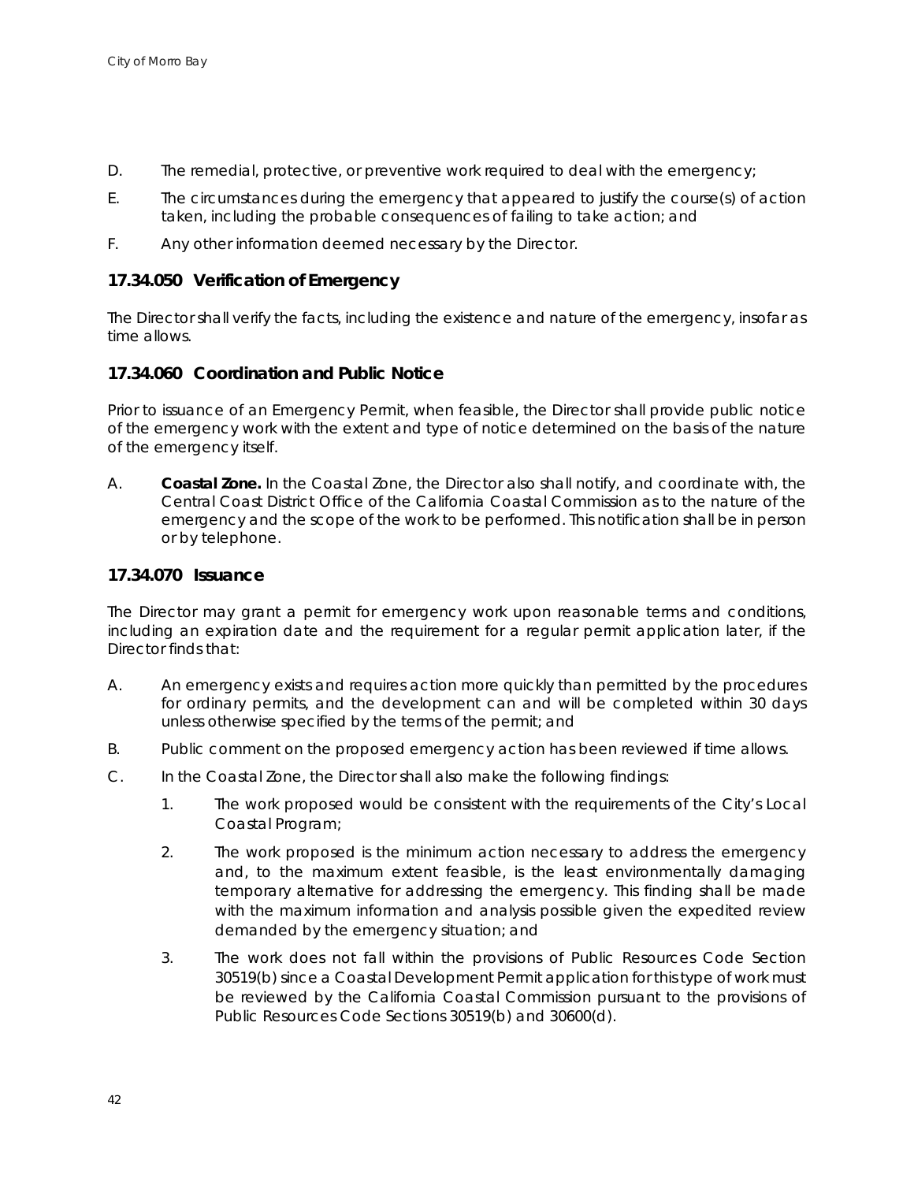D. The remedial, protective, or preventive work required to deal with the emergency;

E. The circumstances during the emergency that appeared to justify the course(s) of action taken, including the probable consequences of failing to take action; and

F. Any other information deemed necessary by the Director.

### 17.34.050 Verification of Emergency

The Director shall verify the facts, including the existence and nature of the emergency, insofar as time allows.

### 17.34.060 Coordination and Public Notice

Prior to issuance of an Emergency Permit, when feasible, the Director shall provide public notice of the emergency work with the extent and type of notice determined on the basis of the nature of the emergency itself.

A. **Coastal Zone.** In the Coastal Zone, the Director also shall notify, and coordinate with, the Central Coast District Office of the California Coastal Commission as to the nature of the emergency and the scope of the work to be performed. This notification shall be in person or by telephone.

### 17.34.070 Issuance

The Director may grant a permit for emergency work upon reasonable terms and conditions, including an expiration date and the requirement for a regular permit application later, if the Director finds that:

A. An emergency exists and requires action more quickly than permitted by the procedures for ordinary permits, and the development can and will be completed within 30 days unless otherwise specified by the terms of the permit; and

B. Public comment on the proposed emergency action has been reviewed if time allows.

C. In the Coastal Zone, the Director shall also make the following findings:

   1. The work proposed would be consistent with the requirements of the City's Local Coastal Program;

   2. The work proposed is the minimum action necessary to address the emergency and, to the maximum extent feasible, is the least environmentally damaging temporary alternative for addressing the emergency. This finding shall be made with the maximum information and analysis possible given the expedited review demanded by the emergency situation; and

   3. The work does not fall within the provisions of Public Resources Code Section 30519(b) since a Coastal Development Permit application for this type of work must be reviewed by the California Coastal Commission pursuant to the provisions of Public Resources Code Sections 30519(b) and 30600(d).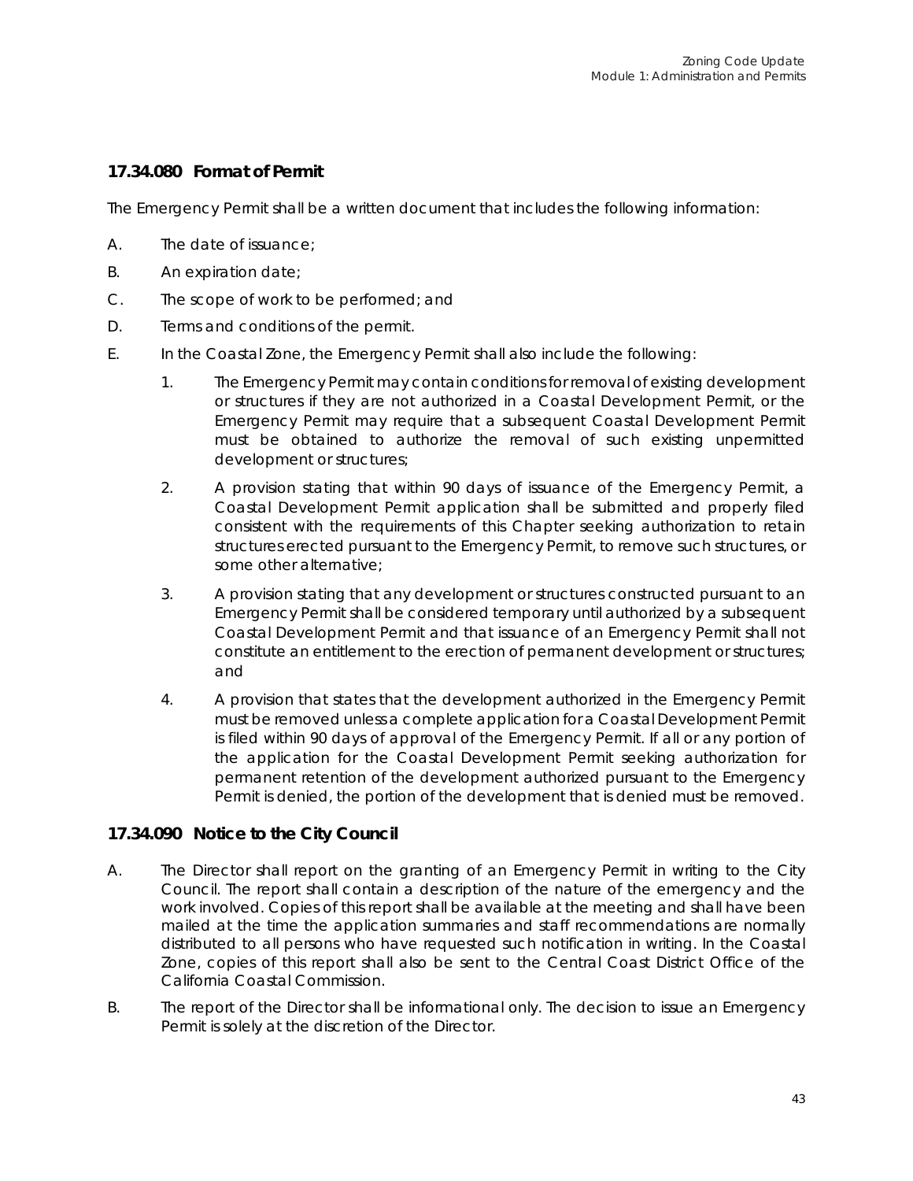### 17.34.080 Format of Permit

The Emergency Permit shall be a written document that includes the following information:

A. The date of issuance;

B. An expiration date;

C. The scope of work to be performed; and

D. Terms and conditions of the permit.

E. In the Coastal Zone, the Emergency Permit shall also include the following:

   1. The Emergency Permit may contain conditions for removal of existing development or structures if they are not authorized in a Coastal Development Permit, or the Emergency Permit may require that a subsequent Coastal Development Permit must be obtained to authorize the removal of such existing unpermitted development or structures;

   2. A provision stating that within 90 days of issuance of the Emergency Permit, a Coastal Development Permit application shall be submitted and properly filed consistent with the requirements of this Chapter seeking authorization to retain structures erected pursuant to the Emergency Permit, to remove such structures, or some other alternative;

   3. A provision stating that any development or structures constructed pursuant to an Emergency Permit shall be considered temporary until authorized by a subsequent Coastal Development Permit and that issuance of an Emergency Permit shall not constitute an entitlement to the erection of permanent development or structures; and

   4. A provision that states that the development authorized in the Emergency Permit must be removed unless a complete application for a Coastal Development Permit is filed within 90 days of approval of the Emergency Permit. If all or any portion of the application for the Coastal Development Permit seeking authorization for permanent retention of the development authorized pursuant to the Emergency Permit is denied, the portion of the development that is denied must be removed.

### 17.34.090 Notice to the City Council

A. The Director shall report on the granting of an Emergency Permit in writing to the City Council. The report shall contain a description of the nature of the emergency and the work involved. Copies of this report shall be available at the meeting and shall have been mailed at the time the application summaries and staff recommendations are normally distributed to all persons who have requested such notification in writing. In the Coastal Zone, copies of this report shall also be sent to the Central Coast District Office of the California Coastal Commission.

B. The report of the Director shall be informational only. The decision to issue an Emergency Permit is solely at the discretion of the Director.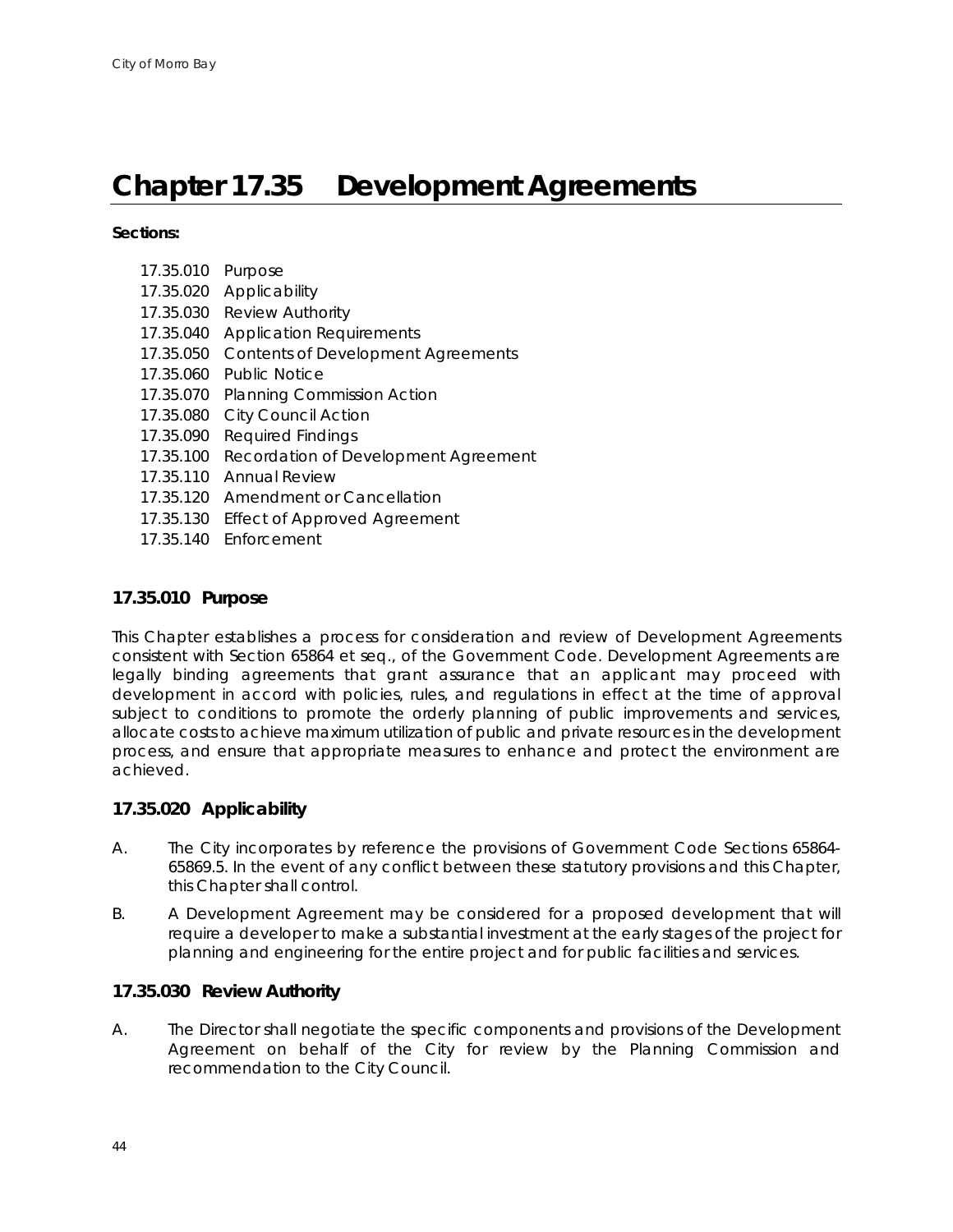# Chapter 17.35 Development Agreements

**Sections:**

17.35.010 Purpose
17.35.020 Applicability
17.35.030 Review Authority
17.35.040 Application Requirements
17.35.050 Contents of Development Agreements
17.35.060 Public Notice
17.35.070 Planning Commission Action
17.35.080 City Council Action
17.35.090 Required Findings
17.35.100 Recordation of Development Agreement
17.35.110 Annual Review
17.35.120 Amendment or Cancellation
17.35.130 Effect of Approved Agreement
17.35.140 Enforcement

### 17.35.010 Purpose

This Chapter establishes a process for consideration and review of Development Agreements consistent with Section 65864 et seq., of the Government Code. Development Agreements are legally binding agreements that grant assurance that an applicant may proceed with development in accord with policies, rules, and regulations in effect at the time of approval subject to conditions to promote the orderly planning of public improvements and services, allocate costs to achieve maximum utilization of public and private resources in the development process, and ensure that appropriate measures to enhance and protect the environment are achieved.

### 17.35.020 Applicability

A. The City incorporates by reference the provisions of Government Code Sections 65864-65869.5. In the event of any conflict between these statutory provisions and this Chapter, this Chapter shall control.

B. A Development Agreement may be considered for a proposed development that will require a developer to make a substantial investment at the early stages of the project for planning and engineering for the entire project and for public facilities and services.

### 17.35.030 Review Authority

A. The Director shall negotiate the specific components and provisions of the Development Agreement on behalf of the City for review by the Planning Commission and recommendation to the City Council.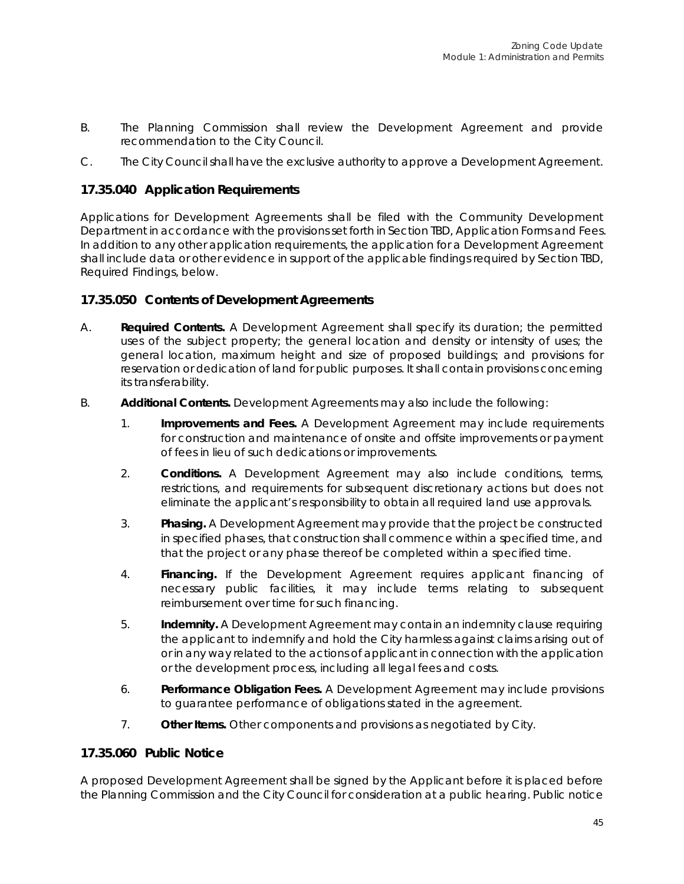B. The Planning Commission shall review the Development Agreement and provide recommendation to the City Council.

C. The City Council shall have the exclusive authority to approve a Development Agreement.

### 17.35.040 Application Requirements

Applications for Development Agreements shall be filed with the Community Development Department in accordance with the provisions set forth in Section TBD, Application Forms and Fees. In addition to any other application requirements, the application for a Development Agreement shall include data or other evidence in support of the applicable findings required by Section TBD, Required Findings, below.

### 17.35.050 Contents of Development Agreements

A. **Required Contents.** A Development Agreement shall specify its duration; the permitted uses of the subject property; the general location and density or intensity of uses; the general location, maximum height and size of proposed buildings; and provisions for reservation or dedication of land for public purposes. It shall contain provisions concerning its transferability.

B. **Additional Contents.** Development Agreements may also include the following:

1. **Improvements and Fees.** A Development Agreement may include requirements for construction and maintenance of onsite and offsite improvements or payment of fees in lieu of such dedications or improvements.

2. **Conditions.** A Development Agreement may also include conditions, terms, restrictions, and requirements for subsequent discretionary actions but does not eliminate the applicant's responsibility to obtain all required land use approvals.

3. **Phasing.** A Development Agreement may provide that the project be constructed in specified phases, that construction shall commence within a specified time, and that the project or any phase thereof be completed within a specified time.

4. **Financing.** If the Development Agreement requires applicant financing of necessary public facilities, it may include terms relating to subsequent reimbursement over time for such financing.

5. **Indemnity.** A Development Agreement may contain an indemnity clause requiring the applicant to indemnify and hold the City harmless against claims arising out of or in any way related to the actions of applicant in connection with the application or the development process, including all legal fees and costs.

6. **Performance Obligation Fees.** A Development Agreement may include provisions to guarantee performance of obligations stated in the agreement.

7. **Other Items.** Other components and provisions as negotiated by City.

### 17.35.060 Public Notice

A proposed Development Agreement shall be signed by the Applicant before it is placed before the Planning Commission and the City Council for consideration at a public hearing. Public notice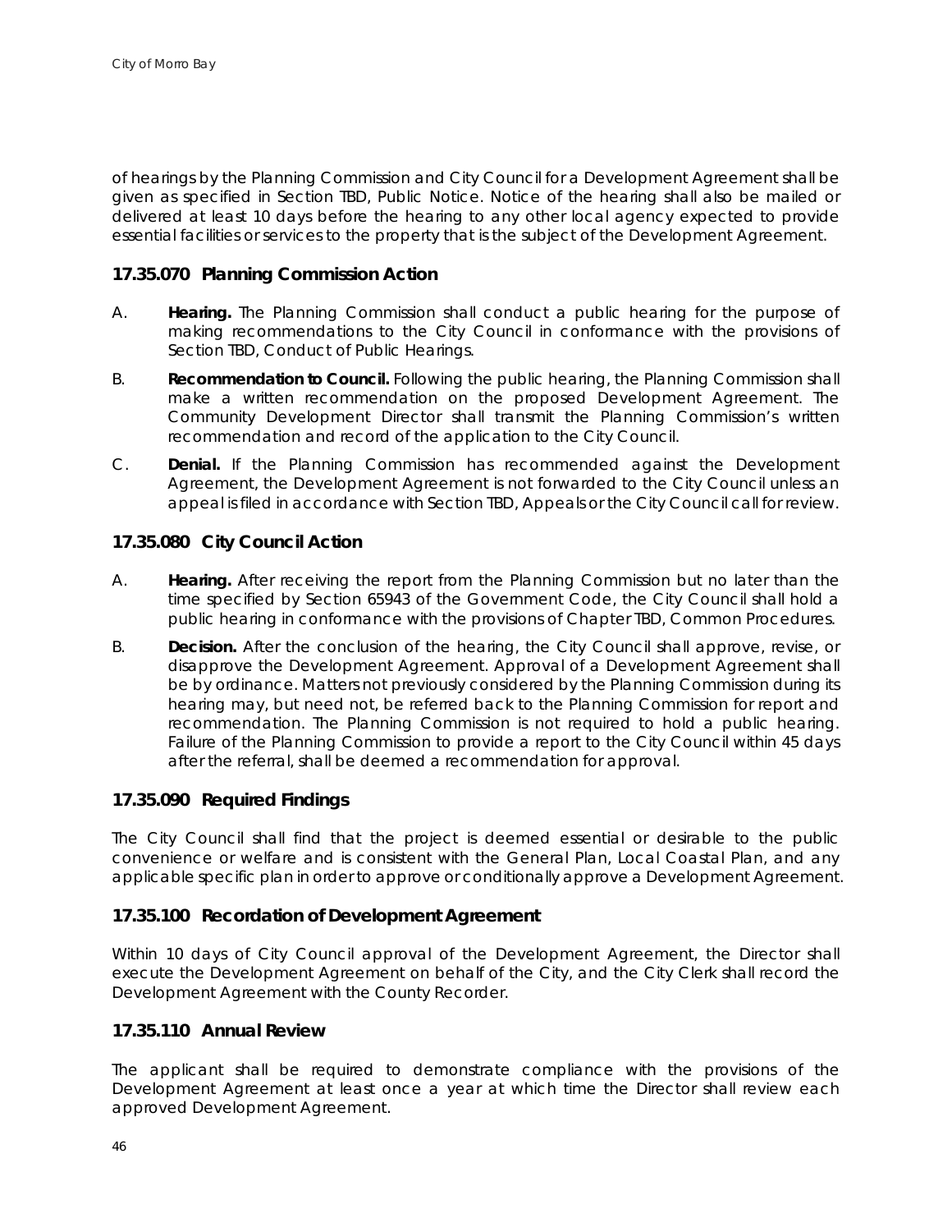of hearings by the Planning Commission and City Council for a Development Agreement shall be given as specified in Section TBD, Public Notice. Notice of the hearing shall also be mailed or delivered at least 10 days before the hearing to any other local agency expected to provide essential facilities or services to the property that is the subject of the Development Agreement.

### 17.35.070 Planning Commission Action

A. **Hearing.** The Planning Commission shall conduct a public hearing for the purpose of making recommendations to the City Council in conformance with the provisions of Section TBD, Conduct of Public Hearings.

B. **Recommendation to Council.** Following the public hearing, the Planning Commission shall make a written recommendation on the proposed Development Agreement. The Community Development Director shall transmit the Planning Commission's written recommendation and record of the application to the City Council.

C. **Denial.** If the Planning Commission has recommended against the Development Agreement, the Development Agreement is not forwarded to the City Council unless an appeal is filed in accordance with Section TBD, Appeals or the City Council call for review.

### 17.35.080 City Council Action

A. **Hearing.** After receiving the report from the Planning Commission but no later than the time specified by Section 65943 of the Government Code, the City Council shall hold a public hearing in conformance with the provisions of Chapter TBD, Common Procedures.

B. **Decision.** After the conclusion of the hearing, the City Council shall approve, revise, or disapprove the Development Agreement. Approval of a Development Agreement shall be by ordinance. Matters not previously considered by the Planning Commission during its hearing may, but need not, be referred back to the Planning Commission for report and recommendation. The Planning Commission is not required to hold a public hearing. Failure of the Planning Commission to provide a report to the City Council within 45 days after the referral, shall be deemed a recommendation for approval.

### 17.35.090 Required Findings

The City Council shall find that the project is deemed essential or desirable to the public convenience or welfare and is consistent with the General Plan, Local Coastal Plan, and any applicable specific plan in order to approve or conditionally approve a Development Agreement.

### 17.35.100 Recordation of Development Agreement

Within 10 days of City Council approval of the Development Agreement, the Director shall execute the Development Agreement on behalf of the City, and the City Clerk shall record the Development Agreement with the County Recorder.

### 17.35.110 Annual Review

The applicant shall be required to demonstrate compliance with the provisions of the Development Agreement at least once a year at which time the Director shall review each approved Development Agreement.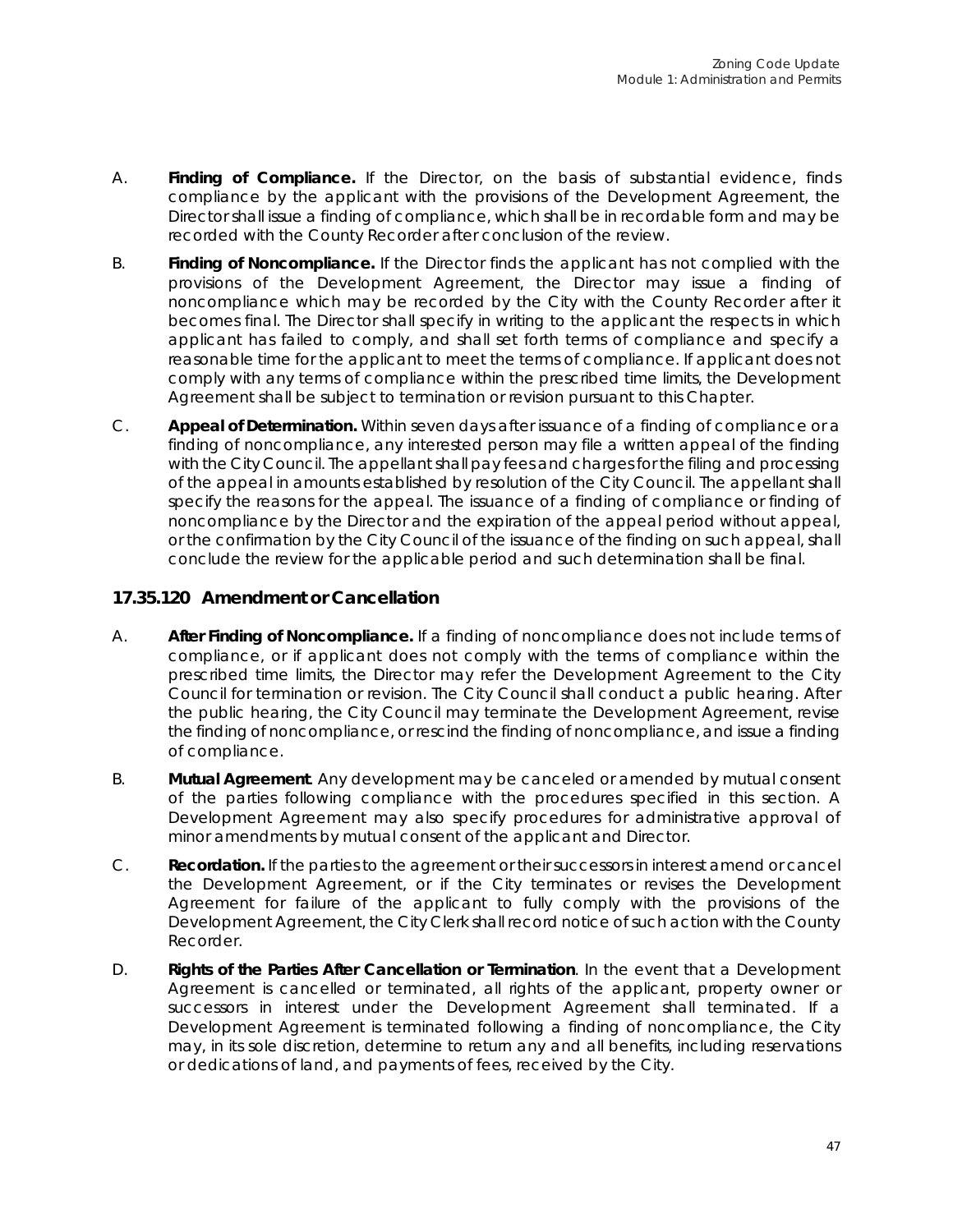A. **Finding of Compliance.** If the Director, on the basis of substantial evidence, finds compliance by the applicant with the provisions of the Development Agreement, the Director shall issue a finding of compliance, which shall be in recordable form and may be recorded with the County Recorder after conclusion of the review.

B. **Finding of Noncompliance.** If the Director finds the applicant has not complied with the provisions of the Development Agreement, the Director may issue a finding of noncompliance which may be recorded by the City with the County Recorder after it becomes final. The Director shall specify in writing to the applicant the respects in which applicant has failed to comply, and shall set forth terms of compliance and specify a reasonable time for the applicant to meet the terms of compliance. If applicant does not comply with any terms of compliance within the prescribed time limits, the Development Agreement shall be subject to termination or revision pursuant to this Chapter.

C. **Appeal of Determination.** Within seven days after issuance of a finding of compliance or a finding of noncompliance, any interested person may file a written appeal of the finding with the City Council. The appellant shall pay fees and charges for the filing and processing of the appeal in amounts established by resolution of the City Council. The appellant shall specify the reasons for the appeal. The issuance of a finding of compliance or finding of noncompliance by the Director and the expiration of the appeal period without appeal, or the confirmation by the City Council of the issuance of the finding on such appeal, shall conclude the review for the applicable period and such determination shall be final.

### 17.35.120 Amendment or Cancellation

A. **After Finding of Noncompliance.** If a finding of noncompliance does not include terms of compliance, or if applicant does not comply with the terms of compliance within the prescribed time limits, the Director may refer the Development Agreement to the City Council for termination or revision. The City Council shall conduct a public hearing. After the public hearing, the City Council may terminate the Development Agreement, revise the finding of noncompliance, or rescind the finding of noncompliance, and issue a finding of compliance.

B. **Mutual Agreement**. Any development may be canceled or amended by mutual consent of the parties following compliance with the procedures specified in this section. A Development Agreement may also specify procedures for administrative approval of minor amendments by mutual consent of the applicant and Director.

C. **Recordation.** If the parties to the agreement or their successors in interest amend or cancel the Development Agreement, or if the City terminates or revises the Development Agreement for failure of the applicant to fully comply with the provisions of the Development Agreement, the City Clerk shall record notice of such action with the County Recorder.

D. **Rights of the Parties After Cancellation or Termination**. In the event that a Development Agreement is cancelled or terminated, all rights of the applicant, property owner or successors in interest under the Development Agreement shall terminated. If a Development Agreement is terminated following a finding of noncompliance, the City may, in its sole discretion, determine to return any and all benefits, including reservations or dedications of land, and payments of fees, received by the City.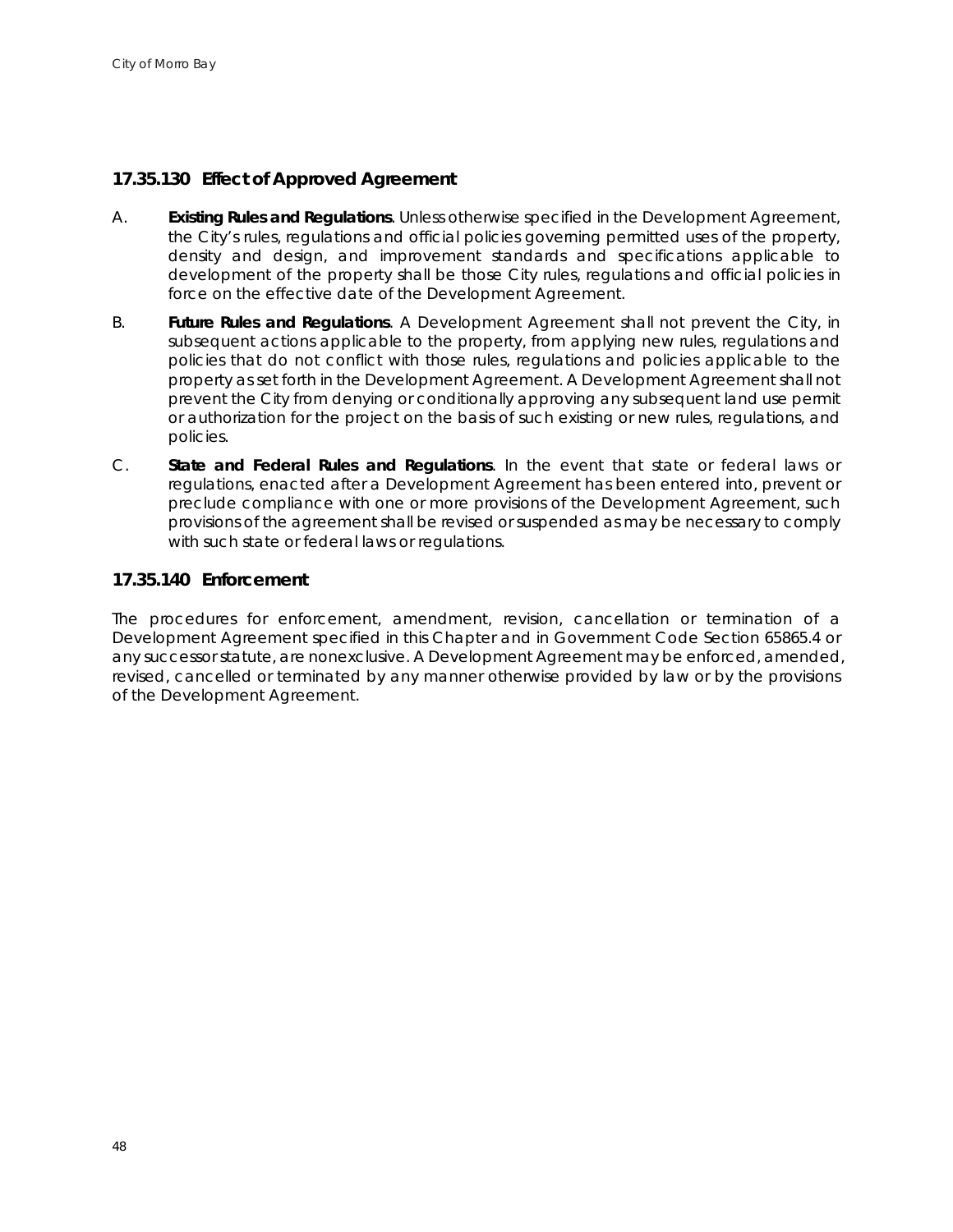### 17.35.130 Effect of Approved Agreement

A. **Existing Rules and Regulations**. Unless otherwise specified in the Development Agreement, the City's rules, regulations and official policies governing permitted uses of the property, density and design, and improvement standards and specifications applicable to development of the property shall be those City rules, regulations and official policies in force on the effective date of the Development Agreement.

B. **Future Rules and Regulations**. A Development Agreement shall not prevent the City, in subsequent actions applicable to the property, from applying new rules, regulations and policies that do not conflict with those rules, regulations and policies applicable to the property as set forth in the Development Agreement. A Development Agreement shall not prevent the City from denying or conditionally approving any subsequent land use permit or authorization for the project on the basis of such existing or new rules, regulations, and policies.

C. **State and Federal Rules and Regulations**. In the event that state or federal laws or regulations, enacted after a Development Agreement has been entered into, prevent or preclude compliance with one or more provisions of the Development Agreement, such provisions of the agreement shall be revised or suspended as may be necessary to comply with such state or federal laws or regulations.

### 17.35.140 Enforcement

The procedures for enforcement, amendment, revision, cancellation or termination of a Development Agreement specified in this Chapter and in Government Code Section 65865.4 or any successor statute, are nonexclusive. A Development Agreement may be enforced, amended, revised, cancelled or terminated by any manner otherwise provided by law or by the provisions of the Development Agreement.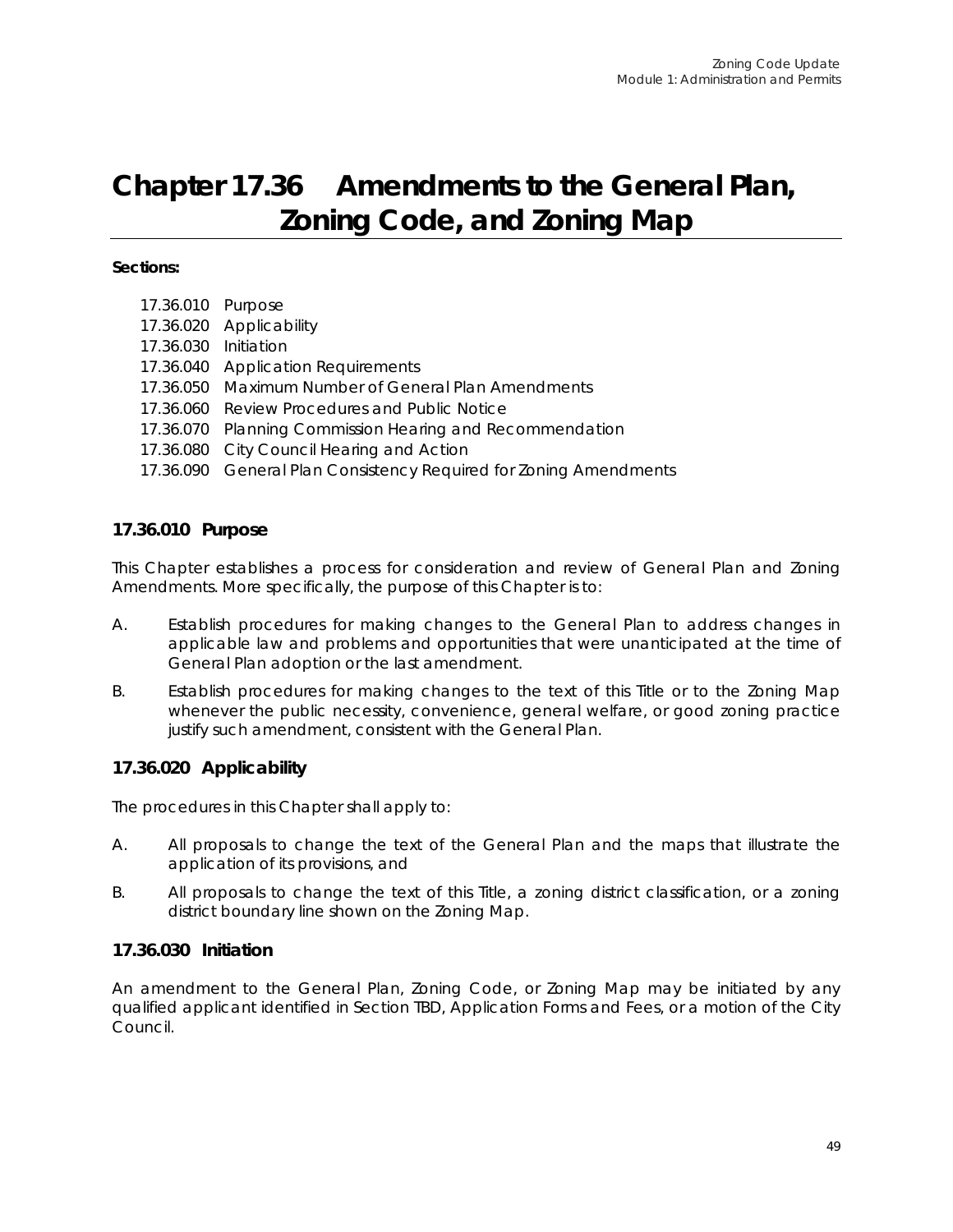# Chapter 17.36 Amendments to the General Plan, Zoning Code, and Zoning Map

**Sections:**

17.36.010 Purpose
17.36.020 Applicability
17.36.030 Initiation
17.36.040 Application Requirements
17.36.050 Maximum Number of General Plan Amendments
17.36.060 Review Procedures and Public Notice
17.36.070 Planning Commission Hearing and Recommendation
17.36.080 City Council Hearing and Action
17.36.090 General Plan Consistency Required for Zoning Amendments

### 17.36.010 Purpose

This Chapter establishes a process for consideration and review of General Plan and Zoning Amendments. More specifically, the purpose of this Chapter is to:

A. Establish procedures for making changes to the General Plan to address changes in applicable law and problems and opportunities that were unanticipated at the time of General Plan adoption or the last amendment.

B. Establish procedures for making changes to the text of this Title or to the Zoning Map whenever the public necessity, convenience, general welfare, or good zoning practice justify such amendment, consistent with the General Plan.

### 17.36.020 Applicability

The procedures in this Chapter shall apply to:

A. All proposals to change the text of the General Plan and the maps that illustrate the application of its provisions, and

B. All proposals to change the text of this Title, a zoning district classification, or a zoning district boundary line shown on the Zoning Map.

### 17.36.030 Initiation

An amendment to the General Plan, Zoning Code, or Zoning Map may be initiated by any qualified applicant identified in Section TBD, Application Forms and Fees, or a motion of the City Council.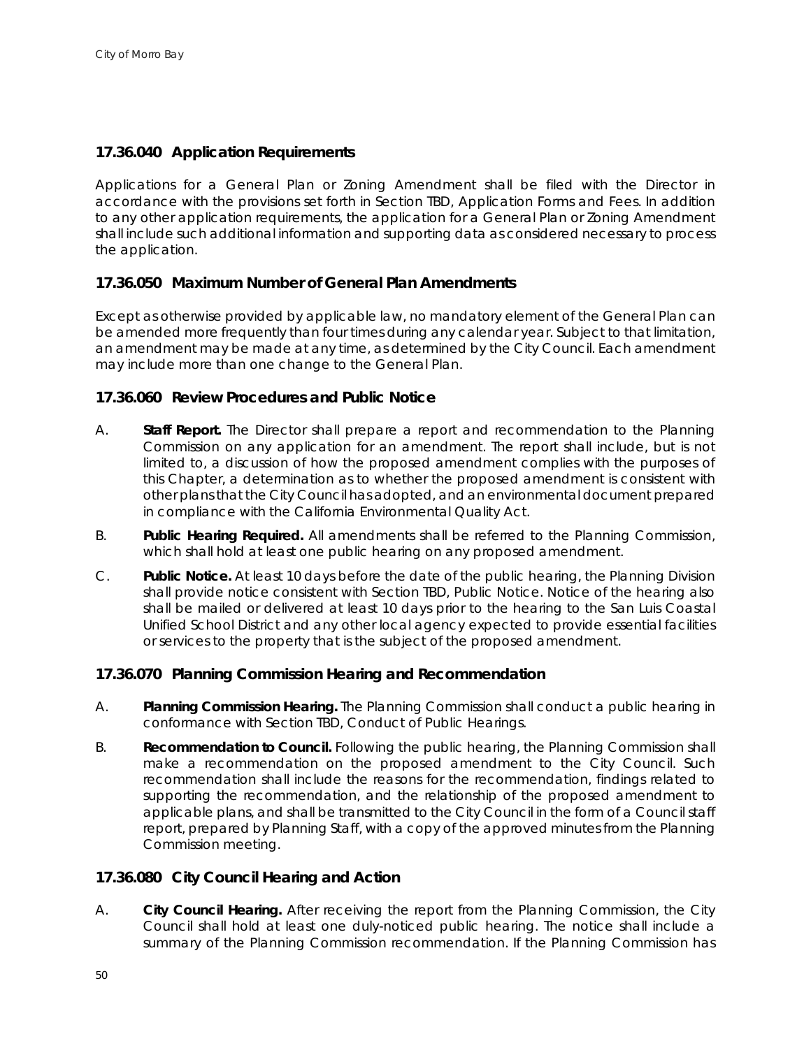### 17.36.040 Application Requirements

Applications for a General Plan or Zoning Amendment shall be filed with the Director in accordance with the provisions set forth in Section TBD, Application Forms and Fees. In addition to any other application requirements, the application for a General Plan or Zoning Amendment shall include such additional information and supporting data as considered necessary to process the application.

### 17.36.050 Maximum Number of General Plan Amendments

Except as otherwise provided by applicable law, no mandatory element of the General Plan can be amended more frequently than four times during any calendar year. Subject to that limitation, an amendment may be made at any time, as determined by the City Council. Each amendment may include more than one change to the General Plan.

### 17.36.060 Review Procedures and Public Notice

A. **Staff Report.** The Director shall prepare a report and recommendation to the Planning Commission on any application for an amendment. The report shall include, but is not limited to, a discussion of how the proposed amendment complies with the purposes of this Chapter, a determination as to whether the proposed amendment is consistent with other plans that the City Council has adopted, and an environmental document prepared in compliance with the California Environmental Quality Act.

B. **Public Hearing Required.** All amendments shall be referred to the Planning Commission, which shall hold at least one public hearing on any proposed amendment.

C. **Public Notice.** At least 10 days before the date of the public hearing, the Planning Division shall provide notice consistent with Section TBD, Public Notice. Notice of the hearing also shall be mailed or delivered at least 10 days prior to the hearing to the San Luis Coastal Unified School District and any other local agency expected to provide essential facilities or services to the property that is the subject of the proposed amendment.

### 17.36.070 Planning Commission Hearing and Recommendation

A. **Planning Commission Hearing.** The Planning Commission shall conduct a public hearing in conformance with Section TBD, Conduct of Public Hearings.

B. **Recommendation to Council.** Following the public hearing, the Planning Commission shall make a recommendation on the proposed amendment to the City Council. Such recommendation shall include the reasons for the recommendation, findings related to supporting the recommendation, and the relationship of the proposed amendment to applicable plans, and shall be transmitted to the City Council in the form of a Council staff report, prepared by Planning Staff, with a copy of the approved minutes from the Planning Commission meeting.

### 17.36.080 City Council Hearing and Action

A. **City Council Hearing.** After receiving the report from the Planning Commission, the City Council shall hold at least one duly-noticed public hearing. The notice shall include a summary of the Planning Commission recommendation. If the Planning Commission has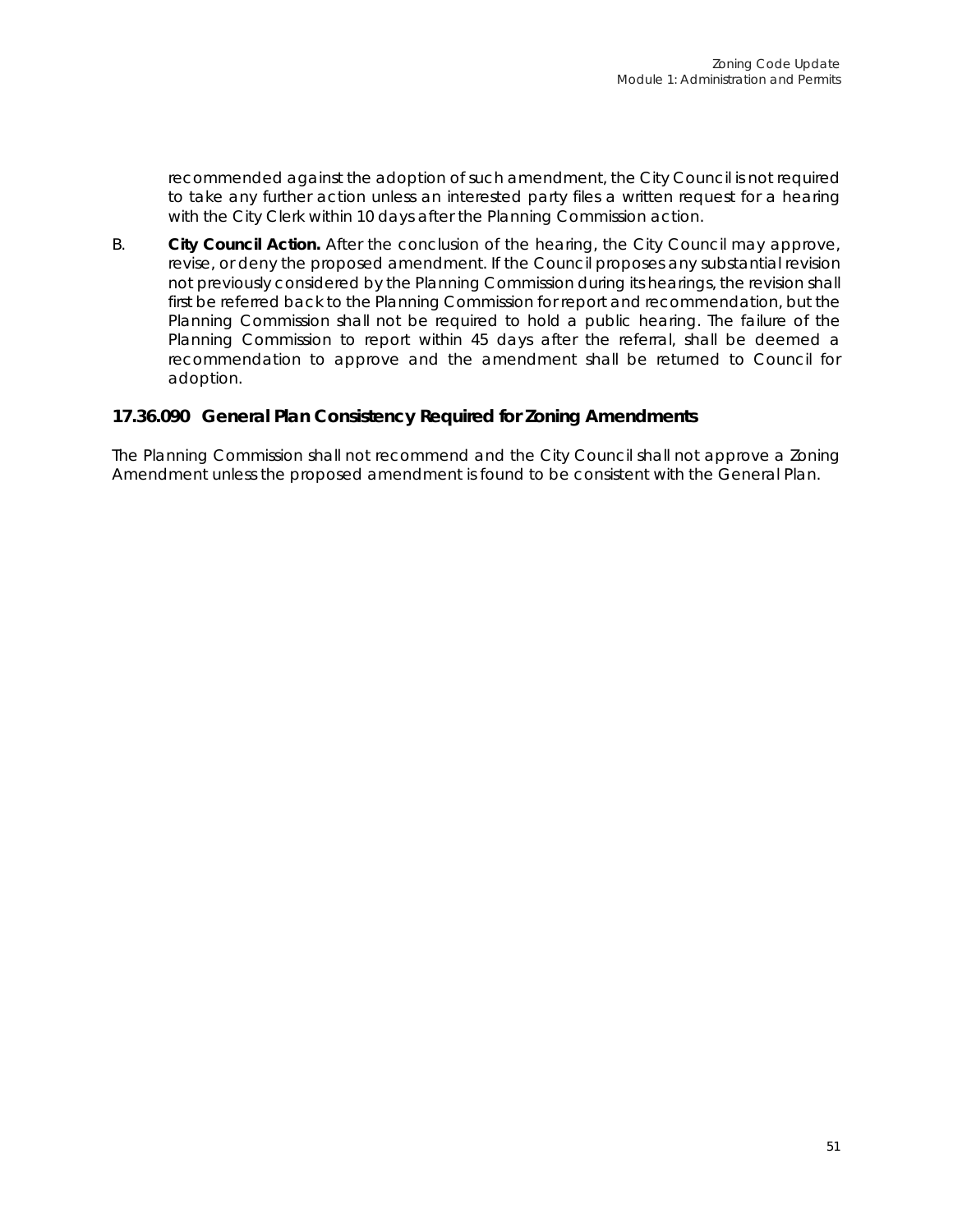recommended against the adoption of such amendment, the City Council is not required to take any further action unless an interested party files a written request for a hearing with the City Clerk within 10 days after the Planning Commission action.

B. **City Council Action.** After the conclusion of the hearing, the City Council may approve, revise, or deny the proposed amendment. If the Council proposes any substantial revision not previously considered by the Planning Commission during its hearings, the revision shall first be referred back to the Planning Commission for report and recommendation, but the Planning Commission shall not be required to hold a public hearing. The failure of the Planning Commission to report within 45 days after the referral, shall be deemed a recommendation to approve and the amendment shall be returned to Council for adoption.

### 17.36.090 General Plan Consistency Required for Zoning Amendments

The Planning Commission shall not recommend and the City Council shall not approve a Zoning Amendment unless the proposed amendment is found to be consistent with the General Plan.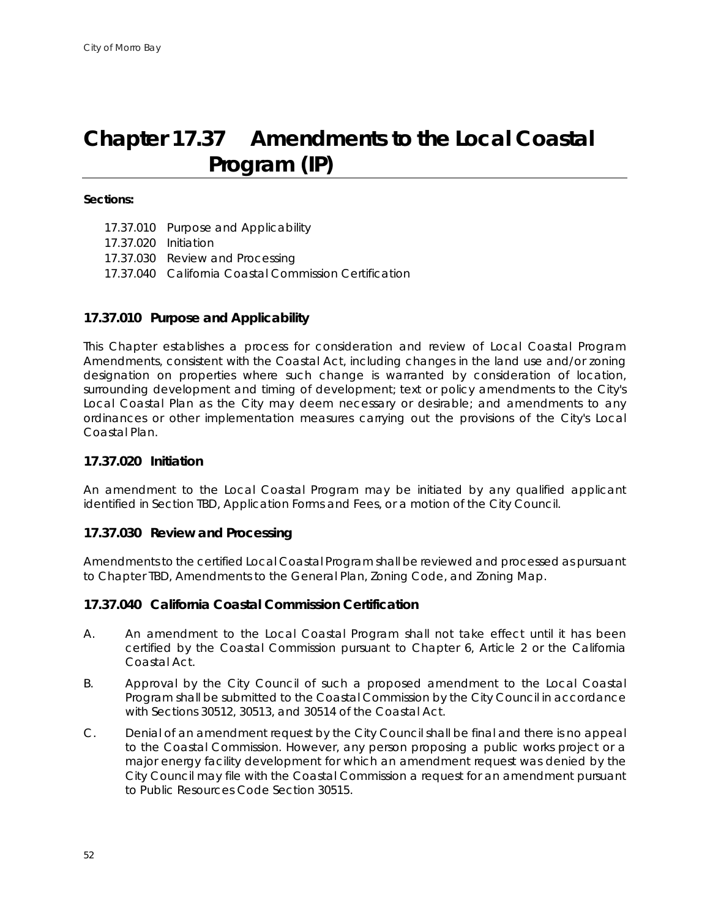# Chapter 17.37 Amendments to the Local Coastal Program (IP)

**Sections:**

17.37.010 Purpose and Applicability
17.37.020 Initiation
17.37.030 Review and Processing
17.37.040 California Coastal Commission Certification

### 17.37.010 Purpose and Applicability

This Chapter establishes a process for consideration and review of Local Coastal Program Amendments, consistent with the Coastal Act, including changes in the land use and/or zoning designation on properties where such change is warranted by consideration of location, surrounding development and timing of development; text or policy amendments to the City's Local Coastal Plan as the City may deem necessary or desirable; and amendments to any ordinances or other implementation measures carrying out the provisions of the City's Local Coastal Plan.

### 17.37.020 Initiation

An amendment to the Local Coastal Program may be initiated by any qualified applicant identified in Section TBD, Application Forms and Fees, or a motion of the City Council.

### 17.37.030 Review and Processing

Amendments to the certified Local Coastal Program shall be reviewed and processed as pursuant to Chapter TBD, Amendments to the General Plan, Zoning Code, and Zoning Map.

### 17.37.040 California Coastal Commission Certification

A. An amendment to the Local Coastal Program shall not take effect until it has been certified by the Coastal Commission pursuant to Chapter 6, Article 2 or the California Coastal Act.

B. Approval by the City Council of such a proposed amendment to the Local Coastal Program shall be submitted to the Coastal Commission by the City Council in accordance with Sections 30512, 30513, and 30514 of the Coastal Act.

C. Denial of an amendment request by the City Council shall be final and there is no appeal to the Coastal Commission. However, any person proposing a public works project or a major energy facility development for which an amendment request was denied by the City Council may file with the Coastal Commission a request for an amendment pursuant to Public Resources Code Section 30515.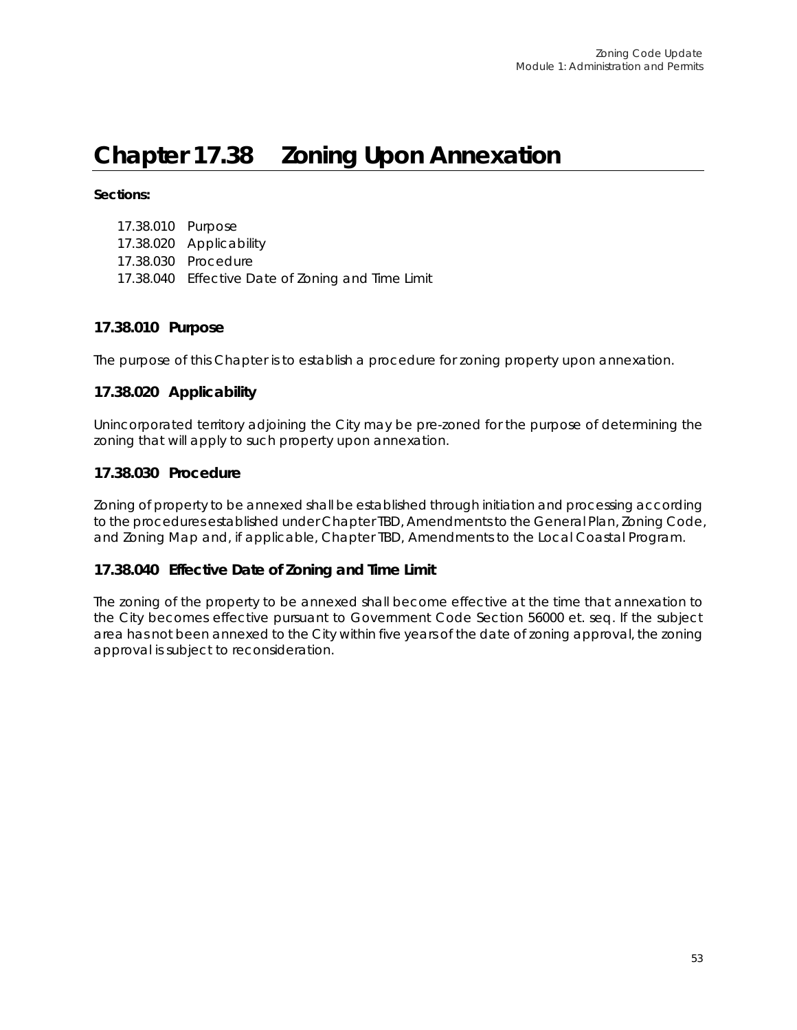# Chapter 17.38 Zoning Upon Annexation

**Sections:**

17.38.010 Purpose
17.38.020 Applicability
17.38.030 Procedure
17.38.040 Effective Date of Zoning and Time Limit

## 17.38.010 Purpose

The purpose of this Chapter is to establish a procedure for zoning property upon annexation.

## 17.38.020 Applicability

Unincorporated territory adjoining the City may be pre-zoned for the purpose of determining the zoning that will apply to such property upon annexation.

## 17.38.030 Procedure

Zoning of property to be annexed shall be established through initiation and processing according to the procedures established under Chapter TBD, Amendments to the General Plan, Zoning Code, and Zoning Map and, if applicable, Chapter TBD, Amendments to the Local Coastal Program.

## 17.38.040 Effective Date of Zoning and Time Limit

The zoning of the property to be annexed shall become effective at the time that annexation to the City becomes effective pursuant to Government Code Section 56000 et. seq. If the subject area has not been annexed to the City within five years of the date of zoning approval, the zoning approval is subject to reconsideration.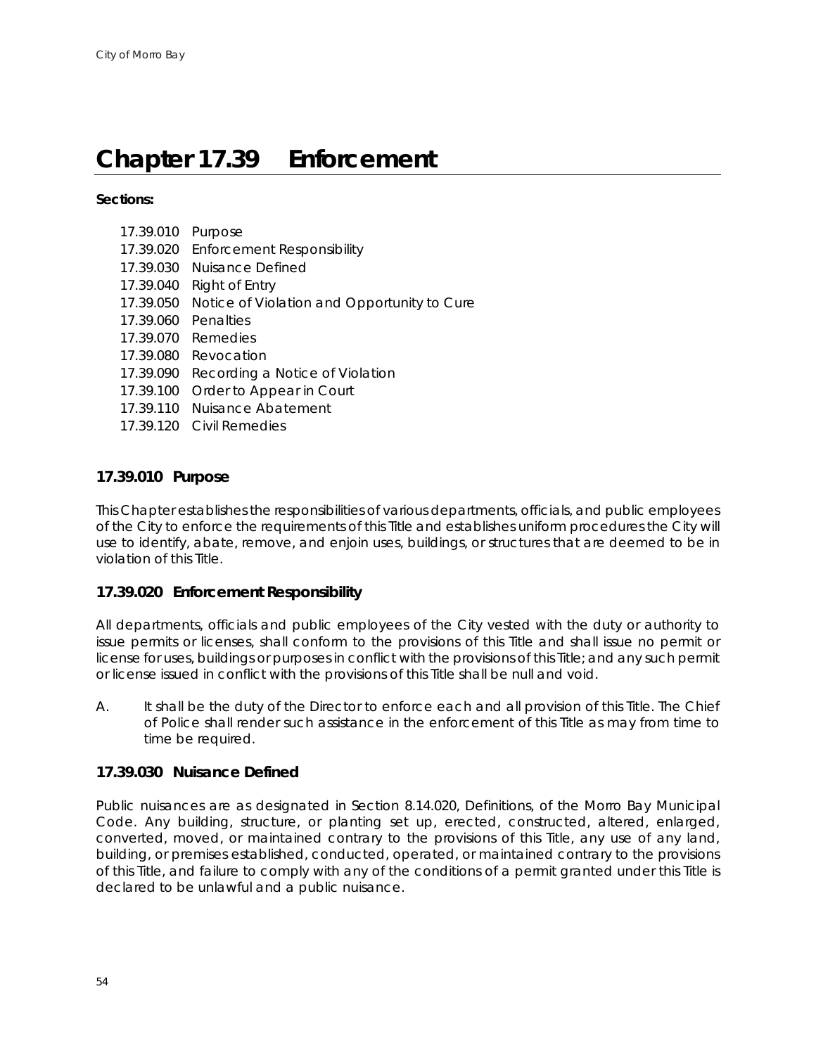# Chapter 17.39 Enforcement

**Sections:**

17.39.010 Purpose
17.39.020 Enforcement Responsibility
17.39.030 Nuisance Defined
17.39.040 Right of Entry
17.39.050 Notice of Violation and Opportunity to Cure
17.39.060 Penalties
17.39.070 Remedies
17.39.080 Revocation
17.39.090 Recording a Notice of Violation
17.39.100 Order to Appear in Court
17.39.110 Nuisance Abatement
17.39.120 Civil Remedies

### 17.39.010 Purpose

This Chapter establishes the responsibilities of various departments, officials, and public employees of the City to enforce the requirements of this Title and establishes uniform procedures the City will use to identify, abate, remove, and enjoin uses, buildings, or structures that are deemed to be in violation of this Title.

### 17.39.020 Enforcement Responsibility

All departments, officials and public employees of the City vested with the duty or authority to issue permits or licenses, shall conform to the provisions of this Title and shall issue no permit or license for uses, buildings or purposes in conflict with the provisions of this Title; and any such permit or license issued in conflict with the provisions of this Title shall be null and void.

A. It shall be the duty of the Director to enforce each and all provision of this Title. The Chief of Police shall render such assistance in the enforcement of this Title as may from time to time be required.

### 17.39.030 Nuisance Defined

Public nuisances are as designated in Section 8.14.020, Definitions, of the Morro Bay Municipal Code. Any building, structure, or planting set up, erected, constructed, altered, enlarged, converted, moved, or maintained contrary to the provisions of this Title, any use of any land, building, or premises established, conducted, operated, or maintained contrary to the provisions of this Title, and failure to comply with any of the conditions of a permit granted under this Title is declared to be unlawful and a public nuisance.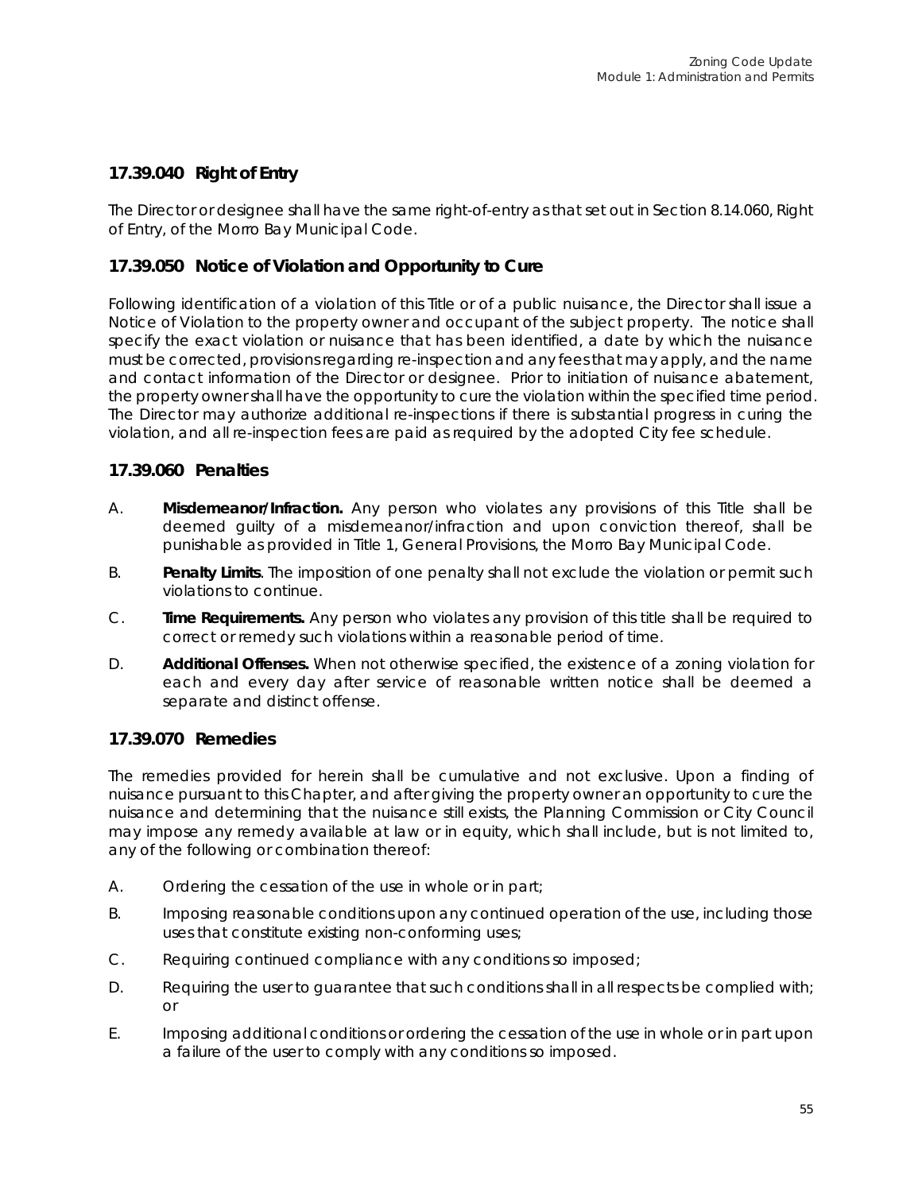### 17.39.040 Right of Entry

The Director or designee shall have the same right-of-entry as that set out in Section 8.14.060, Right of Entry, of the Morro Bay Municipal Code.

### 17.39.050 Notice of Violation and Opportunity to Cure

Following identification of a violation of this Title or of a public nuisance, the Director shall issue a Notice of Violation to the property owner and occupant of the subject property. The notice shall specify the exact violation or nuisance that has been identified, a date by which the nuisance must be corrected, provisions regarding re-inspection and any fees that may apply, and the name and contact information of the Director or designee. Prior to initiation of nuisance abatement, the property owner shall have the opportunity to cure the violation within the specified time period. The Director may authorize additional re-inspections if there is substantial progress in curing the violation, and all re-inspection fees are paid as required by the adopted City fee schedule.

### 17.39.060 Penalties

A. **Misdemeanor/Infraction.** Any person who violates any provisions of this Title shall be deemed guilty of a misdemeanor/infraction and upon conviction thereof, shall be punishable as provided in Title 1, General Provisions, the Morro Bay Municipal Code.

B. **Penalty Limits**. The imposition of one penalty shall not exclude the violation or permit such violations to continue.

C. **Time Requirements.** Any person who violates any provision of this title shall be required to correct or remedy such violations within a reasonable period of time.

D. **Additional Offenses.** When not otherwise specified, the existence of a zoning violation for each and every day after service of reasonable written notice shall be deemed a separate and distinct offense.

### 17.39.070 Remedies

The remedies provided for herein shall be cumulative and not exclusive. Upon a finding of nuisance pursuant to this Chapter, and after giving the property owner an opportunity to cure the nuisance and determining that the nuisance still exists, the Planning Commission or City Council may impose any remedy available at law or in equity, which shall include, but is not limited to, any of the following or combination thereof:

A. Ordering the cessation of the use in whole or in part;

B. Imposing reasonable conditions upon any continued operation of the use, including those uses that constitute existing non-conforming uses;

C. Requiring continued compliance with any conditions so imposed;

D. Requiring the user to guarantee that such conditions shall in all respects be complied with; or

E. Imposing additional conditions or ordering the cessation of the use in whole or in part upon a failure of the user to comply with any conditions so imposed.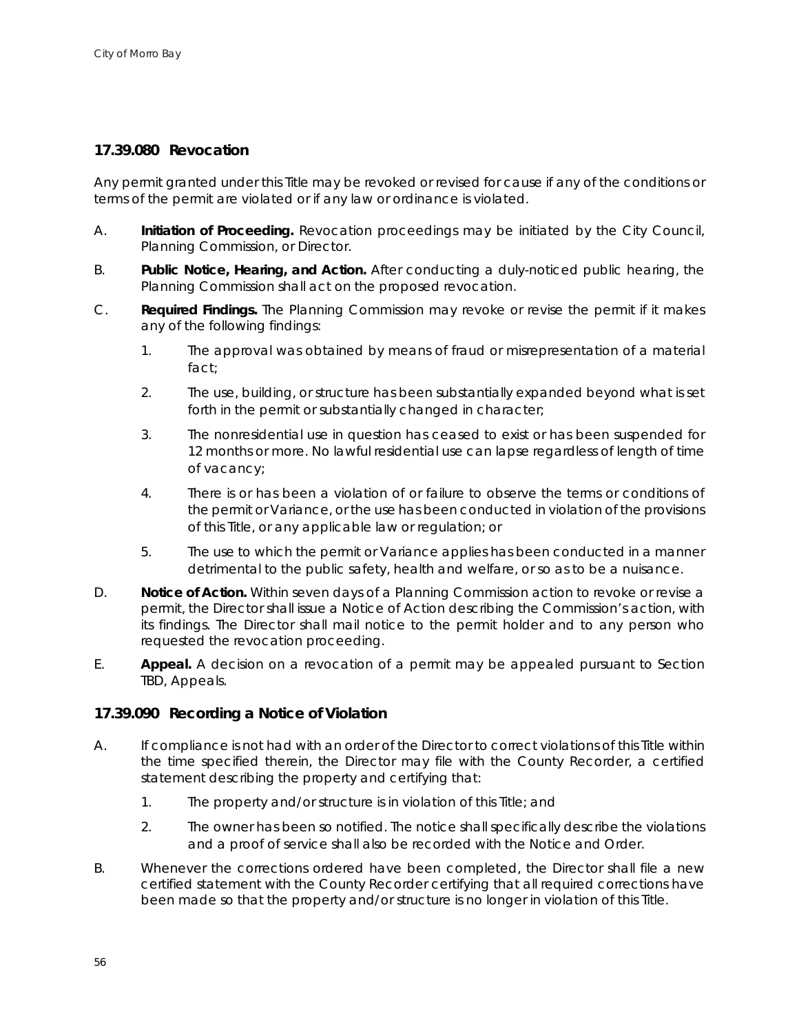### 17.39.080 Revocation

Any permit granted under this Title may be revoked or revised for cause if any of the conditions or terms of the permit are violated or if any law or ordinance is violated.

A. **Initiation of Proceeding.** Revocation proceedings may be initiated by the City Council, Planning Commission, or Director.

B. **Public Notice, Hearing, and Action.** After conducting a duly-noticed public hearing, the Planning Commission shall act on the proposed revocation.

C. **Required Findings.** The Planning Commission may revoke or revise the permit if it makes any of the following findings:

   1. The approval was obtained by means of fraud or misrepresentation of a material fact;

   2. The use, building, or structure has been substantially expanded beyond what is set forth in the permit or substantially changed in character;

   3. The nonresidential use in question has ceased to exist or has been suspended for 12 months or more. No lawful residential use can lapse regardless of length of time of vacancy;

   4. There is or has been a violation of or failure to observe the terms or conditions of the permit or Variance, or the use has been conducted in violation of the provisions of this Title, or any applicable law or regulation; or

   5. The use to which the permit or Variance applies has been conducted in a manner detrimental to the public safety, health and welfare, or so as to be a nuisance.

D. **Notice of Action.** Within seven days of a Planning Commission action to revoke or revise a permit, the Director shall issue a Notice of Action describing the Commission's action, with its findings. The Director shall mail notice to the permit holder and to any person who requested the revocation proceeding.

E. **Appeal.** A decision on a revocation of a permit may be appealed pursuant to Section TBD, Appeals.

### 17.39.090 Recording a Notice of Violation

A. If compliance is not had with an order of the Director to correct violations of this Title within the time specified therein, the Director may file with the County Recorder, a certified statement describing the property and certifying that:

   1. The property and/or structure is in violation of this Title; and

   2. The owner has been so notified. The notice shall specifically describe the violations and a proof of service shall also be recorded with the Notice and Order.

B. Whenever the corrections ordered have been completed, the Director shall file a new certified statement with the County Recorder certifying that all required corrections have been made so that the property and/or structure is no longer in violation of this Title.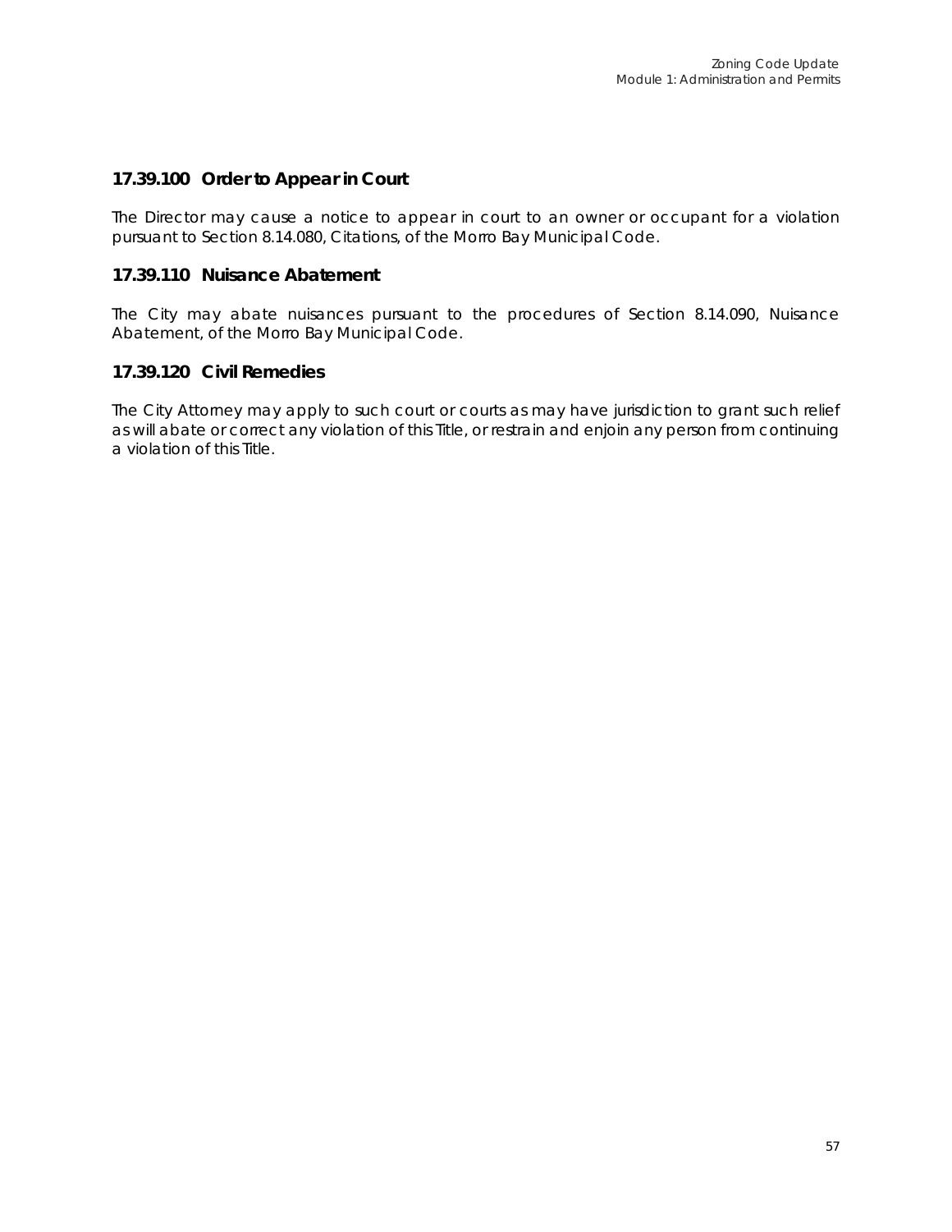### 17.39.100 Order to Appear in Court

The Director may cause a notice to appear in court to an owner or occupant for a violation pursuant to Section 8.14.080, Citations, of the Morro Bay Municipal Code.

### 17.39.110 Nuisance Abatement

The City may abate nuisances pursuant to the procedures of Section 8.14.090, Nuisance Abatement, of the Morro Bay Municipal Code.

### 17.39.120 Civil Remedies

The City Attorney may apply to such court or courts as may have jurisdiction to grant such relief as will abate or correct any violation of this Title, or restrain and enjoin any person from continuing a violation of this Title.